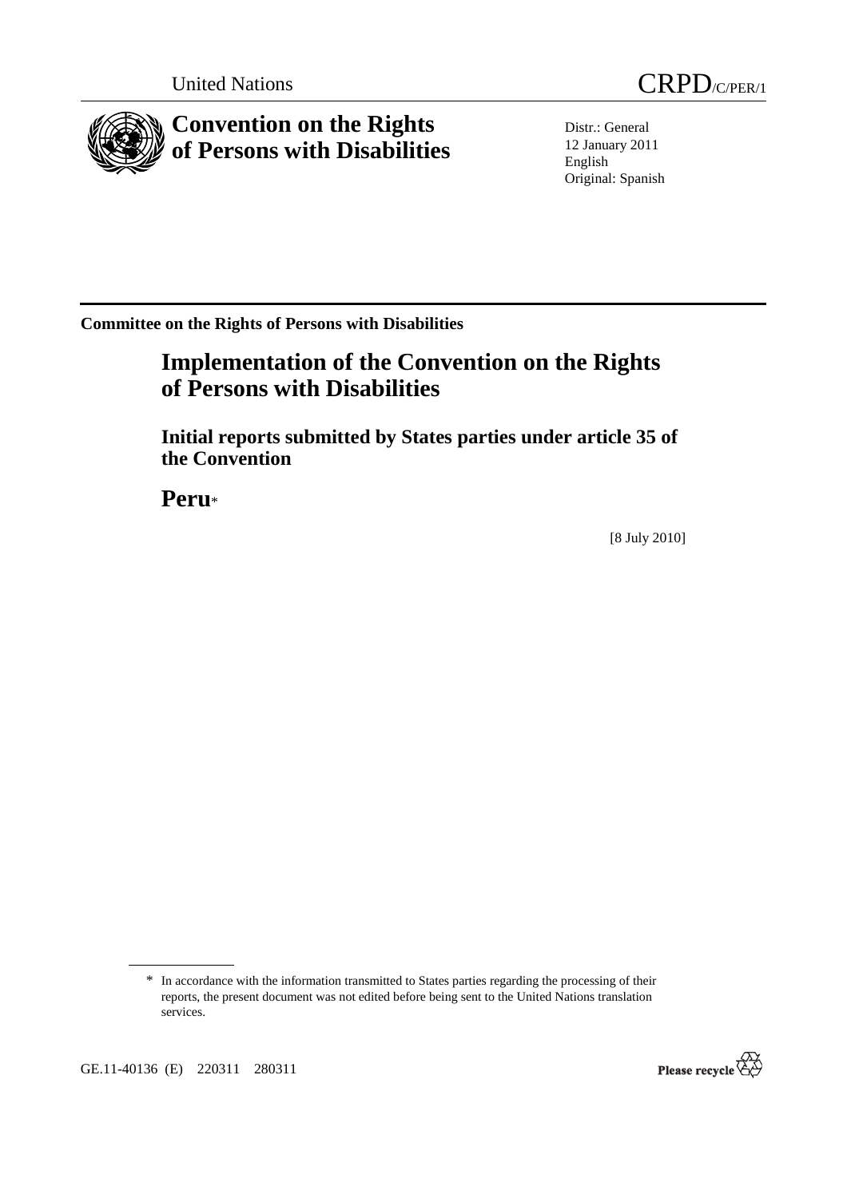United Nations

CRPD/C/PER/1

# Convention on the Rights of Persons with Disabilities

Distr.: General
12 January 2011
English
Original: Spanish

**Committee on the Rights of Persons with Disabilities**

# Implementation of the Convention on the Rights of Persons with Disabilities

## Initial reports submitted by States parties under article 35 of the Convention

# Peru*

[8 July 2010]

\* In accordance with the information transmitted to States parties regarding the processing of their reports, the present document was not edited before being sent to the United Nations translation services.

GE.11-40136 (E) 220311 280311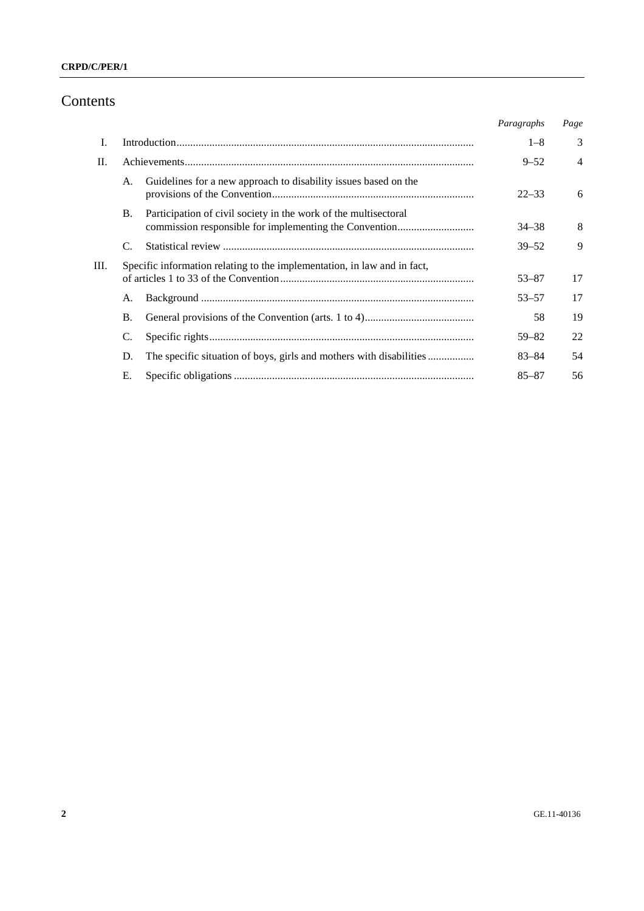# Contents

| | | Paragraphs | Page |
|---|---|---|---|
| I. | Introduction | 1–8 | 3 |
| II. | Achievements | 9–52 | 4 |
| | A. Guidelines for a new approach to disability issues based on the provisions of the Convention | 22–33 | 6 |
| | B. Participation of civil society in the work of the multisectoral commission responsible for implementing the Convention | 34–38 | 8 |
| | C. Statistical review | 39–52 | 9 |
| III. | Specific information relating to the implementation, in law and in fact, of articles 1 to 33 of the Convention | 53–87 | 17 |
| | A. Background | 53–57 | 17 |
| | B. General provisions of the Convention (arts. 1 to 4) | 58 | 19 |
| | C. Specific rights | 59–82 | 22 |
| | D. The specific situation of boys, girls and mothers with disabilities | 83–84 | 54 |
| | E. Specific obligations | 85–87 | 56 |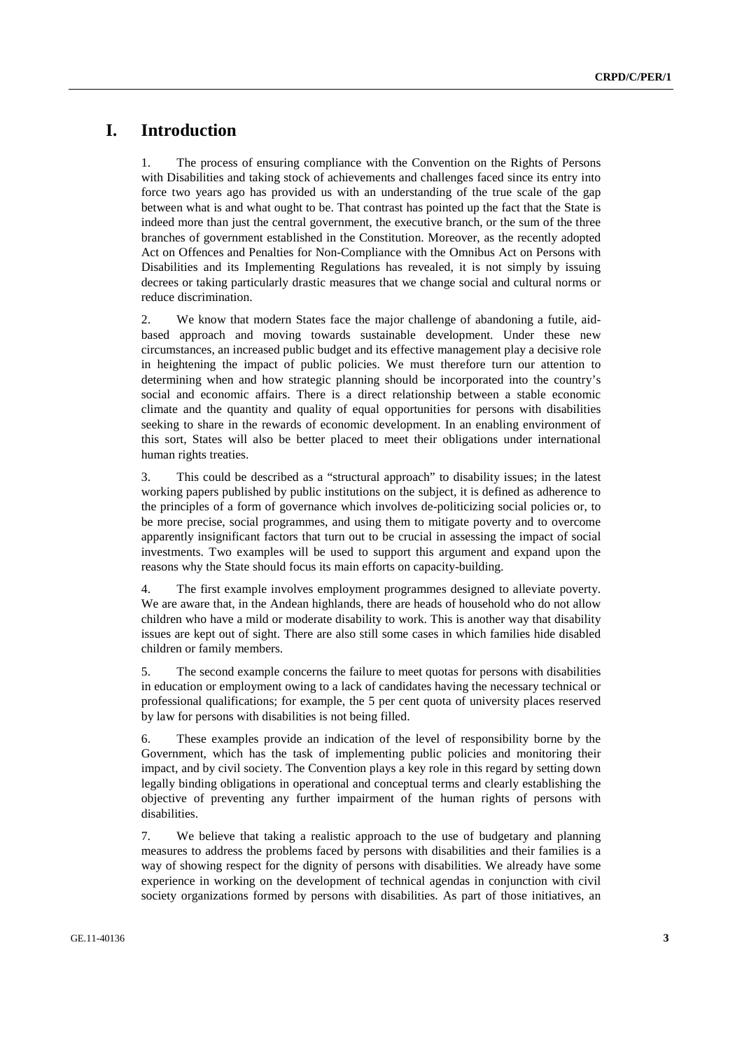# I. Introduction

1. The process of ensuring compliance with the Convention on the Rights of Persons with Disabilities and taking stock of achievements and challenges faced since its entry into force two years ago has provided us with an understanding of the true scale of the gap between what is and what ought to be. That contrast has pointed up the fact that the State is indeed more than just the central government, the executive branch, or the sum of the three branches of government established in the Constitution. Moreover, as the recently adopted Act on Offences and Penalties for Non-Compliance with the Omnibus Act on Persons with Disabilities and its Implementing Regulations has revealed, it is not simply by issuing decrees or taking particularly drastic measures that we change social and cultural norms or reduce discrimination.

2. We know that modern States face the major challenge of abandoning a futile, aid-based approach and moving towards sustainable development. Under these new circumstances, an increased public budget and its effective management play a decisive role in heightening the impact of public policies. We must therefore turn our attention to determining when and how strategic planning should be incorporated into the country's social and economic affairs. There is a direct relationship between a stable economic climate and the quantity and quality of equal opportunities for persons with disabilities seeking to share in the rewards of economic development. In an enabling environment of this sort, States will also be better placed to meet their obligations under international human rights treaties.

3. This could be described as a "structural approach" to disability issues; in the latest working papers published by public institutions on the subject, it is defined as adherence to the principles of a form of governance which involves de-politicizing social policies or, to be more precise, social programmes, and using them to mitigate poverty and to overcome apparently insignificant factors that turn out to be crucial in assessing the impact of social investments. Two examples will be used to support this argument and expand upon the reasons why the State should focus its main efforts on capacity-building.

4. The first example involves employment programmes designed to alleviate poverty. We are aware that, in the Andean highlands, there are heads of household who do not allow children who have a mild or moderate disability to work. This is another way that disability issues are kept out of sight. There are also still some cases in which families hide disabled children or family members.

5. The second example concerns the failure to meet quotas for persons with disabilities in education or employment owing to a lack of candidates having the necessary technical or professional qualifications; for example, the 5 per cent quota of university places reserved by law for persons with disabilities is not being filled.

6. These examples provide an indication of the level of responsibility borne by the Government, which has the task of implementing public policies and monitoring their impact, and by civil society. The Convention plays a key role in this regard by setting down legally binding obligations in operational and conceptual terms and clearly establishing the objective of preventing any further impairment of the human rights of persons with disabilities.

7. We believe that taking a realistic approach to the use of budgetary and planning measures to address the problems faced by persons with disabilities and their families is a way of showing respect for the dignity of persons with disabilities. We already have some experience in working on the development of technical agendas in conjunction with civil society organizations formed by persons with disabilities. As part of those initiatives, an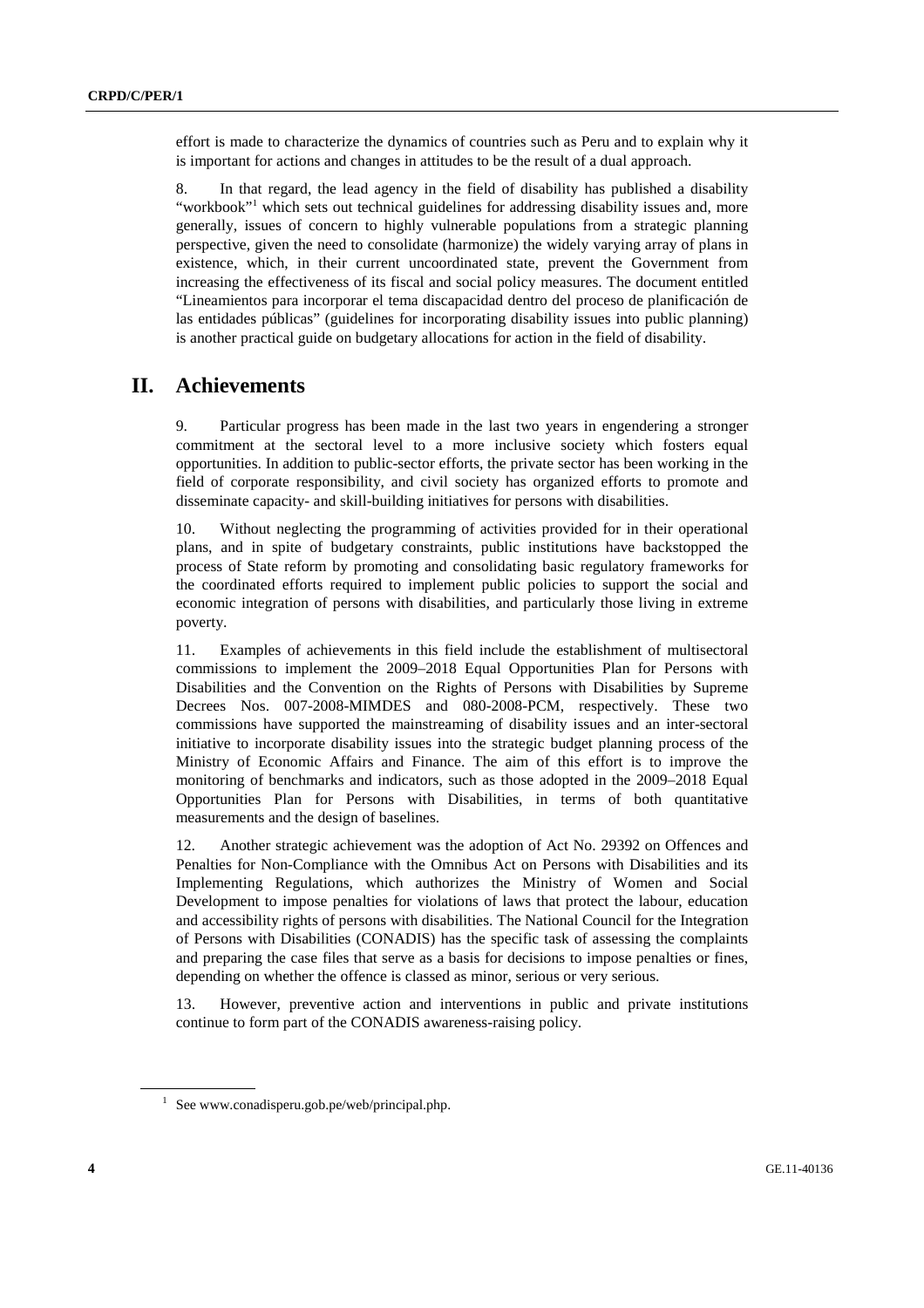effort is made to characterize the dynamics of countries such as Peru and to explain why it is important for actions and changes in attitudes to be the result of a dual approach.

8. In that regard, the lead agency in the field of disability has published a disability "workbook"[1] which sets out technical guidelines for addressing disability issues and, more generally, issues of concern to highly vulnerable populations from a strategic planning perspective, given the need to consolidate (harmonize) the widely varying array of plans in existence, which, in their current uncoordinated state, prevent the Government from increasing the effectiveness of its fiscal and social policy measures. The document entitled "Lineamientos para incorporar el tema discapacidad dentro del proceso de planificación de las entidades públicas" (guidelines for incorporating disability issues into public planning) is another practical guide on budgetary allocations for action in the field of disability.

## II. Achievements

9. Particular progress has been made in the last two years in engendering a stronger commitment at the sectoral level to a more inclusive society which fosters equal opportunities. In addition to public-sector efforts, the private sector has been working in the field of corporate responsibility, and civil society has organized efforts to promote and disseminate capacity- and skill-building initiatives for persons with disabilities.

10. Without neglecting the programming of activities provided for in their operational plans, and in spite of budgetary constraints, public institutions have backstopped the process of State reform by promoting and consolidating basic regulatory frameworks for the coordinated efforts required to implement public policies to support the social and economic integration of persons with disabilities, and particularly those living in extreme poverty.

11. Examples of achievements in this field include the establishment of multisectoral commissions to implement the 2009–2018 Equal Opportunities Plan for Persons with Disabilities and the Convention on the Rights of Persons with Disabilities by Supreme Decrees Nos. 007-2008-MIMDES and 080-2008-PCM, respectively. These two commissions have supported the mainstreaming of disability issues and an inter-sectoral initiative to incorporate disability issues into the strategic budget planning process of the Ministry of Economic Affairs and Finance. The aim of this effort is to improve the monitoring of benchmarks and indicators, such as those adopted in the 2009–2018 Equal Opportunities Plan for Persons with Disabilities, in terms of both quantitative measurements and the design of baselines.

12. Another strategic achievement was the adoption of Act No. 29392 on Offences and Penalties for Non-Compliance with the Omnibus Act on Persons with Disabilities and its Implementing Regulations, which authorizes the Ministry of Women and Social Development to impose penalties for violations of laws that protect the labour, education and accessibility rights of persons with disabilities. The National Council for the Integration of Persons with Disabilities (CONADIS) has the specific task of assessing the complaints and preparing the case files that serve as a basis for decisions to impose penalties or fines, depending on whether the offence is classed as minor, serious or very serious.

13. However, preventive action and interventions in public and private institutions continue to form part of the CONADIS awareness-raising policy.

[1] See www.conadisperu.gob.pe/web/principal.php.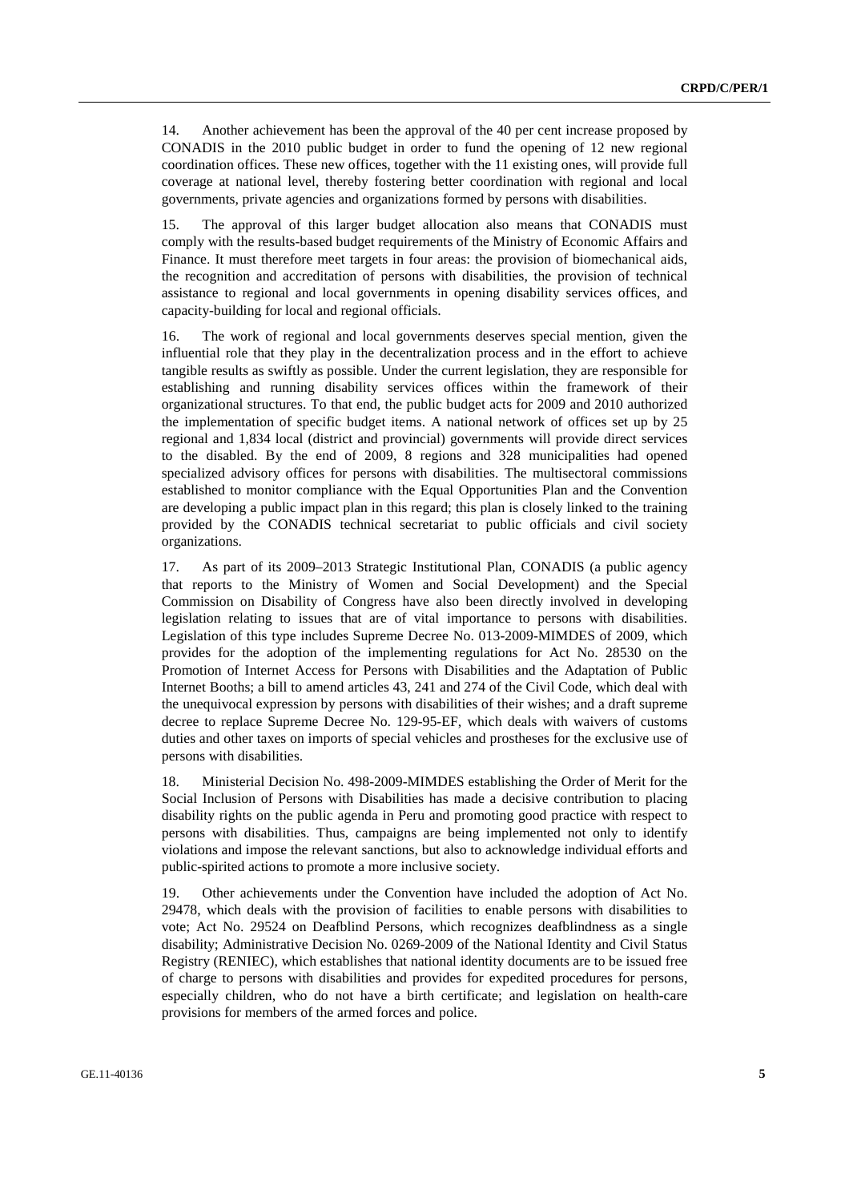14. Another achievement has been the approval of the 40 per cent increase proposed by CONADIS in the 2010 public budget in order to fund the opening of 12 new regional coordination offices. These new offices, together with the 11 existing ones, will provide full coverage at national level, thereby fostering better coordination with regional and local governments, private agencies and organizations formed by persons with disabilities.

15. The approval of this larger budget allocation also means that CONADIS must comply with the results-based budget requirements of the Ministry of Economic Affairs and Finance. It must therefore meet targets in four areas: the provision of biomechanical aids, the recognition and accreditation of persons with disabilities, the provision of technical assistance to regional and local governments in opening disability services offices, and capacity-building for local and regional officials.

16. The work of regional and local governments deserves special mention, given the influential role that they play in the decentralization process and in the effort to achieve tangible results as swiftly as possible. Under the current legislation, they are responsible for establishing and running disability services offices within the framework of their organizational structures. To that end, the public budget acts for 2009 and 2010 authorized the implementation of specific budget items. A national network of offices set up by 25 regional and 1,834 local (district and provincial) governments will provide direct services to the disabled. By the end of 2009, 8 regions and 328 municipalities had opened specialized advisory offices for persons with disabilities. The multisectoral commissions established to monitor compliance with the Equal Opportunities Plan and the Convention are developing a public impact plan in this regard; this plan is closely linked to the training provided by the CONADIS technical secretariat to public officials and civil society organizations.

17. As part of its 2009–2013 Strategic Institutional Plan, CONADIS (a public agency that reports to the Ministry of Women and Social Development) and the Special Commission on Disability of Congress have also been directly involved in developing legislation relating to issues that are of vital importance to persons with disabilities. Legislation of this type includes Supreme Decree No. 013-2009-MIMDES of 2009, which provides for the adoption of the implementing regulations for Act No. 28530 on the Promotion of Internet Access for Persons with Disabilities and the Adaptation of Public Internet Booths; a bill to amend articles 43, 241 and 274 of the Civil Code, which deal with the unequivocal expression by persons with disabilities of their wishes; and a draft supreme decree to replace Supreme Decree No. 129-95-EF, which deals with waivers of customs duties and other taxes on imports of special vehicles and prostheses for the exclusive use of persons with disabilities.

18. Ministerial Decision No. 498-2009-MIMDES establishing the Order of Merit for the Social Inclusion of Persons with Disabilities has made a decisive contribution to placing disability rights on the public agenda in Peru and promoting good practice with respect to persons with disabilities. Thus, campaigns are being implemented not only to identify violations and impose the relevant sanctions, but also to acknowledge individual efforts and public-spirited actions to promote a more inclusive society.

19. Other achievements under the Convention have included the adoption of Act No. 29478, which deals with the provision of facilities to enable persons with disabilities to vote; Act No. 29524 on Deafblind Persons, which recognizes deafblindness as a single disability; Administrative Decision No. 0269-2009 of the National Identity and Civil Status Registry (RENIEC), which establishes that national identity documents are to be issued free of charge to persons with disabilities and provides for expedited procedures for persons, especially children, who do not have a birth certificate; and legislation on health-care provisions for members of the armed forces and police.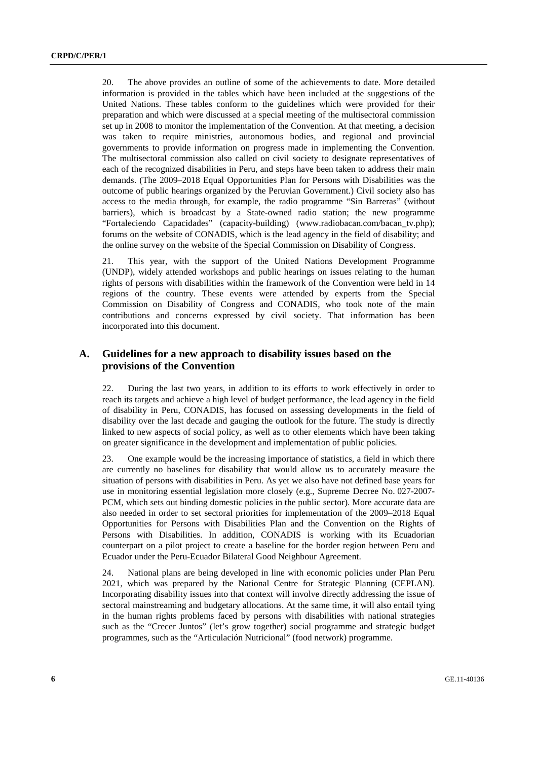20. The above provides an outline of some of the achievements to date. More detailed information is provided in the tables which have been included at the suggestions of the United Nations. These tables conform to the guidelines which were provided for their preparation and which were discussed at a special meeting of the multisectoral commission set up in 2008 to monitor the implementation of the Convention. At that meeting, a decision was taken to require ministries, autonomous bodies, and regional and provincial governments to provide information on progress made in implementing the Convention. The multisectoral commission also called on civil society to designate representatives of each of the recognized disabilities in Peru, and steps have been taken to address their main demands. (The 2009–2018 Equal Opportunities Plan for Persons with Disabilities was the outcome of public hearings organized by the Peruvian Government.) Civil society also has access to the media through, for example, the radio programme "Sin Barreras" (without barriers), which is broadcast by a State-owned radio station; the new programme "Fortaleciendo Capacidades" (capacity-building) (www.radiobacan.com/bacan_tv.php); forums on the website of CONADIS, which is the lead agency in the field of disability; and the online survey on the website of the Special Commission on Disability of Congress.

21. This year, with the support of the United Nations Development Programme (UNDP), widely attended workshops and public hearings on issues relating to the human rights of persons with disabilities within the framework of the Convention were held in 14 regions of the country. These events were attended by experts from the Special Commission on Disability of Congress and CONADIS, who took note of the main contributions and concerns expressed by civil society. That information has been incorporated into this document.

## A. Guidelines for a new approach to disability issues based on the provisions of the Convention

22. During the last two years, in addition to its efforts to work effectively in order to reach its targets and achieve a high level of budget performance, the lead agency in the field of disability in Peru, CONADIS, has focused on assessing developments in the field of disability over the last decade and gauging the outlook for the future. The study is directly linked to new aspects of social policy, as well as to other elements which have been taking on greater significance in the development and implementation of public policies.

23. One example would be the increasing importance of statistics, a field in which there are currently no baselines for disability that would allow us to accurately measure the situation of persons with disabilities in Peru. As yet we also have not defined base years for use in monitoring essential legislation more closely (e.g., Supreme Decree No. 027-2007-PCM, which sets out binding domestic policies in the public sector). More accurate data are also needed in order to set sectoral priorities for implementation of the 2009–2018 Equal Opportunities for Persons with Disabilities Plan and the Convention on the Rights of Persons with Disabilities. In addition, CONADIS is working with its Ecuadorian counterpart on a pilot project to create a baseline for the border region between Peru and Ecuador under the Peru-Ecuador Bilateral Good Neighbour Agreement.

24. National plans are being developed in line with economic policies under Plan Peru 2021, which was prepared by the National Centre for Strategic Planning (CEPLAN). Incorporating disability issues into that context will involve directly addressing the issue of sectoral mainstreaming and budgetary allocations. At the same time, it will also entail tying in the human rights problems faced by persons with disabilities with national strategies such as the "Crecer Juntos" (let's grow together) social programme and strategic budget programmes, such as the "Articulación Nutricional" (food network) programme.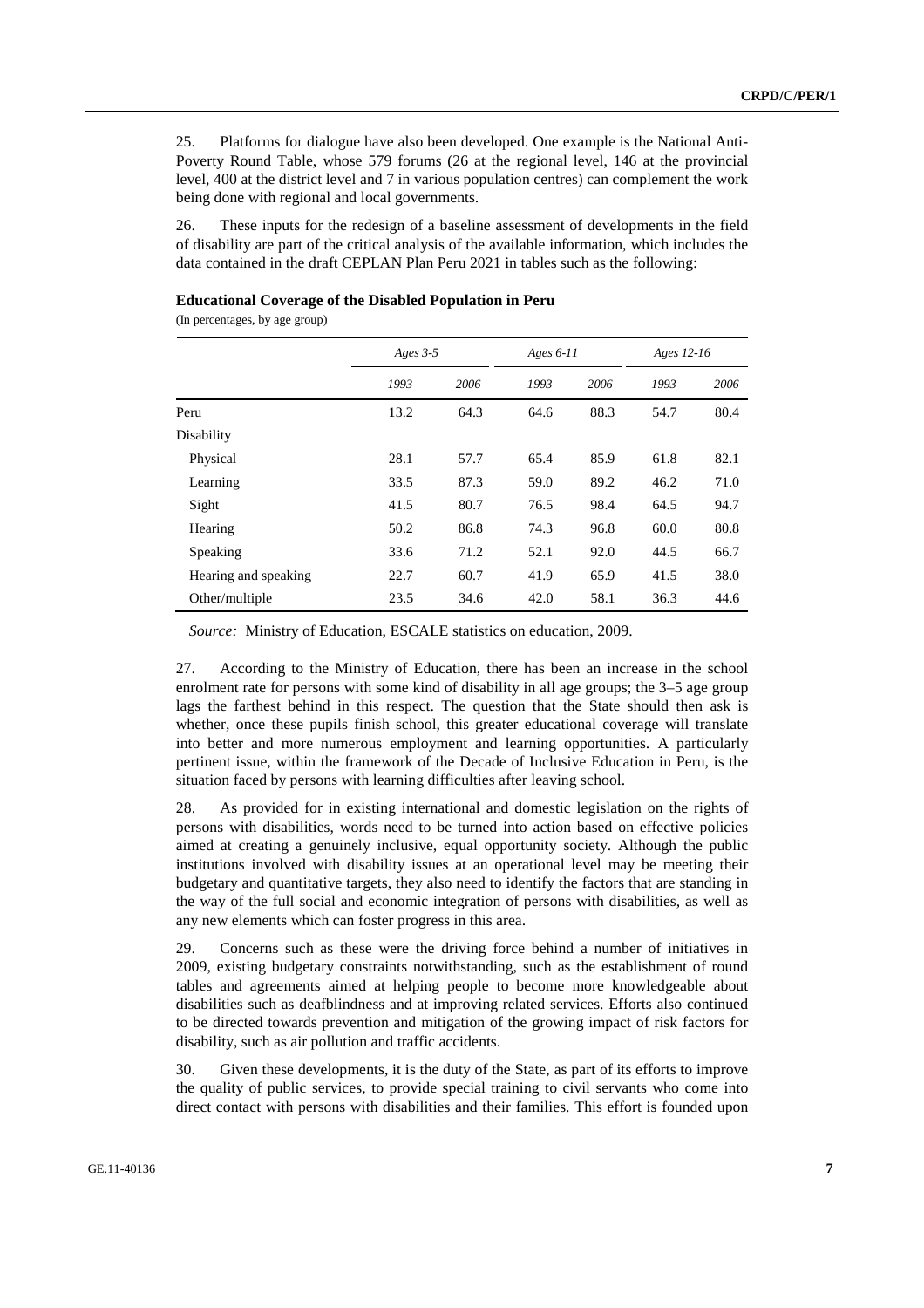25. Platforms for dialogue have also been developed. One example is the National Anti-Poverty Round Table, whose 579 forums (26 at the regional level, 146 at the provincial level, 400 at the district level and 7 in various population centres) can complement the work being done with regional and local governments.

26. These inputs for the redesign of a baseline assessment of developments in the field of disability are part of the critical analysis of the available information, which includes the data contained in the draft CEPLAN Plan Peru 2021 in tables such as the following:

**Educational Coverage of the Disabled Population in Peru**

(In percentages, by age group)

| | *Ages 3-5* | | *Ages 6-11* | | *Ages 12-16* | |
|---|---|---|---|---|---|---|
| | *1993* | *2006* | *1993* | *2006* | *1993* | *2006* |
| Peru | 13.2 | 64.3 | 64.6 | 88.3 | 54.7 | 80.4 |
| Disability | | | | | | |
| Physical | 28.1 | 57.7 | 65.4 | 85.9 | 61.8 | 82.1 |
| Learning | 33.5 | 87.3 | 59.0 | 89.2 | 46.2 | 71.0 |
| Sight | 41.5 | 80.7 | 76.5 | 98.4 | 64.5 | 94.7 |
| Hearing | 50.2 | 86.8 | 74.3 | 96.8 | 60.0 | 80.8 |
| Speaking | 33.6 | 71.2 | 52.1 | 92.0 | 44.5 | 66.7 |
| Hearing and speaking | 22.7 | 60.7 | 41.9 | 65.9 | 41.5 | 38.0 |
| Other/multiple | 23.5 | 34.6 | 42.0 | 58.1 | 36.3 | 44.6 |

*Source:* Ministry of Education, ESCALE statistics on education, 2009.

27. According to the Ministry of Education, there has been an increase in the school enrolment rate for persons with some kind of disability in all age groups; the 3–5 age group lags the farthest behind in this respect. The question that the State should then ask is whether, once these pupils finish school, this greater educational coverage will translate into better and more numerous employment and learning opportunities. A particularly pertinent issue, within the framework of the Decade of Inclusive Education in Peru, is the situation faced by persons with learning difficulties after leaving school.

28. As provided for in existing international and domestic legislation on the rights of persons with disabilities, words need to be turned into action based on effective policies aimed at creating a genuinely inclusive, equal opportunity society. Although the public institutions involved with disability issues at an operational level may be meeting their budgetary and quantitative targets, they also need to identify the factors that are standing in the way of the full social and economic integration of persons with disabilities, as well as any new elements which can foster progress in this area.

29. Concerns such as these were the driving force behind a number of initiatives in 2009, existing budgetary constraints notwithstanding, such as the establishment of round tables and agreements aimed at helping people to become more knowledgeable about disabilities such as deafblindness and at improving related services. Efforts also continued to be directed towards prevention and mitigation of the growing impact of risk factors for disability, such as air pollution and traffic accidents.

30. Given these developments, it is the duty of the State, as part of its efforts to improve the quality of public services, to provide special training to civil servants who come into direct contact with persons with disabilities and their families. This effort is founded upon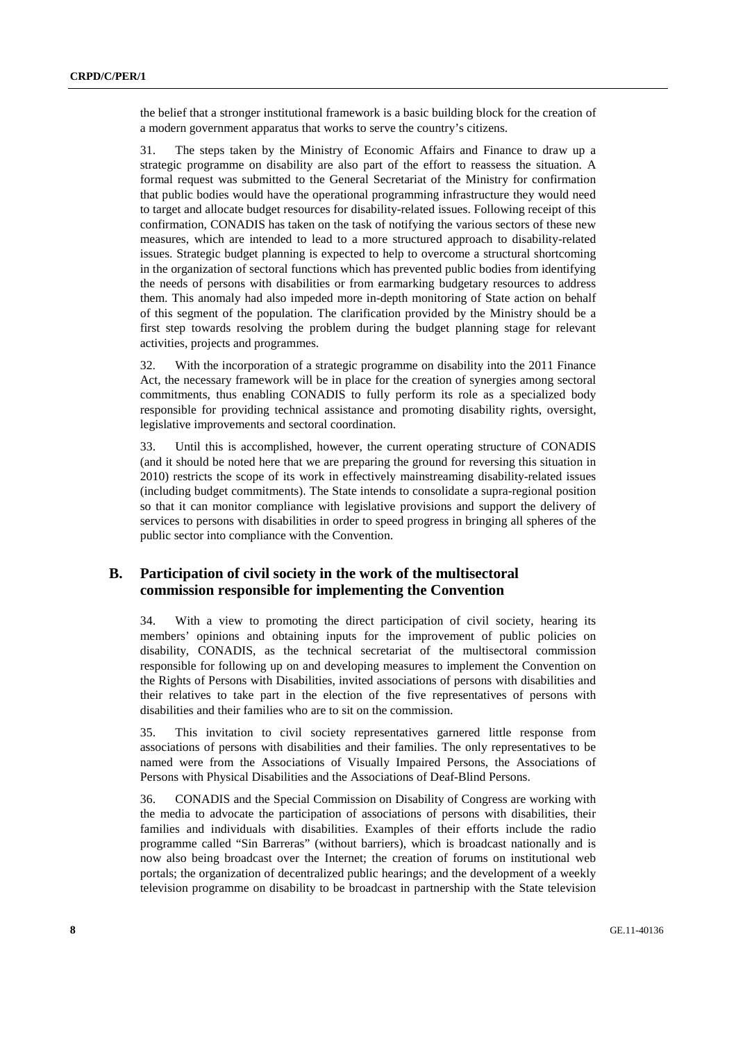the belief that a stronger institutional framework is a basic building block for the creation of a modern government apparatus that works to serve the country's citizens.

31. The steps taken by the Ministry of Economic Affairs and Finance to draw up a strategic programme on disability are also part of the effort to reassess the situation. A formal request was submitted to the General Secretariat of the Ministry for confirmation that public bodies would have the operational programming infrastructure they would need to target and allocate budget resources for disability-related issues. Following receipt of this confirmation, CONADIS has taken on the task of notifying the various sectors of these new measures, which are intended to lead to a more structured approach to disability-related issues. Strategic budget planning is expected to help to overcome a structural shortcoming in the organization of sectoral functions which has prevented public bodies from identifying the needs of persons with disabilities or from earmarking budgetary resources to address them. This anomaly had also impeded more in-depth monitoring of State action on behalf of this segment of the population. The clarification provided by the Ministry should be a first step towards resolving the problem during the budget planning stage for relevant activities, projects and programmes.

32. With the incorporation of a strategic programme on disability into the 2011 Finance Act, the necessary framework will be in place for the creation of synergies among sectoral commitments, thus enabling CONADIS to fully perform its role as a specialized body responsible for providing technical assistance and promoting disability rights, oversight, legislative improvements and sectoral coordination.

33. Until this is accomplished, however, the current operating structure of CONADIS (and it should be noted here that we are preparing the ground for reversing this situation in 2010) restricts the scope of its work in effectively mainstreaming disability-related issues (including budget commitments). The State intends to consolidate a supra-regional position so that it can monitor compliance with legislative provisions and support the delivery of services to persons with disabilities in order to speed progress in bringing all spheres of the public sector into compliance with the Convention.

## B. Participation of civil society in the work of the multisectoral commission responsible for implementing the Convention

34. With a view to promoting the direct participation of civil society, hearing its members' opinions and obtaining inputs for the improvement of public policies on disability, CONADIS, as the technical secretariat of the multisectoral commission responsible for following up on and developing measures to implement the Convention on the Rights of Persons with Disabilities, invited associations of persons with disabilities and their relatives to take part in the election of the five representatives of persons with disabilities and their families who are to sit on the commission.

35. This invitation to civil society representatives garnered little response from associations of persons with disabilities and their families. The only representatives to be named were from the Associations of Visually Impaired Persons, the Associations of Persons with Physical Disabilities and the Associations of Deaf-Blind Persons.

36. CONADIS and the Special Commission on Disability of Congress are working with the media to advocate the participation of associations of persons with disabilities, their families and individuals with disabilities. Examples of their efforts include the radio programme called "Sin Barreras" (without barriers), which is broadcast nationally and is now also being broadcast over the Internet; the creation of forums on institutional web portals; the organization of decentralized public hearings; and the development of a weekly television programme on disability to be broadcast in partnership with the State television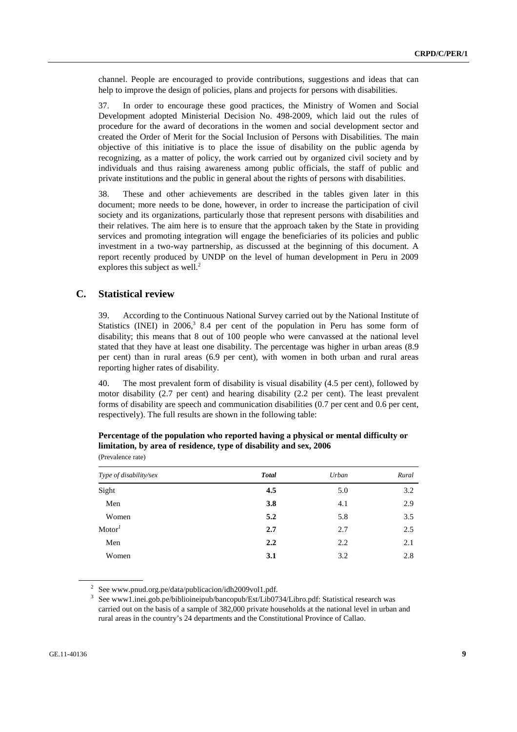channel. People are encouraged to provide contributions, suggestions and ideas that can help to improve the design of policies, plans and projects for persons with disabilities.

37. In order to encourage these good practices, the Ministry of Women and Social Development adopted Ministerial Decision No. 498-2009, which laid out the rules of procedure for the award of decorations in the women and social development sector and created the Order of Merit for the Social Inclusion of Persons with Disabilities. The main objective of this initiative is to place the issue of disability on the public agenda by recognizing, as a matter of policy, the work carried out by organized civil society and by individuals and thus raising awareness among public officials, the staff of public and private institutions and the public in general about the rights of persons with disabilities.

38. These and other achievements are described in the tables given later in this document; more needs to be done, however, in order to increase the participation of civil society and its organizations, particularly those that represent persons with disabilities and their relatives. The aim here is to ensure that the approach taken by the State in providing services and promoting integration will engage the beneficiaries of its policies and public investment in a two-way partnership, as discussed at the beginning of this document. A report recently produced by UNDP on the level of human development in Peru in 2009 explores this subject as well.[2]

## C. Statistical review

39. According to the Continuous National Survey carried out by the National Institute of Statistics (INEI) in 2006,[3] 8.4 per cent of the population in Peru has some form of disability; this means that 8 out of 100 people who were canvassed at the national level stated that they have at least one disability. The percentage was higher in urban areas (8.9 per cent) than in rural areas (6.9 per cent), with women in both urban and rural areas reporting higher rates of disability.

40. The most prevalent form of disability is visual disability (4.5 per cent), followed by motor disability (2.7 per cent) and hearing disability (2.2 per cent). The least prevalent forms of disability are speech and communication disabilities (0.7 per cent and 0.6 per cent, respectively). The full results are shown in the following table:

**Percentage of the population who reported having a physical or mental difficulty or limitation, by area of residence, type of disability and sex, 2006**
(Prevalence rate)

| *Type of disability/sex* | ***Total*** | *Urban* | *Rural* |
|---|---|---|---|
| Sight | **4.5** | 5.0 | 3.2 |
| Men | **3.8** | 4.1 | 2.9 |
| Women | **5.2** | 5.8 | 3.5 |
| Motor[1] | **2.7** | 2.7 | 2.5 |
| Men | **2.2** | 2.2 | 2.1 |
| Women | **3.1** | 3.2 | 2.8 |

[2] See www.pnud.org.pe/data/publicacion/idh2009vol1.pdf.

[3] See www1.inei.gob.pe/biblioineipub/bancopub/Est/Lib0734/Libro.pdf: Statistical research was carried out on the basis of a sample of 382,000 private households at the national level in urban and rural areas in the country's 24 departments and the Constitutional Province of Callao.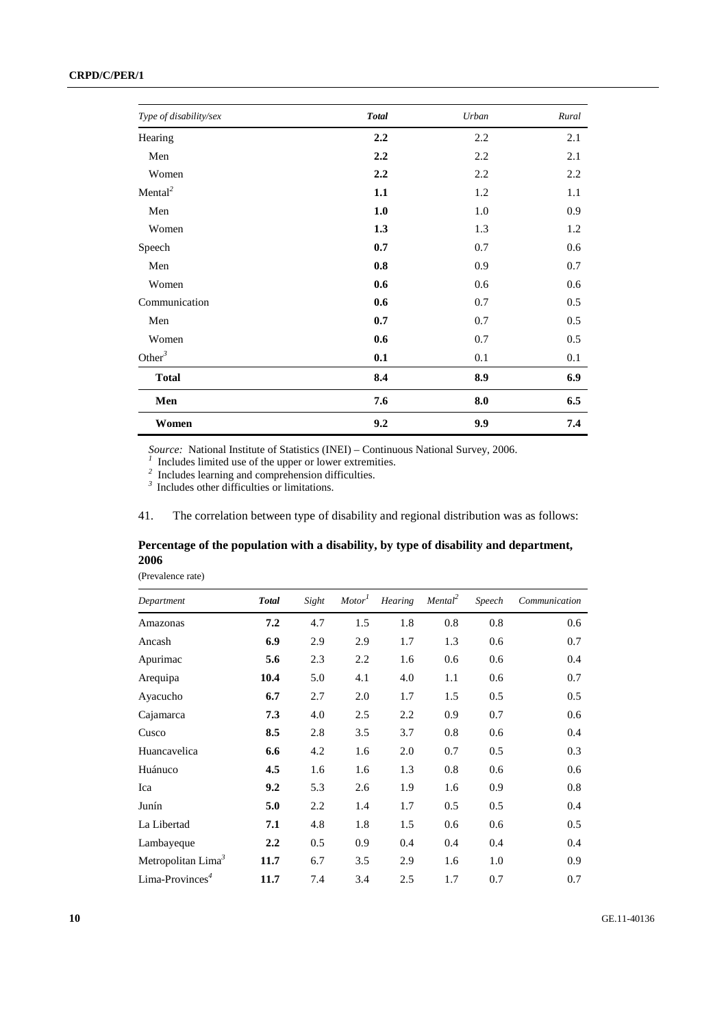| *Type of disability/sex* | ***Total*** | *Urban* | *Rural* |
|---|---|---|---|
| Hearing | **2.2** | 2.2 | 2.1 |
| Men | **2.2** | 2.2 | 2.1 |
| Women | **2.2** | 2.2 | 2.2 |
| Mental[2] | **1.1** | 1.2 | 1.1 |
| Men | **1.0** | 1.0 | 0.9 |
| Women | **1.3** | 1.3 | 1.2 |
| Speech | **0.7** | 0.7 | 0.6 |
| Men | **0.8** | 0.9 | 0.7 |
| Women | **0.6** | 0.6 | 0.6 |
| Communication | **0.6** | 0.7 | 0.5 |
| Men | **0.7** | 0.7 | 0.5 |
| Women | **0.6** | 0.7 | 0.5 |
| Other[3] | **0.1** | 0.1 | 0.1 |
| **Total** | **8.4** | **8.9** | **6.9** |
| **Men** | **7.6** | **8.0** | **6.5** |
| **Women** | **9.2** | **9.9** | **7.4** |

*Source:* National Institute of Statistics (INEI) – Continuous National Survey, 2006.

[1] Includes limited use of the upper or lower extremities.

[2] Includes learning and comprehension difficulties.

[3] Includes other difficulties or limitations.

41. The correlation between type of disability and regional distribution was as follows:

**Percentage of the population with a disability, by type of disability and department, 2006**

(Prevalence rate)

| *Department* | ***Total*** | *Sight* | *Motor*[1] | *Hearing* | *Mental*[2] | *Speech* | *Communication* |
|---|---|---|---|---|---|---|---|
| Amazonas | **7.2** | 4.7 | 1.5 | 1.8 | 0.8 | 0.8 | 0.6 |
| Ancash | **6.9** | 2.9 | 2.9 | 1.7 | 1.3 | 0.6 | 0.7 |
| Apurimac | **5.6** | 2.3 | 2.2 | 1.6 | 0.6 | 0.6 | 0.4 |
| Arequipa | **10.4** | 5.0 | 4.1 | 4.0 | 1.1 | 0.6 | 0.7 |
| Ayacucho | **6.7** | 2.7 | 2.0 | 1.7 | 1.5 | 0.5 | 0.5 |
| Cajamarca | **7.3** | 4.0 | 2.5 | 2.2 | 0.9 | 0.7 | 0.6 |
| Cusco | **8.5** | 2.8 | 3.5 | 3.7 | 0.8 | 0.6 | 0.4 |
| Huancavelica | **6.6** | 4.2 | 1.6 | 2.0 | 0.7 | 0.5 | 0.3 |
| Huánuco | **4.5** | 1.6 | 1.6 | 1.3 | 0.8 | 0.6 | 0.6 |
| Ica | **9.2** | 5.3 | 2.6 | 1.9 | 1.6 | 0.9 | 0.8 |
| Junín | **5.0** | 2.2 | 1.4 | 1.7 | 0.5 | 0.5 | 0.4 |
| La Libertad | **7.1** | 4.8 | 1.8 | 1.5 | 0.6 | 0.6 | 0.5 |
| Lambayeque | **2.2** | 0.5 | 0.9 | 0.4 | 0.4 | 0.4 | 0.4 |
| Metropolitan Lima[3] | **11.7** | 6.7 | 3.5 | 2.9 | 1.6 | 1.0 | 0.9 |
| Lima-Provinces[4] | **11.7** | 7.4 | 3.4 | 2.5 | 1.7 | 0.7 | 0.7 |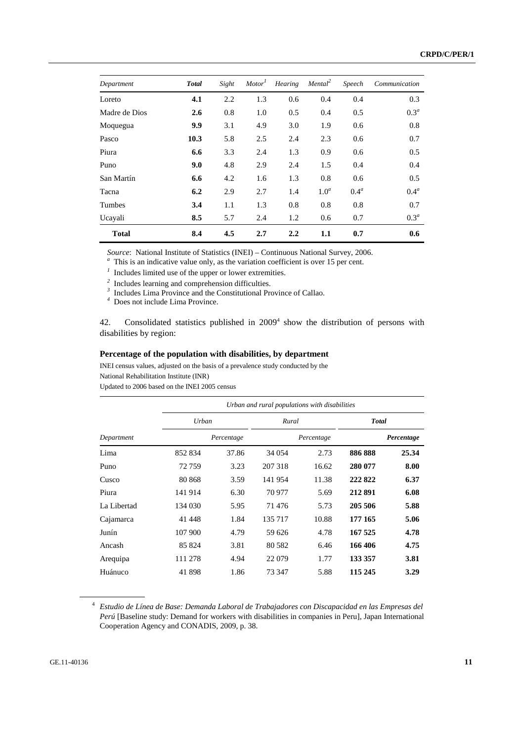| Department | **Total** | Sight | Motor[1] | Hearing | Mental[2] | Speech | Communication |
|---|---|---|---|---|---|---|---|
| Loreto | **4.1** | 2.2 | 1.3 | 0.6 | 0.4 | 0.4 | 0.3 |
| Madre de Dios | **2.6** | 0.8 | 1.0 | 0.5 | 0.4 | 0.5 | 0.3[a] |
| Moquegua | **9.9** | 3.1 | 4.9 | 3.0 | 1.9 | 0.6 | 0.8 |
| Pasco | **10.3** | 5.8 | 2.5 | 2.4 | 2.3 | 0.6 | 0.7 |
| Piura | **6.6** | 3.3 | 2.4 | 1.3 | 0.9 | 0.6 | 0.5 |
| Puno | **9.0** | 4.8 | 2.9 | 2.4 | 1.5 | 0.4 | 0.4 |
| San Martín | **6.6** | 4.2 | 1.6 | 1.3 | 0.8 | 0.6 | 0.5 |
| Tacna | **6.2** | 2.9 | 2.7 | 1.4 | 1.0[a] | 0.4[a] | 0.4[a] |
| Tumbes | **3.4** | 1.1 | 1.3 | 0.8 | 0.8 | 0.8 | 0.7 |
| Ucayali | **8.5** | 5.7 | 2.4 | 1.2 | 0.6 | 0.7 | 0.3[a] |
| **Total** | **8.4** | **4.5** | **2.7** | **2.2** | **1.1** | **0.7** | **0.6** |

*Source*: National Institute of Statistics (INEI) – Continuous National Survey, 2006.

[a] This is an indicative value only, as the variation coefficient is over 15 per cent.

[1] Includes limited use of the upper or lower extremities.

[2] Includes learning and comprehension difficulties.

[3] Includes Lima Province and the Constitutional Province of Callao.

[4] Does not include Lima Province.

42. Consolidated statistics published in 2009[4] show the distribution of persons with disabilities by region:

**Percentage of the population with disabilities, by department**

INEI census values, adjusted on the basis of a prevalence study conducted by the National Rehabilitation Institute (INR)

Updated to 2006 based on the INEI 2005 census

| | *Urban and rural populations with disabilities* | | | | | |
|---|---|---|---|---|---|---|
| | *Urban* | | *Rural* | | ***Total*** | |
| *Department* | | *Percentage* | | *Percentage* | | ***Percentage*** |
| Lima | 852 834 | 37.86 | 34 054 | 2.73 | **886 888** | **25.34** |
| Puno | 72 759 | 3.23 | 207 318 | 16.62 | **280 077** | **8.00** |
| Cusco | 80 868 | 3.59 | 141 954 | 11.38 | **222 822** | **6.37** |
| Piura | 141 914 | 6.30 | 70 977 | 5.69 | **212 891** | **6.08** |
| La Libertad | 134 030 | 5.95 | 71 476 | 5.73 | **205 506** | **5.88** |
| Cajamarca | 41 448 | 1.84 | 135 717 | 10.88 | **177 165** | **5.06** |
| Junín | 107 900 | 4.79 | 59 626 | 4.78 | **167 525** | **4.78** |
| Ancash | 85 824 | 3.81 | 80 582 | 6.46 | **166 406** | **4.75** |
| Arequipa | 111 278 | 4.94 | 22 079 | 1.77 | **133 357** | **3.81** |
| Huánuco | 41 898 | 1.86 | 73 347 | 5.88 | **115 245** | **3.29** |

[4] *Estudio de Línea de Base: Demanda Laboral de Trabajadores con Discapacidad en las Empresas del Perú* [Baseline study: Demand for workers with disabilities in companies in Peru], Japan International Cooperation Agency and CONADIS, 2009, p. 38.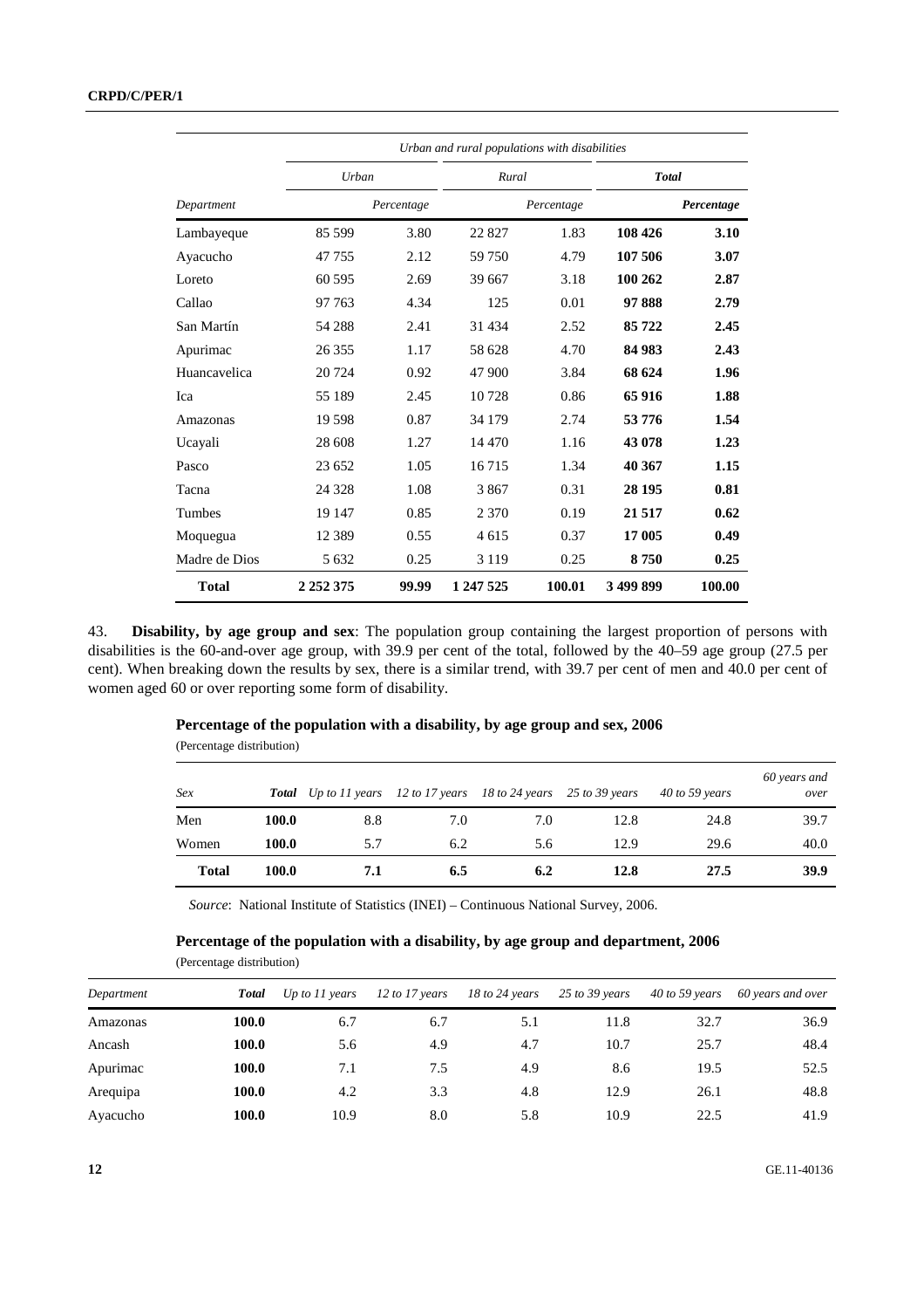| Department | Urban and rural populations with disabilities | | | | | |
|---|---|---|---|---|---|---|
| | *Urban* | | *Rural* | | ***Total*** | |
| | | *Percentage* | | *Percentage* | | ***Percentage*** |
| Lambayeque | 85 599 | 3.80 | 22 827 | 1.83 | **108 426** | **3.10** |
| Ayacucho | 47 755 | 2.12 | 59 750 | 4.79 | **107 506** | **3.07** |
| Loreto | 60 595 | 2.69 | 39 667 | 3.18 | **100 262** | **2.87** |
| Callao | 97 763 | 4.34 | 125 | 0.01 | **97 888** | **2.79** |
| San Martín | 54 288 | 2.41 | 31 434 | 2.52 | **85 722** | **2.45** |
| Apurimac | 26 355 | 1.17 | 58 628 | 4.70 | **84 983** | **2.43** |
| Huancavelica | 20 724 | 0.92 | 47 900 | 3.84 | **68 624** | **1.96** |
| Ica | 55 189 | 2.45 | 10 728 | 0.86 | **65 916** | **1.88** |
| Amazonas | 19 598 | 0.87 | 34 179 | 2.74 | **53 776** | **1.54** |
| Ucayali | 28 608 | 1.27 | 14 470 | 1.16 | **43 078** | **1.23** |
| Pasco | 23 652 | 1.05 | 16 715 | 1.34 | **40 367** | **1.15** |
| Tacna | 24 328 | 1.08 | 3 867 | 0.31 | **28 195** | **0.81** |
| Tumbes | 19 147 | 0.85 | 2 370 | 0.19 | **21 517** | **0.62** |
| Moquegua | 12 389 | 0.55 | 4 615 | 0.37 | **17 005** | **0.49** |
| Madre de Dios | 5 632 | 0.25 | 3 119 | 0.25 | **8 750** | **0.25** |
| **Total** | **2 252 375** | **99.99** | **1 247 525** | **100.01** | **3 499 899** | **100.00** |

43. **Disability, by age group and sex**: The population group containing the largest proportion of persons with disabilities is the 60-and-over age group, with 39.9 per cent of the total, followed by the 40–59 age group (27.5 per cent). When breaking down the results by sex, there is a similar trend, with 39.7 per cent of men and 40.0 per cent of women aged 60 or over reporting some form of disability.

**Percentage of the population with a disability, by age group and sex, 2006**

(Percentage distribution)

| *Sex* | ***Total*** | *Up to 11 years* | *12 to 17 years* | *18 to 24 years* | *25 to 39 years* | *40 to 59 years* | *60 years and over* |
|---|---|---|---|---|---|---|---|
| Men | **100.0** | 8.8 | 7.0 | 7.0 | 12.8 | 24.8 | 39.7 |
| Women | **100.0** | 5.7 | 6.2 | 5.6 | 12.9 | 29.6 | 40.0 |
| **Total** | **100.0** | **7.1** | **6.5** | **6.2** | **12.8** | **27.5** | **39.9** |

*Source*: National Institute of Statistics (INEI) – Continuous National Survey, 2006.

**Percentage of the population with a disability, by age group and department, 2006**

(Percentage distribution)

| *Department* | ***Total*** | *Up to 11 years* | *12 to 17 years* | *18 to 24 years* | *25 to 39 years* | *40 to 59 years* | *60 years and over* |
|---|---|---|---|---|---|---|---|
| Amazonas | **100.0** | 6.7 | 6.7 | 5.1 | 11.8 | 32.7 | 36.9 |
| Ancash | **100.0** | 5.6 | 4.9 | 4.7 | 10.7 | 25.7 | 48.4 |
| Apurimac | **100.0** | 7.1 | 7.5 | 4.9 | 8.6 | 19.5 | 52.5 |
| Arequipa | **100.0** | 4.2 | 3.3 | 4.8 | 12.9 | 26.1 | 48.8 |
| Ayacucho | **100.0** | 10.9 | 8.0 | 5.8 | 10.9 | 22.5 | 41.9 |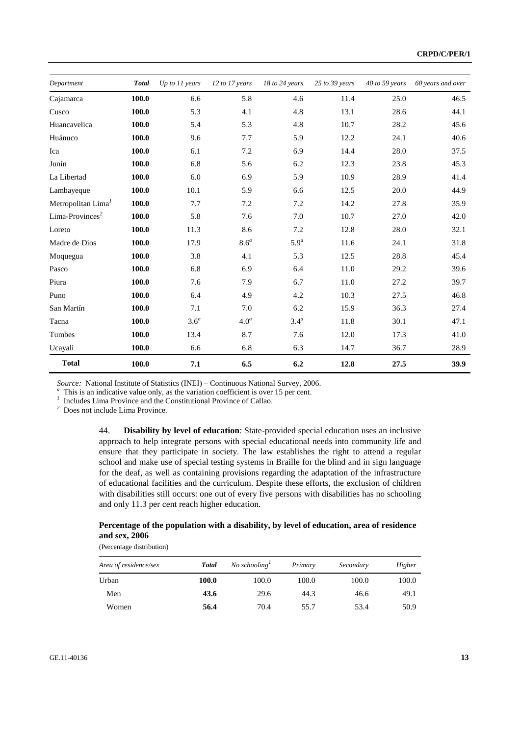| Department | Total | Up to 11 years | 12 to 17 years | 18 to 24 years | 25 to 39 years | 40 to 59 years | 60 years and over |
|---|---|---|---|---|---|---|---|
| Cajamarca | **100.0** | 6.6 | 5.8 | 4.6 | 11.4 | 25.0 | 46.5 |
| Cusco | **100.0** | 5.3 | 4.1 | 4.8 | 13.1 | 28.6 | 44.1 |
| Huancavelica | **100.0** | 5.4 | 5.3 | 4.8 | 10.7 | 28.2 | 45.6 |
| Huánuco | **100.0** | 9.6 | 7.7 | 5.9 | 12.2 | 24.1 | 40.6 |
| Ica | **100.0** | 6.1 | 7.2 | 6.9 | 14.4 | 28.0 | 37.5 |
| Junín | **100.0** | 6.8 | 5.6 | 6.2 | 12.3 | 23.8 | 45.3 |
| La Libertad | **100.0** | 6.0 | 6.9 | 5.9 | 10.9 | 28.9 | 41.4 |
| Lambayeque | **100.0** | 10.1 | 5.9 | 6.6 | 12.5 | 20.0 | 44.9 |
| Metropolitan Lima[1] | **100.0** | 7.7 | 7.2 | 7.2 | 14.2 | 27.8 | 35.9 |
| Lima-Provinces[2] | **100.0** | 5.8 | 7.6 | 7.0 | 10.7 | 27.0 | 42.0 |
| Loreto | **100.0** | 11.3 | 8.6 | 7.2 | 12.8 | 28.0 | 32.1 |
| Madre de Dios | **100.0** | 17.9 | 8.6[a] | 5.9[a] | 11.6 | 24.1 | 31.8 |
| Moquegua | **100.0** | 3.8 | 4.1 | 5.3 | 12.5 | 28.8 | 45.4 |
| Pasco | **100.0** | 6.8 | 6.9 | 6.4 | 11.0 | 29.2 | 39.6 |
| Piura | **100.0** | 7.6 | 7.9 | 6.7 | 11.0 | 27.2 | 39.7 |
| Puno | **100.0** | 6.4 | 4.9 | 4.2 | 10.3 | 27.5 | 46.8 |
| San Martín | **100.0** | 7.1 | 7.0 | 6.2 | 15.9 | 36.3 | 27.4 |
| Tacna | **100.0** | 3.6[a] | 4.0[a] | 3.4[a] | 11.8 | 30.1 | 47.1 |
| Tumbes | **100.0** | 13.4 | 8.7 | 7.6 | 12.0 | 17.3 | 41.0 |
| Ucayali | **100.0** | 6.6 | 6.8 | 6.3 | 14.7 | 36.7 | 28.9 |
| **Total** | **100.0** | **7.1** | **6.5** | **6.2** | **12.8** | **27.5** | **39.9** |

*Source:* National Institute of Statistics (INEI) – Continuous National Survey, 2006.

[a] This is an indicative value only, as the variation coefficient is over 15 per cent.

[1] Includes Lima Province and the Constitutional Province of Callao.

[2] Does not include Lima Province.

44. **Disability by level of education**: State-provided special education uses an inclusive approach to help integrate persons with special educational needs into community life and ensure that they participate in society. The law establishes the right to attend a regular school and make use of special testing systems in Braille for the blind and in sign language for the deaf, as well as containing provisions regarding the adaptation of the infrastructure of educational facilities and the curriculum. Despite these efforts, the exclusion of children with disabilities still occurs: one out of every five persons with disabilities has no schooling and only 11.3 per cent reach higher education.

**Percentage of the population with a disability, by level of education, area of residence and sex, 2006**

(Percentage distribution)

| Area of residence/sex | Total | No schooling[1] | Primary | Secondary | Higher |
|---|---|---|---|---|---|
| Urban | **100.0** | 100.0 | 100.0 | 100.0 | 100.0 |
| Men | **43.6** | 29.6 | 44.3 | 46.6 | 49.1 |
| Women | **56.4** | 70.4 | 55.7 | 53.4 | 50.9 |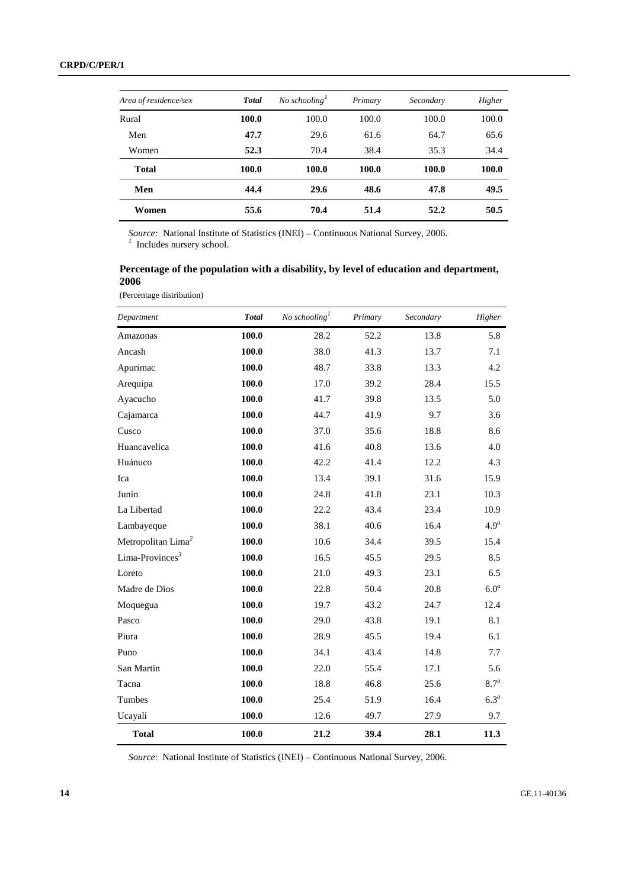| *Area of residence/sex* | ***Total*** | *No schooling*[1] | *Primary* | *Secondary* | *Higher* |
|---|---|---|---|---|---|
| Rural | **100.0** | 100.0 | 100.0 | 100.0 | 100.0 |
| Men | **47.7** | 29.6 | 61.6 | 64.7 | 65.6 |
| Women | **52.3** | 70.4 | 38.4 | 35.3 | 34.4 |
| **Total** | **100.0** | **100.0** | **100.0** | **100.0** | **100.0** |
| **Men** | **44.4** | **29.6** | **48.6** | **47.8** | **49.5** |
| **Women** | **55.6** | **70.4** | **51.4** | **52.2** | **50.5** |

*Source:* National Institute of Statistics (INEI) – Continuous National Survey, 2006.
[1] Includes nursery school.

**Percentage of the population with a disability, by level of education and department, 2006**

(Percentage distribution)

| *Department* | ***Total*** | *No schooling*[1] | *Primary* | *Secondary* | *Higher* |
|---|---|---|---|---|---|
| Amazonas | **100.0** | 28.2 | 52.2 | 13.8 | 5.8 |
| Ancash | **100.0** | 38.0 | 41.3 | 13.7 | 7.1 |
| Apurimac | **100.0** | 48.7 | 33.8 | 13.3 | 4.2 |
| Arequipa | **100.0** | 17.0 | 39.2 | 28.4 | 15.5 |
| Ayacucho | **100.0** | 41.7 | 39.8 | 13.5 | 5.0 |
| Cajamarca | **100.0** | 44.7 | 41.9 | 9.7 | 3.6 |
| Cusco | **100.0** | 37.0 | 35.6 | 18.8 | 8.6 |
| Huancavelica | **100.0** | 41.6 | 40.8 | 13.6 | 4.0 |
| Huánuco | **100.0** | 42.2 | 41.4 | 12.2 | 4.3 |
| Ica | **100.0** | 13.4 | 39.1 | 31.6 | 15.9 |
| Junín | **100.0** | 24.8 | 41.8 | 23.1 | 10.3 |
| La Libertad | **100.0** | 22.2 | 43.4 | 23.4 | 10.9 |
| Lambayeque | **100.0** | 38.1 | 40.6 | 16.4 | 4.9[a] |
| Metropolitan Lima[2] | **100.0** | 10.6 | 34.4 | 39.5 | 15.4 |
| Lima-Provinces[3] | **100.0** | 16.5 | 45.5 | 29.5 | 8.5 |
| Loreto | **100.0** | 21.0 | 49.3 | 23.1 | 6.5 |
| Madre de Dios | **100.0** | 22.8 | 50.4 | 20.8 | 6.0[a] |
| Moquegua | **100.0** | 19.7 | 43.2 | 24.7 | 12.4 |
| Pasco | **100.0** | 29.0 | 43.8 | 19.1 | 8.1 |
| Piura | **100.0** | 28.9 | 45.5 | 19.4 | 6.1 |
| Puno | **100.0** | 34.1 | 43.4 | 14.8 | 7.7 |
| San Martín | **100.0** | 22.0 | 55.4 | 17.1 | 5.6 |
| Tacna | **100.0** | 18.8 | 46.8 | 25.6 | 8.7[a] |
| Tumbes | **100.0** | 25.4 | 51.9 | 16.4 | 6.3[a] |
| Ucayali | **100.0** | 12.6 | 49.7 | 27.9 | 9.7 |
| **Total** | **100.0** | **21.2** | **39.4** | **28.1** | **11.3** |

*Source*: National Institute of Statistics (INEI) – Continuous National Survey, 2006.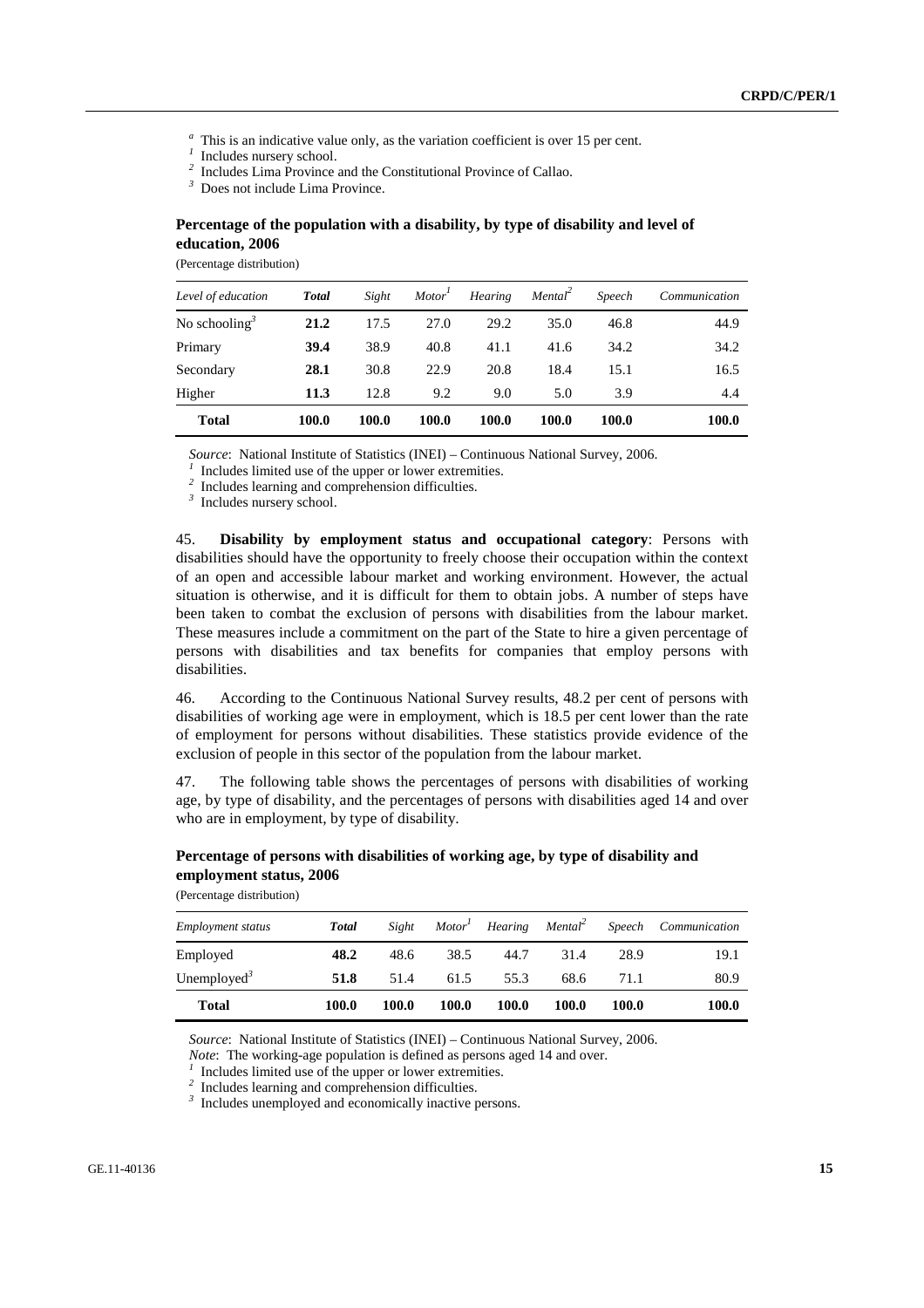[a] This is an indicative value only, as the variation coefficient is over 15 per cent.
[1] Includes nursery school.
[2] Includes Lima Province and the Constitutional Province of Callao.
[3] Does not include Lima Province.

**Percentage of the population with a disability, by type of disability and level of education, 2006**

(Percentage distribution)

| *Level of education* | ***Total*** | *Sight* | *Motor*[1] | *Hearing* | *Mental*[2] | *Speech* | *Communication* |
|---|---|---|---|---|---|---|---|
| No schooling[3] | **21.2** | 17.5 | 27.0 | 29.2 | 35.0 | 46.8 | 44.9 |
| Primary | **39.4** | 38.9 | 40.8 | 41.1 | 41.6 | 34.2 | 34.2 |
| Secondary | **28.1** | 30.8 | 22.9 | 20.8 | 18.4 | 15.1 | 16.5 |
| Higher | **11.3** | 12.8 | 9.2 | 9.0 | 5.0 | 3.9 | 4.4 |
| **Total** | **100.0** | **100.0** | **100.0** | **100.0** | **100.0** | **100.0** | **100.0** |

*Source*: National Institute of Statistics (INEI) – Continuous National Survey, 2006.
[1] Includes limited use of the upper or lower extremities.
[2] Includes learning and comprehension difficulties.
[3] Includes nursery school.

45. **Disability by employment status and occupational category**: Persons with disabilities should have the opportunity to freely choose their occupation within the context of an open and accessible labour market and working environment. However, the actual situation is otherwise, and it is difficult for them to obtain jobs. A number of steps have been taken to combat the exclusion of persons with disabilities from the labour market. These measures include a commitment on the part of the State to hire a given percentage of persons with disabilities and tax benefits for companies that employ persons with disabilities.

46. According to the Continuous National Survey results, 48.2 per cent of persons with disabilities of working age were in employment, which is 18.5 per cent lower than the rate of employment for persons without disabilities. These statistics provide evidence of the exclusion of people in this sector of the population from the labour market.

47. The following table shows the percentages of persons with disabilities of working age, by type of disability, and the percentages of persons with disabilities aged 14 and over who are in employment, by type of disability.

**Percentage of persons with disabilities of working age, by type of disability and employment status, 2006**

(Percentage distribution)

| *Employment status* | ***Total*** | *Sight* | *Motor*[1] | *Hearing* | *Mental*[2] | *Speech* | *Communication* |
|---|---|---|---|---|---|---|---|
| Employed | **48.2** | 48.6 | 38.5 | 44.7 | 31.4 | 28.9 | 19.1 |
| Unemployed[3] | **51.8** | 51.4 | 61.5 | 55.3 | 68.6 | 71.1 | 80.9 |
| **Total** | **100.0** | **100.0** | **100.0** | **100.0** | **100.0** | **100.0** | **100.0** |

*Source*: National Institute of Statistics (INEI) – Continuous National Survey, 2006.
*Note*: The working-age population is defined as persons aged 14 and over.
[1] Includes limited use of the upper or lower extremities.
[2] Includes learning and comprehension difficulties.
[3] Includes unemployed and economically inactive persons.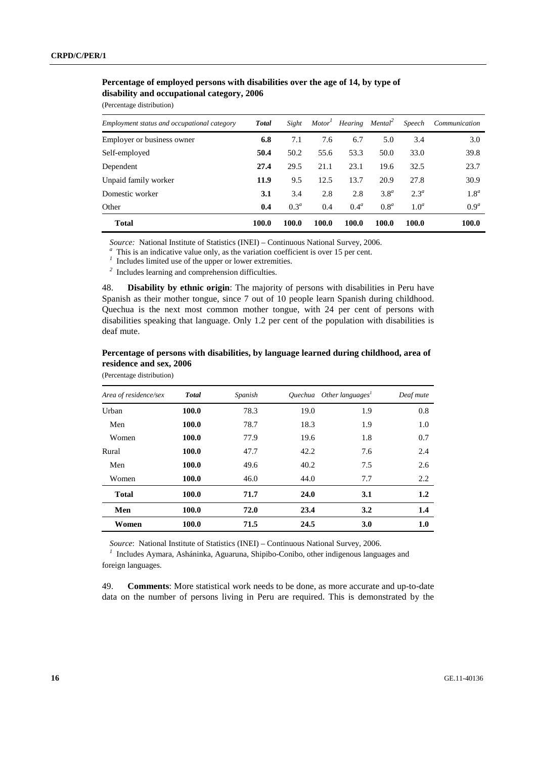**Percentage of employed persons with disabilities over the age of 14, by type of disability and occupational category, 2006**

(Percentage distribution)

| *Employment status and occupational category* | ***Total*** | *Sight* | *Motor*[1] | *Hearing* | *Mental*[2] | *Speech* | *Communication* |
|---|---|---|---|---|---|---|---|
| Employer or business owner | **6.8** | 7.1 | 7.6 | 6.7 | 5.0 | 3.4 | 3.0 |
| Self-employed | **50.4** | 50.2 | 55.6 | 53.3 | 50.0 | 33.0 | 39.8 |
| Dependent | **27.4** | 29.5 | 21.1 | 23.1 | 19.6 | 32.5 | 23.7 |
| Unpaid family worker | **11.9** | 9.5 | 12.5 | 13.7 | 20.9 | 27.8 | 30.9 |
| Domestic worker | **3.1** | 3.4 | 2.8 | 2.8 | 3.8[a] | 2.3[a] | 1.8[a] |
| Other | **0.4** | 0.3[a] | 0.4 | 0.4[a] | 0.8[a] | 1.0[a] | 0.9[a] |
| **Total** | **100.0** | **100.0** | **100.0** | **100.0** | **100.0** | **100.0** | **100.0** |

*Source:* National Institute of Statistics (INEI) – Continuous National Survey, 2006.

[a] This is an indicative value only, as the variation coefficient is over 15 per cent.

[1] Includes limited use of the upper or lower extremities.

[2] Includes learning and comprehension difficulties.

48. **Disability by ethnic origin**: The majority of persons with disabilities in Peru have Spanish as their mother tongue, since 7 out of 10 people learn Spanish during childhood. Quechua is the next most common mother tongue, with 24 per cent of persons with disabilities speaking that language. Only 1.2 per cent of the population with disabilities is deaf mute.

**Percentage of persons with disabilities, by language learned during childhood, area of residence and sex, 2006**

(Percentage distribution)

| *Area of residence/sex* | ***Total*** | *Spanish* | *Quechua* | *Other languages*[1] | *Deaf mute* |
|---|---|---|---|---|---|
| Urban | **100.0** | 78.3 | 19.0 | 1.9 | 0.8 |
| Men | **100.0** | 78.7 | 18.3 | 1.9 | 1.0 |
| Women | **100.0** | 77.9 | 19.6 | 1.8 | 0.7 |
| Rural | **100.0** | 47.7 | 42.2 | 7.6 | 2.4 |
| Men | **100.0** | 49.6 | 40.2 | 7.5 | 2.6 |
| Women | **100.0** | 46.0 | 44.0 | 7.7 | 2.2 |
| **Total** | **100.0** | **71.7** | **24.0** | **3.1** | **1.2** |
| **Men** | **100.0** | **72.0** | **23.4** | **3.2** | **1.4** |
| **Women** | **100.0** | **71.5** | **24.5** | **3.0** | **1.0** |

*Source*: National Institute of Statistics (INEI) – Continuous National Survey, 2006.

[1] Includes Aymara, Asháninka, Aguaruna, Shipibo-Conibo, other indigenous languages and foreign languages.

49. **Comments**: More statistical work needs to be done, as more accurate and up-to-date data on the number of persons living in Peru are required. This is demonstrated by the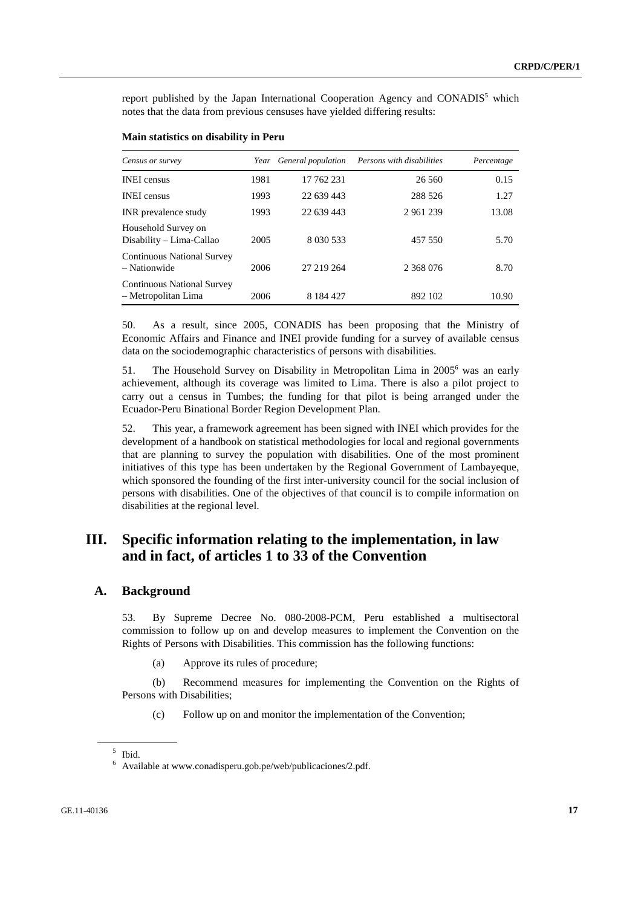report published by the Japan International Cooperation Agency and CONADIS[5] which notes that the data from previous censuses have yielded differing results:

**Main statistics on disability in Peru**

| *Census or survey* | *Year* | *General population* | *Persons with disabilities* | *Percentage* |
|---|---|---|---|---|
| INEI census | 1981 | 17 762 231 | 26 560 | 0.15 |
| INEI census | 1993 | 22 639 443 | 288 526 | 1.27 |
| INR prevalence study | 1993 | 22 639 443 | 2 961 239 | 13.08 |
| Household Survey on Disability – Lima-Callao | 2005 | 8 030 533 | 457 550 | 5.70 |
| Continuous National Survey – Nationwide | 2006 | 27 219 264 | 2 368 076 | 8.70 |
| Continuous National Survey – Metropolitan Lima | 2006 | 8 184 427 | 892 102 | 10.90 |

50. As a result, since 2005, CONADIS has been proposing that the Ministry of Economic Affairs and Finance and INEI provide funding for a survey of available census data on the sociodemographic characteristics of persons with disabilities.

51. The Household Survey on Disability in Metropolitan Lima in 2005[6] was an early achievement, although its coverage was limited to Lima. There is also a pilot project to carry out a census in Tumbes; the funding for that pilot is being arranged under the Ecuador-Peru Binational Border Region Development Plan.

52. This year, a framework agreement has been signed with INEI which provides for the development of a handbook on statistical methodologies for local and regional governments that are planning to survey the population with disabilities. One of the most prominent initiatives of this type has been undertaken by the Regional Government of Lambayeque, which sponsored the founding of the first inter-university council for the social inclusion of persons with disabilities. One of the objectives of that council is to compile information on disabilities at the regional level.

# III. Specific information relating to the implementation, in law and in fact, of articles 1 to 33 of the Convention

## A. Background

53. By Supreme Decree No. 080-2008-PCM, Peru established a multisectoral commission to follow up on and develop measures to implement the Convention on the Rights of Persons with Disabilities. This commission has the following functions:

(a) Approve its rules of procedure;

(b) Recommend measures for implementing the Convention on the Rights of Persons with Disabilities;

(c) Follow up on and monitor the implementation of the Convention;

---

[5] Ibid.

[6] Available at www.conadisperu.gob.pe/web/publicaciones/2.pdf.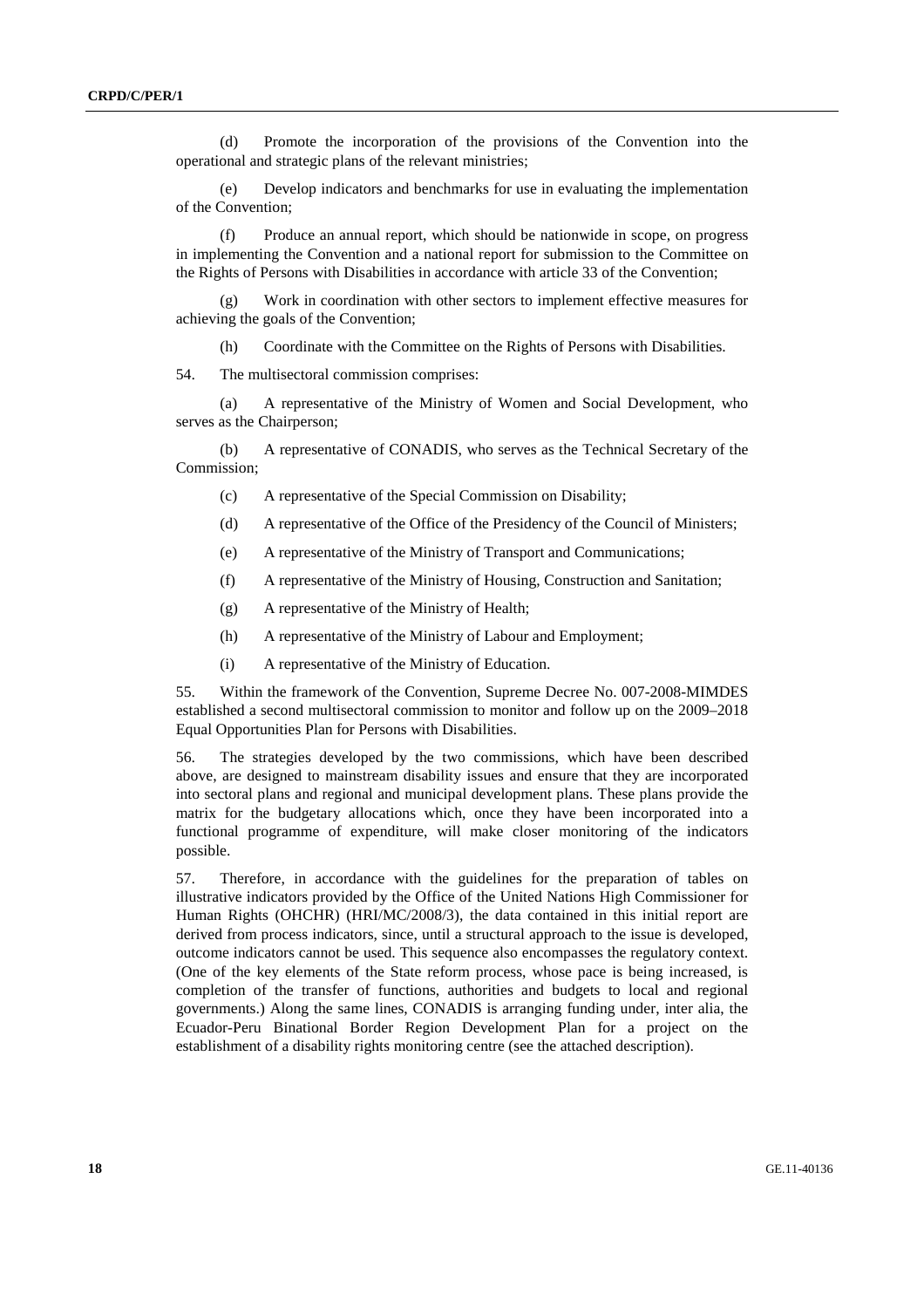(d) Promote the incorporation of the provisions of the Convention into the operational and strategic plans of the relevant ministries;

(e) Develop indicators and benchmarks for use in evaluating the implementation of the Convention;

(f) Produce an annual report, which should be nationwide in scope, on progress in implementing the Convention and a national report for submission to the Committee on the Rights of Persons with Disabilities in accordance with article 33 of the Convention;

(g) Work in coordination with other sectors to implement effective measures for achieving the goals of the Convention;

(h) Coordinate with the Committee on the Rights of Persons with Disabilities.

54. The multisectoral commission comprises:

(a) A representative of the Ministry of Women and Social Development, who serves as the Chairperson;

(b) A representative of CONADIS, who serves as the Technical Secretary of the Commission;

(c) A representative of the Special Commission on Disability;

(d) A representative of the Office of the Presidency of the Council of Ministers;

(e) A representative of the Ministry of Transport and Communications;

(f) A representative of the Ministry of Housing, Construction and Sanitation;

(g) A representative of the Ministry of Health;

(h) A representative of the Ministry of Labour and Employment;

(i) A representative of the Ministry of Education.

55. Within the framework of the Convention, Supreme Decree No. 007-2008-MIMDES established a second multisectoral commission to monitor and follow up on the 2009–2018 Equal Opportunities Plan for Persons with Disabilities.

56. The strategies developed by the two commissions, which have been described above, are designed to mainstream disability issues and ensure that they are incorporated into sectoral plans and regional and municipal development plans. These plans provide the matrix for the budgetary allocations which, once they have been incorporated into a functional programme of expenditure, will make closer monitoring of the indicators possible.

57. Therefore, in accordance with the guidelines for the preparation of tables on illustrative indicators provided by the Office of the United Nations High Commissioner for Human Rights (OHCHR) (HRI/MC/2008/3), the data contained in this initial report are derived from process indicators, since, until a structural approach to the issue is developed, outcome indicators cannot be used. This sequence also encompasses the regulatory context. (One of the key elements of the State reform process, whose pace is being increased, is completion of the transfer of functions, authorities and budgets to local and regional governments.) Along the same lines, CONADIS is arranging funding under, inter alia, the Ecuador-Peru Binational Border Region Development Plan for a project on the establishment of a disability rights monitoring centre (see the attached description).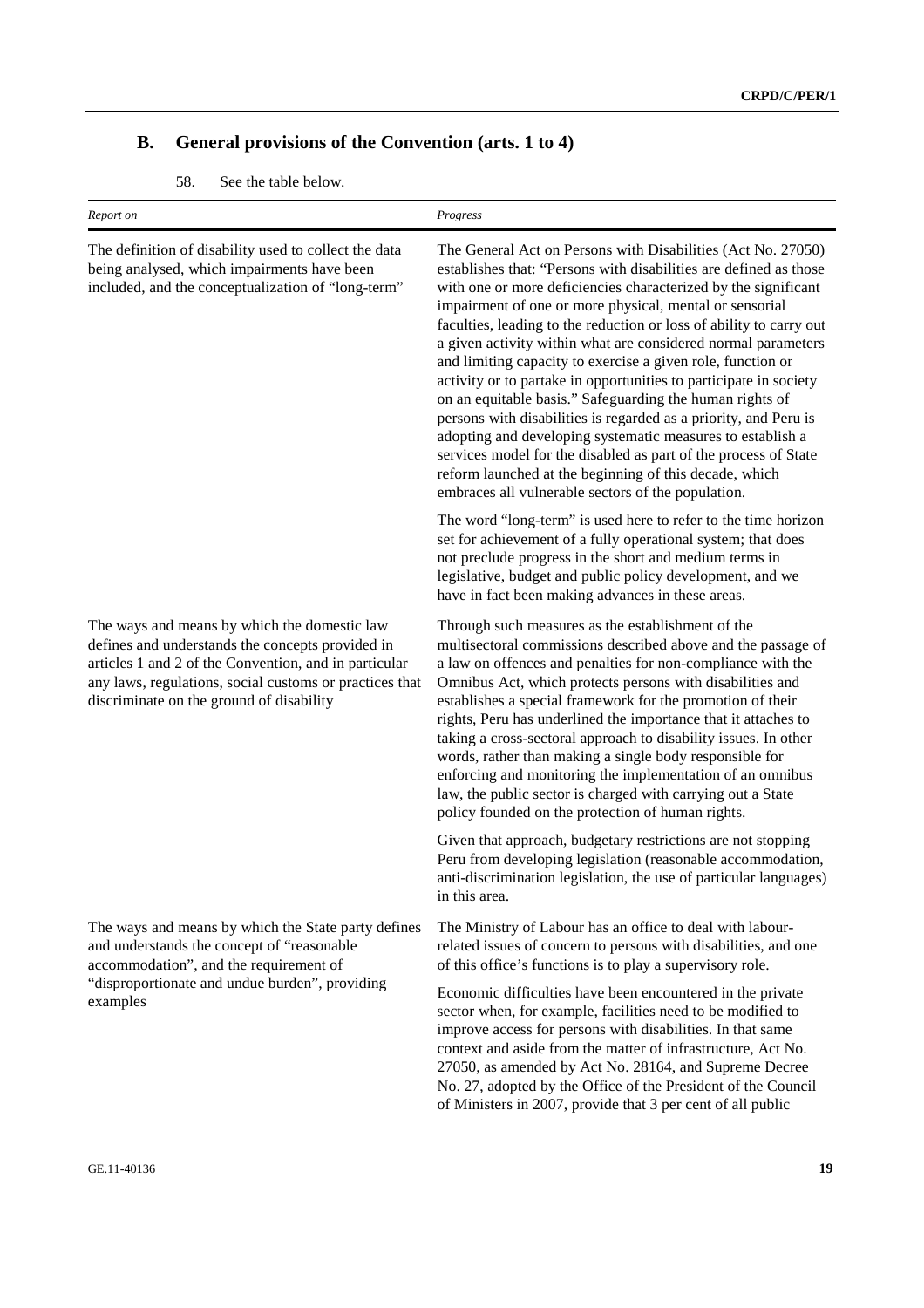## B. General provisions of the Convention (arts. 1 to 4)

58. See the table below.

| *Report on* | *Progress* |
|---|---|
| The definition of disability used to collect the data being analysed, which impairments have been included, and the conceptualization of "long-term" | The General Act on Persons with Disabilities (Act No. 27050) establishes that: "Persons with disabilities are defined as those with one or more deficiencies characterized by the significant impairment of one or more physical, mental or sensorial faculties, leading to the reduction or loss of ability to carry out a given activity within what are considered normal parameters and limiting capacity to exercise a given role, function or activity or to partake in opportunities to participate in society on an equitable basis." Safeguarding the human rights of persons with disabilities is regarded as a priority, and Peru is adopting and developing systematic measures to establish a services model for the disabled as part of the process of State reform launched at the beginning of this decade, which embraces all vulnerable sectors of the population.<br><br>The word "long-term" is used here to refer to the time horizon set for achievement of a fully operational system; that does not preclude progress in the short and medium terms in legislative, budget and public policy development, and we have in fact been making advances in these areas. |
| The ways and means by which the domestic law defines and understands the concepts provided in articles 1 and 2 of the Convention, and in particular any laws, regulations, social customs or practices that discriminate on the ground of disability | Through such measures as the establishment of the multisectoral commissions described above and the passage of a law on offences and penalties for non-compliance with the Omnibus Act, which protects persons with disabilities and establishes a special framework for the promotion of their rights, Peru has underlined the importance that it attaches to taking a cross-sectoral approach to disability issues. In other words, rather than making a single body responsible for enforcing and monitoring the implementation of an omnibus law, the public sector is charged with carrying out a State policy founded on the protection of human rights.<br><br>Given that approach, budgetary restrictions are not stopping Peru from developing legislation (reasonable accommodation, anti-discrimination legislation, the use of particular languages) in this area. |
| The ways and means by which the State party defines and understands the concept of "reasonable accommodation", and the requirement of "disproportionate and undue burden", providing examples | The Ministry of Labour has an office to deal with labour-related issues of concern to persons with disabilities, and one of this office's functions is to play a supervisory role.<br><br>Economic difficulties have been encountered in the private sector when, for example, facilities need to be modified to improve access for persons with disabilities. In that same context and aside from the matter of infrastructure, Act No. 27050, as amended by Act No. 28164, and Supreme Decree No. 27, adopted by the Office of the President of the Council of Ministers in 2007, provide that 3 per cent of all public |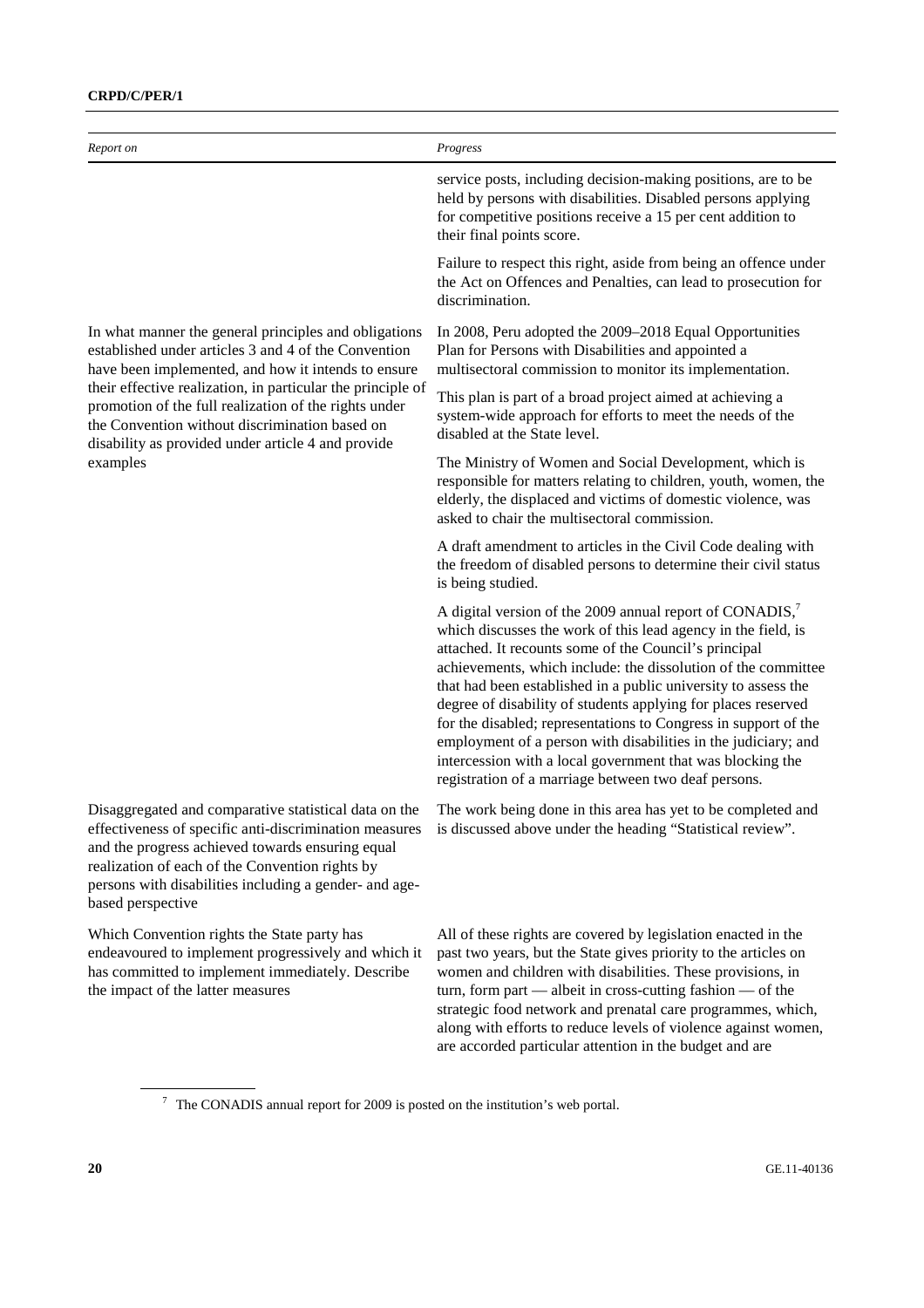| Report on | Progress |
|---|---|
| | service posts, including decision-making positions, are to be held by persons with disabilities. Disabled persons applying for competitive positions receive a 15 per cent addition to their final points score. <br><br> Failure to respect this right, aside from being an offence under the Act on Offences and Penalties, can lead to prosecution for discrimination. |
| In what manner the general principles and obligations established under articles 3 and 4 of the Convention have been implemented, and how it intends to ensure their effective realization, in particular the principle of promotion of the full realization of the rights under the Convention without discrimination based on disability as provided under article 4 and provide examples | In 2008, Peru adopted the 2009–2018 Equal Opportunities Plan for Persons with Disabilities and appointed a multisectoral commission to monitor its implementation. <br><br> This plan is part of a broad project aimed at achieving a system-wide approach for efforts to meet the needs of the disabled at the State level. <br><br> The Ministry of Women and Social Development, which is responsible for matters relating to children, youth, women, the elderly, the displaced and victims of domestic violence, was asked to chair the multisectoral commission. <br><br> A draft amendment to articles in the Civil Code dealing with the freedom of disabled persons to determine their civil status is being studied. <br><br> A digital version of the 2009 annual report of CONADIS,[7] which discusses the work of this lead agency in the field, is attached. It recounts some of the Council's principal achievements, which include: the dissolution of the committee that had been established in a public university to assess the degree of disability of students applying for places reserved for the disabled; representations to Congress in support of the employment of a person with disabilities in the judiciary; and intercession with a local government that was blocking the registration of a marriage between two deaf persons. |
| Disaggregated and comparative statistical data on the effectiveness of specific anti-discrimination measures and the progress achieved towards ensuring equal realization of each of the Convention rights by persons with disabilities including a gender- and age-based perspective | The work being done in this area has yet to be completed and is discussed above under the heading "Statistical review". |
| Which Convention rights the State party has endeavoured to implement progressively and which it has committed to implement immediately. Describe the impact of the latter measures | All of these rights are covered by legislation enacted in the past two years, but the State gives priority to the articles on women and children with disabilities. These provisions, in turn, form part — albeit in cross-cutting fashion — of the strategic food network and prenatal care programmes, which, along with efforts to reduce levels of violence against women, are accorded particular attention in the budget and are |

[7] The CONADIS annual report for 2009 is posted on the institution's web portal.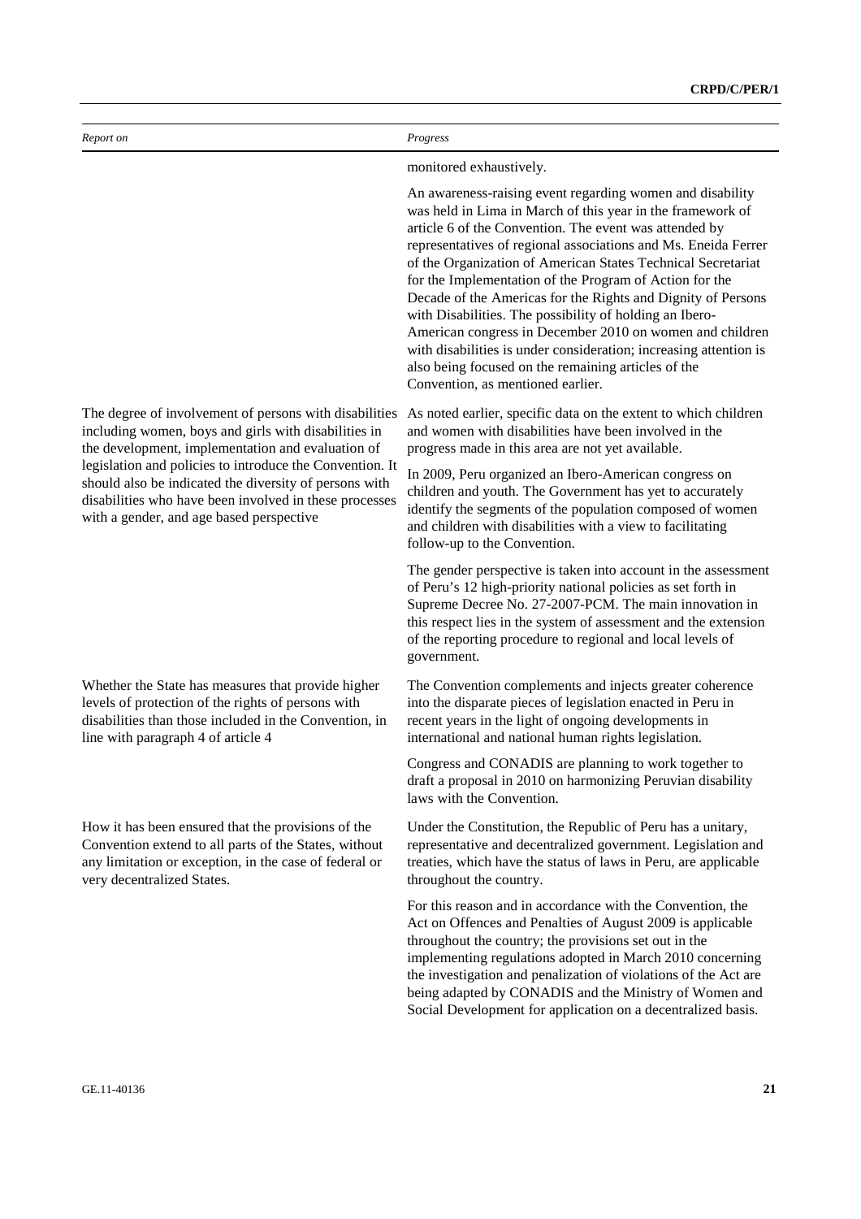| *Report on* | *Progress* |
| --- | --- |
| | monitored exhaustively.<br><br>An awareness-raising event regarding women and disability was held in Lima in March of this year in the framework of article 6 of the Convention. The event was attended by representatives of regional associations and Ms. Eneida Ferrer of the Organization of American States Technical Secretariat for the Implementation of the Program of Action for the Decade of the Americas for the Rights and Dignity of Persons with Disabilities. The possibility of holding an Ibero-American congress in December 2010 on women and children with disabilities is under consideration; increasing attention is also being focused on the remaining articles of the Convention, as mentioned earlier. |
| The degree of involvement of persons with disabilities including women, boys and girls with disabilities in the development, implementation and evaluation of legislation and policies to introduce the Convention. It should also be indicated the diversity of persons with disabilities who have been involved in these processes with a gender, and age based perspective | As noted earlier, specific data on the extent to which children and women with disabilities have been involved in the progress made in this area are not yet available.<br><br>In 2009, Peru organized an Ibero-American congress on children and youth. The Government has yet to accurately identify the segments of the population composed of women and children with disabilities with a view to facilitating follow-up to the Convention.<br><br>The gender perspective is taken into account in the assessment of Peru's 12 high-priority national policies as set forth in Supreme Decree No. 27-2007-PCM. The main innovation in this respect lies in the system of assessment and the extension of the reporting procedure to regional and local levels of government. |
| Whether the State has measures that provide higher levels of protection of the rights of persons with disabilities than those included in the Convention, in line with paragraph 4 of article 4 | The Convention complements and injects greater coherence into the disparate pieces of legislation enacted in Peru in recent years in the light of ongoing developments in international and national human rights legislation.<br><br>Congress and CONADIS are planning to work together to draft a proposal in 2010 on harmonizing Peruvian disability laws with the Convention. |
| How it has been ensured that the provisions of the Convention extend to all parts of the States, without any limitation or exception, in the case of federal or very decentralized States. | Under the Constitution, the Republic of Peru has a unitary, representative and decentralized government. Legislation and treaties, which have the status of laws in Peru, are applicable throughout the country.<br><br>For this reason and in accordance with the Convention, the Act on Offences and Penalties of August 2009 is applicable throughout the country; the provisions set out in the implementing regulations adopted in March 2010 concerning the investigation and penalization of violations of the Act are being adapted by CONADIS and the Ministry of Women and Social Development for application on a decentralized basis. |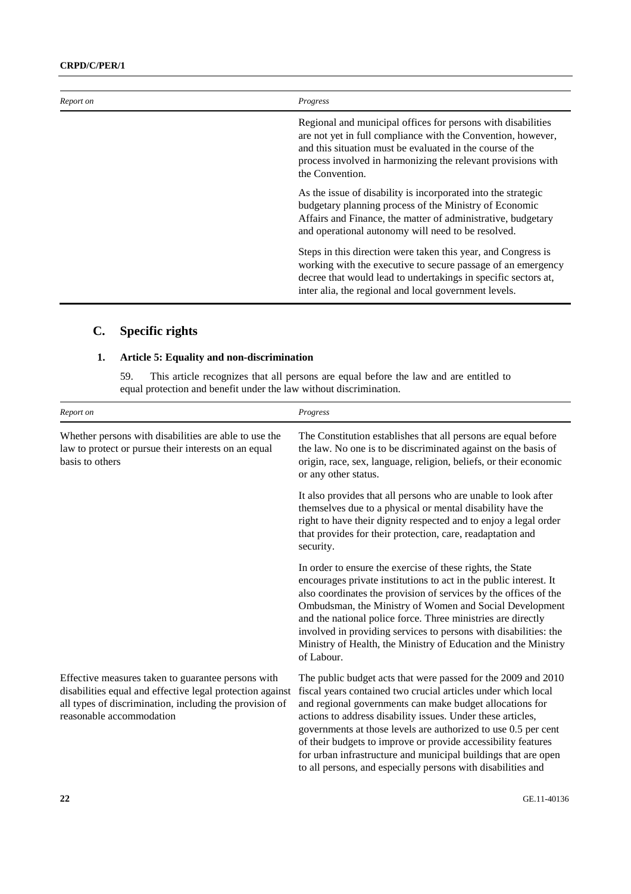| Report on | Progress |
|---|---|
| | Regional and municipal offices for persons with disabilities are not yet in full compliance with the Convention, however, and this situation must be evaluated in the course of the process involved in harmonizing the relevant provisions with the Convention. |
| | As the issue of disability is incorporated into the strategic budgetary planning process of the Ministry of Economic Affairs and Finance, the matter of administrative, budgetary and operational autonomy will need to be resolved. |
| | Steps in this direction were taken this year, and Congress is working with the executive to secure passage of an emergency decree that would lead to undertakings in specific sectors at, inter alia, the regional and local government levels. |

## C. Specific rights

### 1. Article 5: Equality and non-discrimination

59. This article recognizes that all persons are equal before the law and are entitled to equal protection and benefit under the law without discrimination.

| Report on | Progress |
|---|---|
| Whether persons with disabilities are able to use the law to protect or pursue their interests on an equal basis to others | The Constitution establishes that all persons are equal before the law. No one is to be discriminated against on the basis of origin, race, sex, language, religion, beliefs, or their economic or any other status. |
| | It also provides that all persons who are unable to look after themselves due to a physical or mental disability have the right to have their dignity respected and to enjoy a legal order that provides for their protection, care, readaptation and security. |
| | In order to ensure the exercise of these rights, the State encourages private institutions to act in the public interest. It also coordinates the provision of services by the offices of the Ombudsman, the Ministry of Women and Social Development and the national police force. Three ministries are directly involved in providing services to persons with disabilities: the Ministry of Health, the Ministry of Education and the Ministry of Labour. |
| Effective measures taken to guarantee persons with disabilities equal and effective legal protection against all types of discrimination, including the provision of reasonable accommodation | The public budget acts that were passed for the 2009 and 2010 fiscal years contained two crucial articles under which local and regional governments can make budget allocations for actions to address disability issues. Under these articles, governments at those levels are authorized to use 0.5 per cent of their budgets to improve or provide accessibility features for urban infrastructure and municipal buildings that are open to all persons, and especially persons with disabilities and |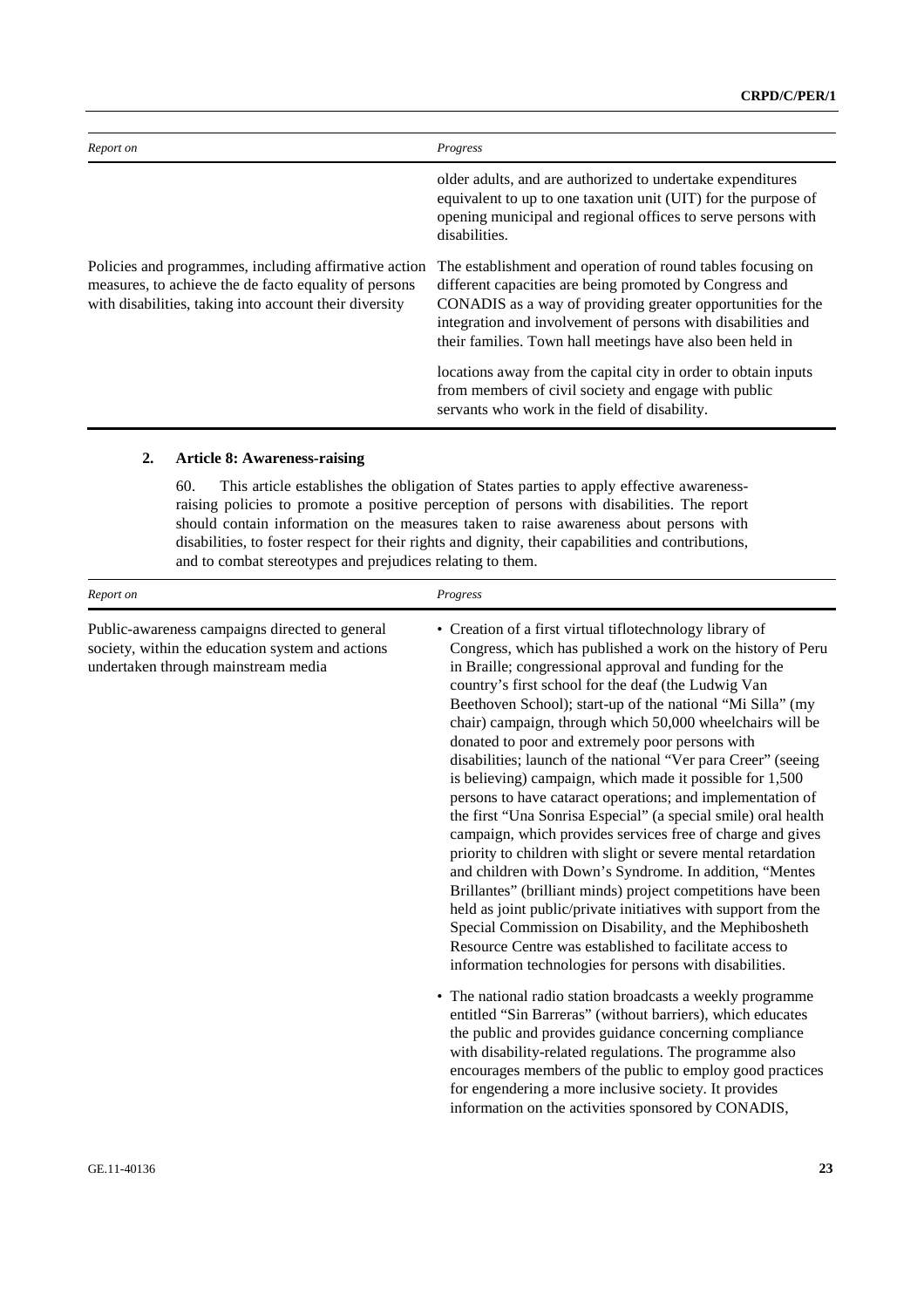| Report on | Progress |
|---|---|
| | older adults, and are authorized to undertake expenditures equivalent to up to one taxation unit (UIT) for the purpose of opening municipal and regional offices to serve persons with disabilities. |
| Policies and programmes, including affirmative action measures, to achieve the de facto equality of persons with disabilities, taking into account their diversity | The establishment and operation of round tables focusing on different capacities are being promoted by Congress and CONADIS as a way of providing greater opportunities for the integration and involvement of persons with disabilities and their families. Town hall meetings have also been held in locations away from the capital city in order to obtain inputs from members of civil society and engage with public servants who work in the field of disability. |

### 2. Article 8: Awareness-raising

60. This article establishes the obligation of States parties to apply effective awareness-raising policies to promote a positive perception of persons with disabilities. The report should contain information on the measures taken to raise awareness about persons with disabilities, to foster respect for their rights and dignity, their capabilities and contributions, and to combat stereotypes and prejudices relating to them.

| Report on | Progress |
|---|---|
| Public-awareness campaigns directed to general society, within the education system and actions undertaken through mainstream media | • Creation of a first virtual tiflotechnology library of Congress, which has published a work on the history of Peru in Braille; congressional approval and funding for the country's first school for the deaf (the Ludwig Van Beethoven School); start-up of the national "Mi Silla" (my chair) campaign, through which 50,000 wheelchairs will be donated to poor and extremely poor persons with disabilities; launch of the national "Ver para Creer" (seeing is believing) campaign, which made it possible for 1,500 persons to have cataract operations; and implementation of the first "Una Sonrisa Especial" (a special smile) oral health campaign, which provides services free of charge and gives priority to children with slight or severe mental retardation and children with Down's Syndrome. In addition, "Mentes Brillantes" (brilliant minds) project competitions have been held as joint public/private initiatives with support from the Special Commission on Disability, and the Mephibosheth Resource Centre was established to facilitate access to information technologies for persons with disabilities.<br>• The national radio station broadcasts a weekly programme entitled "Sin Barreras" (without barriers), which educates the public and provides guidance concerning compliance with disability-related regulations. The programme also encourages members of the public to employ good practices for engendering a more inclusive society. It provides information on the activities sponsored by CONADIS, |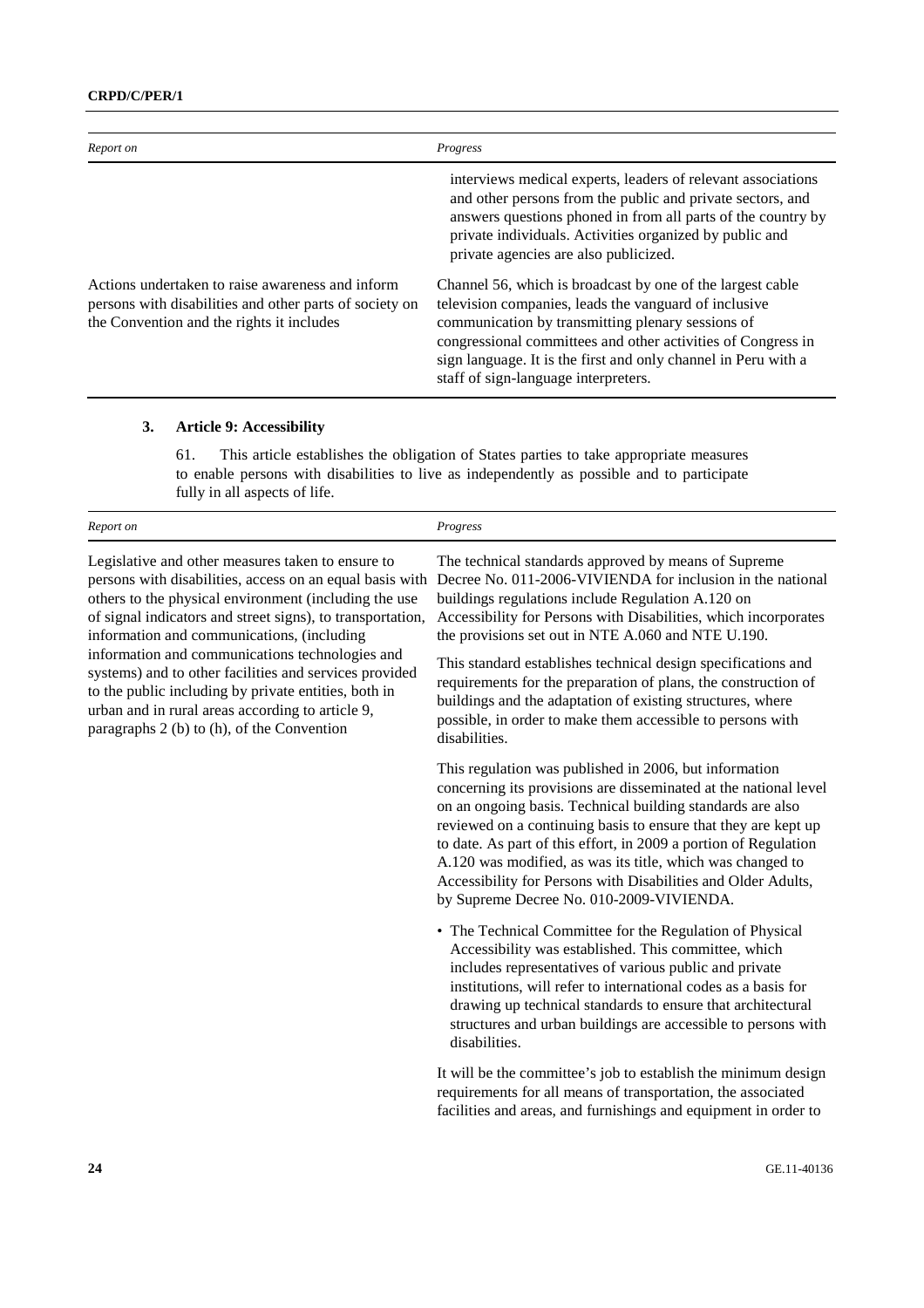| Report on | Progress |
|---|---|
| | interviews medical experts, leaders of relevant associations and other persons from the public and private sectors, and answers questions phoned in from all parts of the country by private individuals. Activities organized by public and private agencies are also publicized. |
| Actions undertaken to raise awareness and inform persons with disabilities and other parts of society on the Convention and the rights it includes | Channel 56, which is broadcast by one of the largest cable television companies, leads the vanguard of inclusive communication by transmitting plenary sessions of congressional committees and other activities of Congress in sign language. It is the first and only channel in Peru with a staff of sign-language interpreters. |

### 3. Article 9: Accessibility

61. This article establishes the obligation of States parties to take appropriate measures to enable persons with disabilities to live as independently as possible and to participate fully in all aspects of life.

| Report on | Progress |
|---|---|
| Legislative and other measures taken to ensure to persons with disabilities, access on an equal basis with others to the physical environment (including the use of signal indicators and street signs), to transportation, information and communications, (including information and communications technologies and systems) and to other facilities and services provided to the public including by private entities, both in urban and in rural areas according to article 9, paragraphs 2 (b) to (h), of the Convention | The technical standards approved by means of Supreme Decree No. 011-2006-VIVIENDA for inclusion in the national buildings regulations include Regulation A.120 on Accessibility for Persons with Disabilities, which incorporates the provisions set out in NTE A.060 and NTE U.190.<br><br>This standard establishes technical design specifications and requirements for the preparation of plans, the construction of buildings and the adaptation of existing structures, where possible, in order to make them accessible to persons with disabilities.<br><br>This regulation was published in 2006, but information concerning its provisions are disseminated at the national level on an ongoing basis. Technical building standards are also reviewed on a continuing basis to ensure that they are kept up to date. As part of this effort, in 2009 a portion of Regulation A.120 was modified, as was its title, which was changed to Accessibility for Persons with Disabilities and Older Adults, by Supreme Decree No. 010-2009-VIVIENDA.<br><br>• The Technical Committee for the Regulation of Physical Accessibility was established. This committee, which includes representatives of various public and private institutions, will refer to international codes as a basis for drawing up technical standards to ensure that architectural structures and urban buildings are accessible to persons with disabilities.<br><br>It will be the committee's job to establish the minimum design requirements for all means of transportation, the associated facilities and areas, and furnishings and equipment in order to |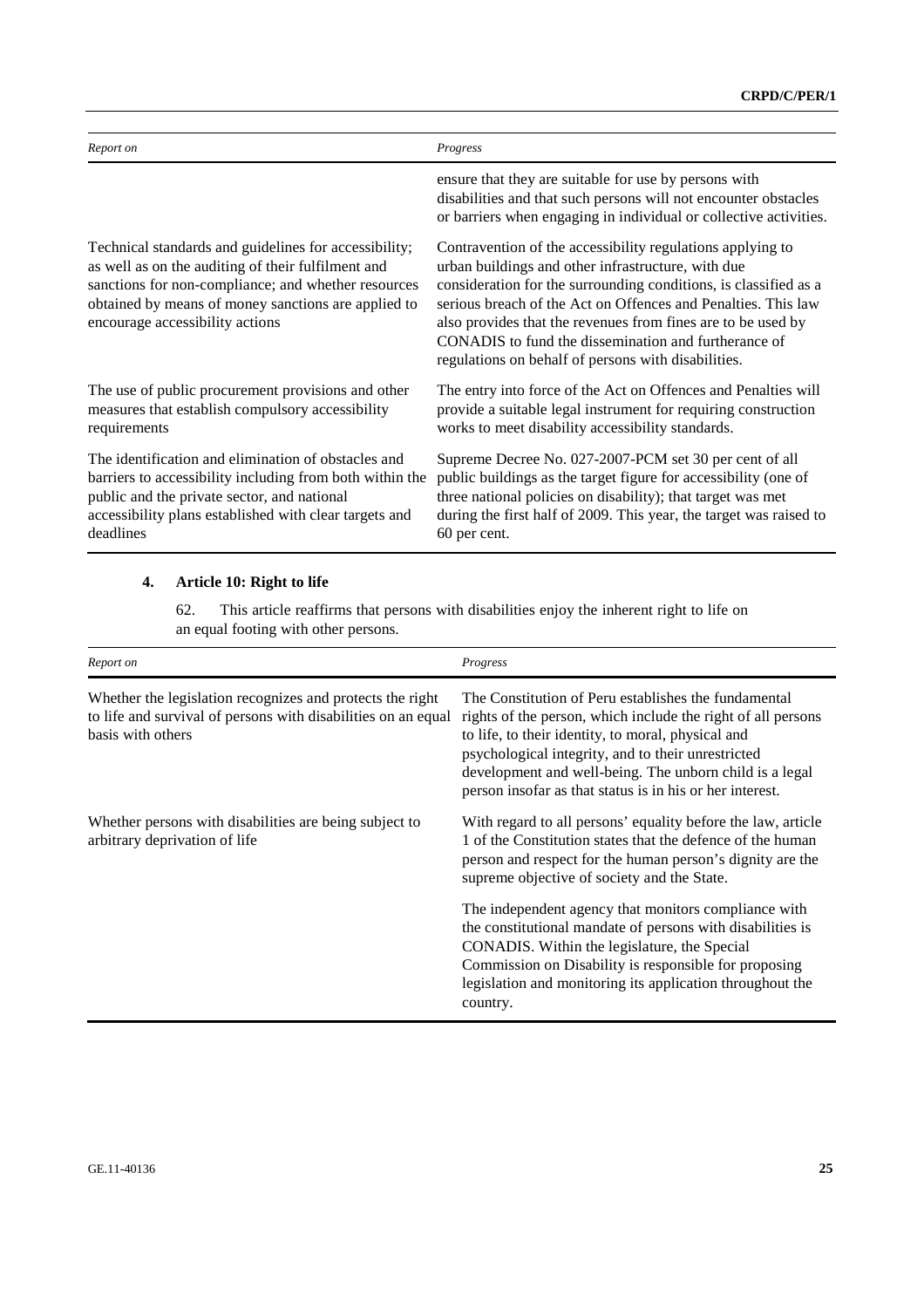| *Report on* | *Progress* |
|---|---|
| | ensure that they are suitable for use by persons with disabilities and that such persons will not encounter obstacles or barriers when engaging in individual or collective activities. |
| Technical standards and guidelines for accessibility; as well as on the auditing of their fulfilment and sanctions for non-compliance; and whether resources obtained by means of money sanctions are applied to encourage accessibility actions | Contravention of the accessibility regulations applying to urban buildings and other infrastructure, with due consideration for the surrounding conditions, is classified as a serious breach of the Act on Offences and Penalties. This law also provides that the revenues from fines are to be used by CONADIS to fund the dissemination and furtherance of regulations on behalf of persons with disabilities. |
| The use of public procurement provisions and other measures that establish compulsory accessibility requirements | The entry into force of the Act on Offences and Penalties will provide a suitable legal instrument for requiring construction works to meet disability accessibility standards. |
| The identification and elimination of obstacles and barriers to accessibility including from both within the public and the private sector, and national accessibility plans established with clear targets and deadlines | Supreme Decree No. 027-2007-PCM set 30 per cent of all public buildings as the target figure for accessibility (one of three national policies on disability); that target was met during the first half of 2009. This year, the target was raised to 60 per cent. |

### 4. Article 10: Right to life

62. This article reaffirms that persons with disabilities enjoy the inherent right to life on an equal footing with other persons.

| *Report on* | *Progress* |
|---|---|
| Whether the legislation recognizes and protects the right to life and survival of persons with disabilities on an equal basis with others | The Constitution of Peru establishes the fundamental rights of the person, which include the right of all persons to life, to their identity, to moral, physical and psychological integrity, and to their unrestricted development and well-being. The unborn child is a legal person insofar as that status is in his or her interest. |
| Whether persons with disabilities are being subject to arbitrary deprivation of life | With regard to all persons' equality before the law, article 1 of the Constitution states that the defence of the human person and respect for the human person's dignity are the supreme objective of society and the State. |
| | The independent agency that monitors compliance with the constitutional mandate of persons with disabilities is CONADIS. Within the legislature, the Special Commission on Disability is responsible for proposing legislation and monitoring its application throughout the country. |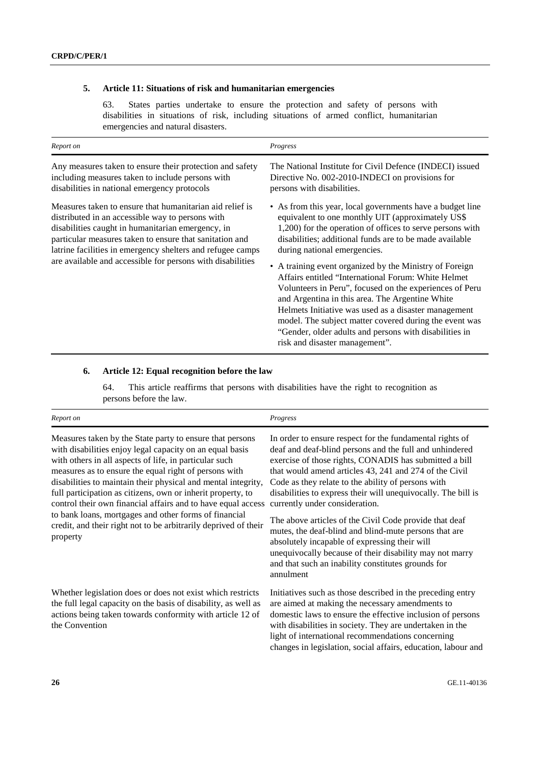### 5. Article 11: Situations of risk and humanitarian emergencies

63. States parties undertake to ensure the protection and safety of persons with disabilities in situations of risk, including situations of armed conflict, humanitarian emergencies and natural disasters.

| *Report on* | *Progress* |
| --- | --- |
| Any measures taken to ensure their protection and safety including measures taken to include persons with disabilities in national emergency protocols | The National Institute for Civil Defence (INDECI) issued Directive No. 002-2010-INDECI on provisions for persons with disabilities. |
| Measures taken to ensure that humanitarian aid relief is distributed in an accessible way to persons with disabilities caught in humanitarian emergency, in particular measures taken to ensure that sanitation and latrine facilities in emergency shelters and refugee camps are available and accessible for persons with disabilities | • As from this year, local governments have a budget line equivalent to one monthly UIT (approximately US$ 1,200) for the operation of offices to serve persons with disabilities; additional funds are to be made available during national emergencies.<br>• A training event organized by the Ministry of Foreign Affairs entitled "International Forum: White Helmet Volunteers in Peru", focused on the experiences of Peru and Argentina in this area. The Argentine White Helmets Initiative was used as a disaster management model. The subject matter covered during the event was "Gender, older adults and persons with disabilities in risk and disaster management". |

### 6. Article 12: Equal recognition before the law

64. This article reaffirms that persons with disabilities have the right to recognition as persons before the law.

| *Report on* | *Progress* |
| --- | --- |
| Measures taken by the State party to ensure that persons with disabilities enjoy legal capacity on an equal basis with others in all aspects of life, in particular such measures as to ensure the equal right of persons with disabilities to maintain their physical and mental integrity, full participation as citizens, own or inherit property, to control their own financial affairs and to have equal access to bank loans, mortgages and other forms of financial credit, and their right not to be arbitrarily deprived of their property | In order to ensure respect for the fundamental rights of deaf and deaf-blind persons and the full and unhindered exercise of those rights, CONADIS has submitted a bill that would amend articles 43, 241 and 274 of the Civil Code as they relate to the ability of persons with disabilities to express their will unequivocally. The bill is currently under consideration.<br>The above articles of the Civil Code provide that deaf mutes, the deaf-blind and blind-mute persons that are absolutely incapable of expressing their will unequivocally because of their disability may not marry and that such an inability constitutes grounds for annulment |
| Whether legislation does or does not exist which restricts the full legal capacity on the basis of disability, as well as actions being taken towards conformity with article 12 of the Convention | Initiatives such as those described in the preceding entry are aimed at making the necessary amendments to domestic laws to ensure the effective inclusion of persons with disabilities in society. They are undertaken in the light of international recommendations concerning changes in legislation, social affairs, education, labour and |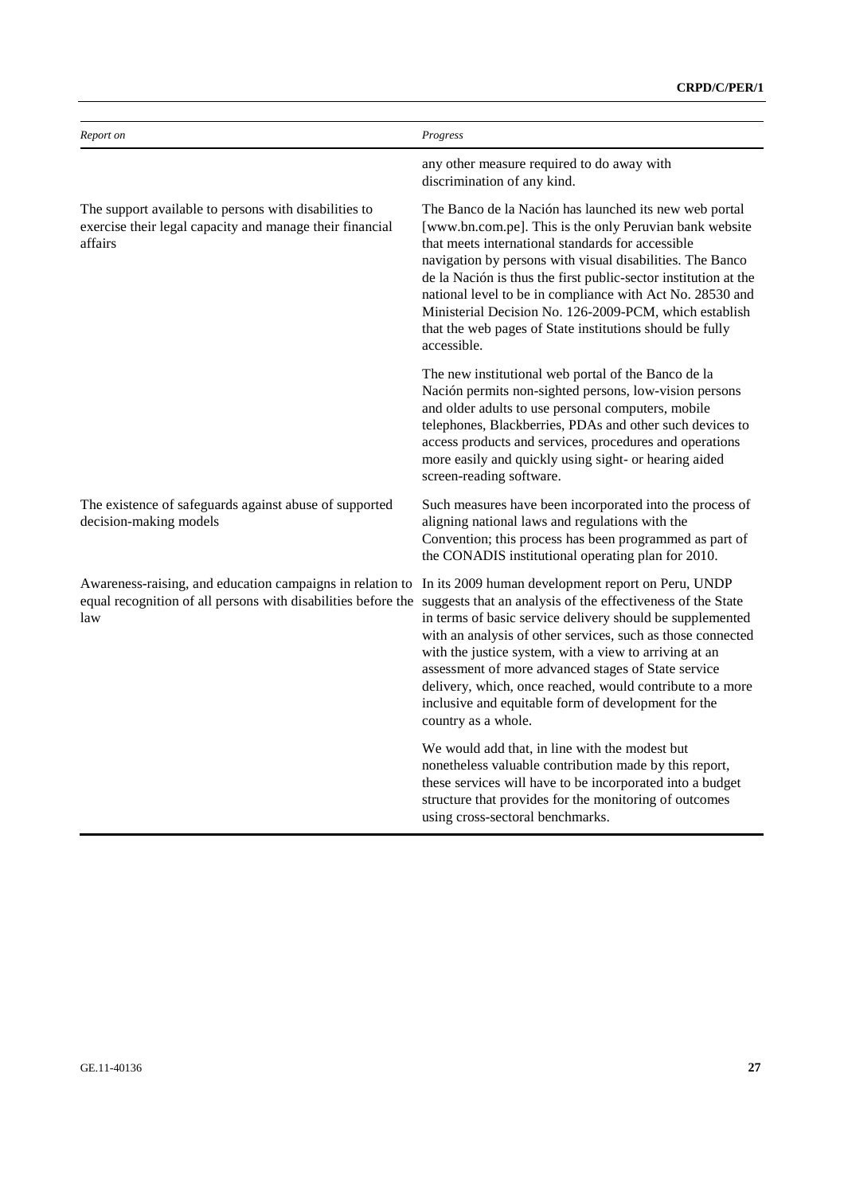| *Report on* | *Progress* |
|---|---|
| | any other measure required to do away with discrimination of any kind. |
| The support available to persons with disabilities to exercise their legal capacity and manage their financial affairs | The Banco de la Nación has launched its new web portal [www.bn.com.pe]. This is the only Peruvian bank website that meets international standards for accessible navigation by persons with visual disabilities. The Banco de la Nación is thus the first public-sector institution at the national level to be in compliance with Act No. 28530 and Ministerial Decision No. 126-2009-PCM, which establish that the web pages of State institutions should be fully accessible. |
| | The new institutional web portal of the Banco de la Nación permits non-sighted persons, low-vision persons and older adults to use personal computers, mobile telephones, Blackberries, PDAs and other such devices to access products and services, procedures and operations more easily and quickly using sight- or hearing aided screen-reading software. |
| The existence of safeguards against abuse of supported decision-making models | Such measures have been incorporated into the process of aligning national laws and regulations with the Convention; this process has been programmed as part of the CONADIS institutional operating plan for 2010. |
| Awareness-raising, and education campaigns in relation to equal recognition of all persons with disabilities before the law | In its 2009 human development report on Peru, UNDP suggests that an analysis of the effectiveness of the State in terms of basic service delivery should be supplemented with an analysis of other services, such as those connected with the justice system, with a view to arriving at an assessment of more advanced stages of State service delivery, which, once reached, would contribute to a more inclusive and equitable form of development for the country as a whole. |
| | We would add that, in line with the modest but nonetheless valuable contribution made by this report, these services will have to be incorporated into a budget structure that provides for the monitoring of outcomes using cross-sectoral benchmarks. |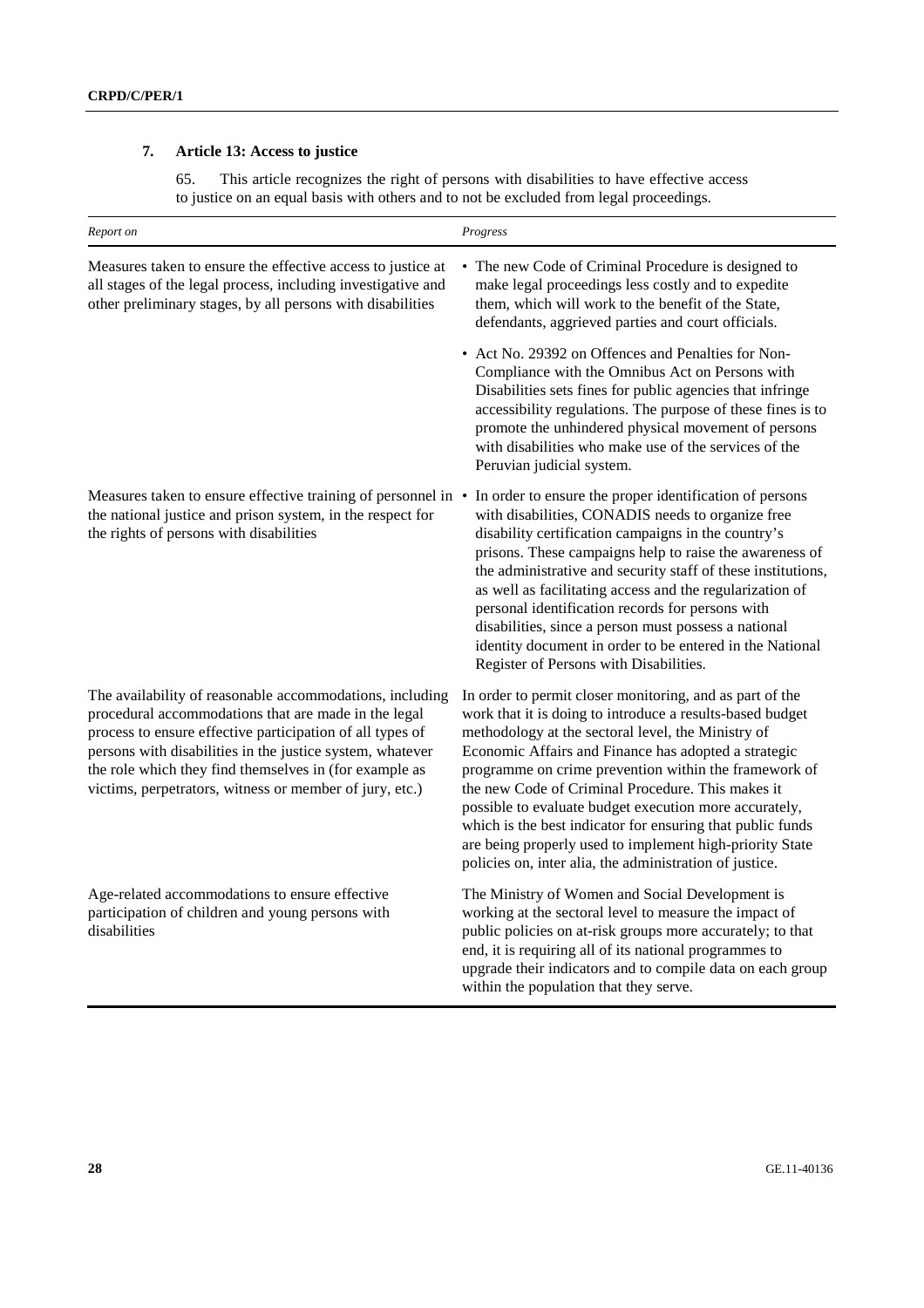### 7. Article 13: Access to justice

65. This article recognizes the right of persons with disabilities to have effective access to justice on an equal basis with others and to not be excluded from legal proceedings.

| *Report on* | *Progress* |
|---|---|
| Measures taken to ensure the effective access to justice at all stages of the legal process, including investigative and other preliminary stages, by all persons with disabilities | • The new Code of Criminal Procedure is designed to make legal proceedings less costly and to expedite them, which will work to the benefit of the State, defendants, aggrieved parties and court officials.<br><br>• Act No. 29392 on Offences and Penalties for Non-Compliance with the Omnibus Act on Persons with Disabilities sets fines for public agencies that infringe accessibility regulations. The purpose of these fines is to promote the unhindered physical movement of persons with disabilities who make use of the services of the Peruvian judicial system. |
| Measures taken to ensure effective training of personnel in the national justice and prison system, in the respect for the rights of persons with disabilities | • In order to ensure the proper identification of persons with disabilities, CONADIS needs to organize free disability certification campaigns in the country's prisons. These campaigns help to raise the awareness of the administrative and security staff of these institutions, as well as facilitating access and the regularization of personal identification records for persons with disabilities, since a person must possess a national identity document in order to be entered in the National Register of Persons with Disabilities. |
| The availability of reasonable accommodations, including procedural accommodations that are made in the legal process to ensure effective participation of all types of persons with disabilities in the justice system, whatever the role which they find themselves in (for example as victims, perpetrators, witness or member of jury, etc.) | In order to permit closer monitoring, and as part of the work that it is doing to introduce a results-based budget methodology at the sectoral level, the Ministry of Economic Affairs and Finance has adopted a strategic programme on crime prevention within the framework of the new Code of Criminal Procedure. This makes it possible to evaluate budget execution more accurately, which is the best indicator for ensuring that public funds are being properly used to implement high-priority State policies on, inter alia, the administration of justice. |
| Age-related accommodations to ensure effective participation of children and young persons with disabilities | The Ministry of Women and Social Development is working at the sectoral level to measure the impact of public policies on at-risk groups more accurately; to that end, it is requiring all of its national programmes to upgrade their indicators and to compile data on each group within the population that they serve. |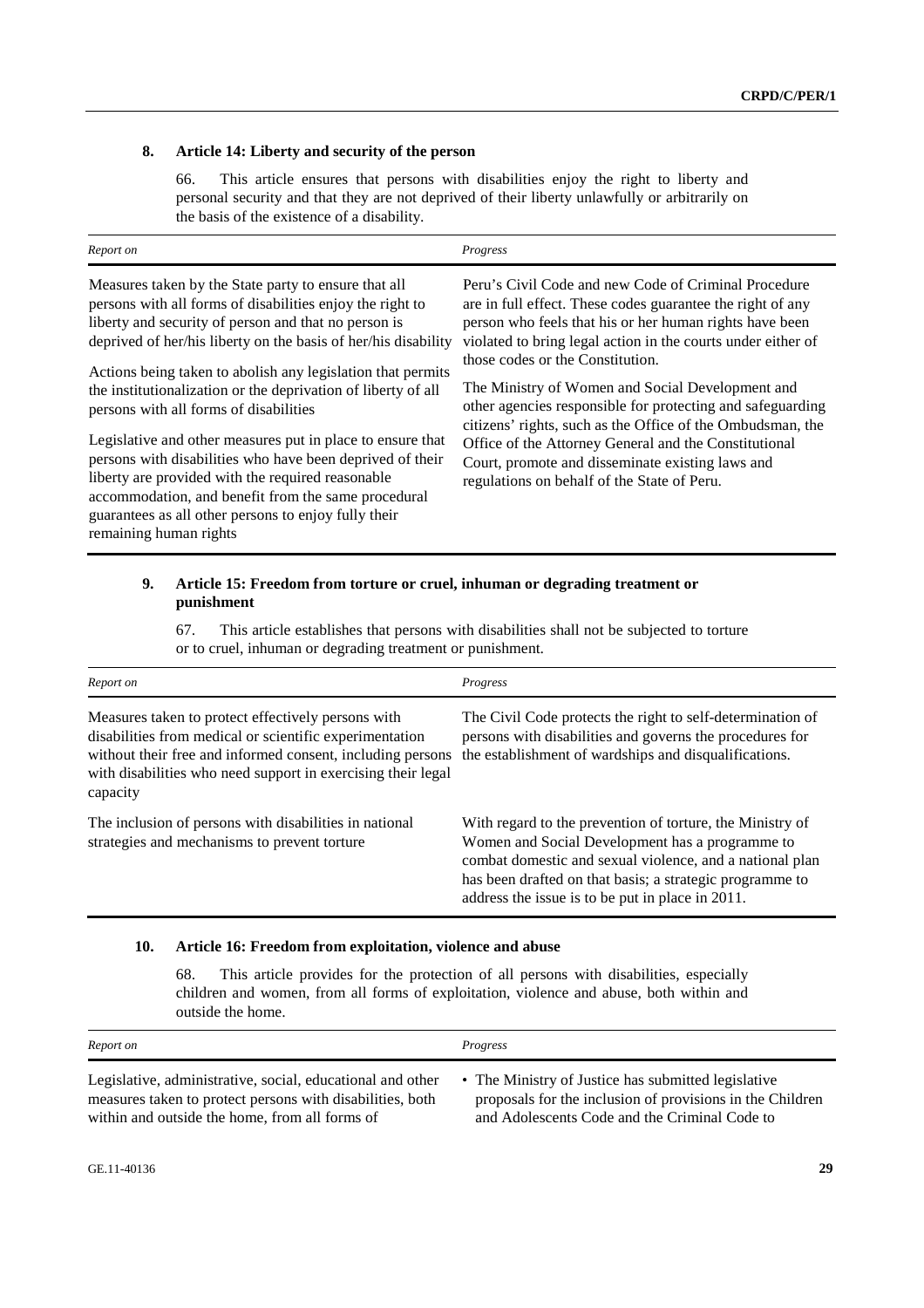### 8. Article 14: Liberty and security of the person

66. This article ensures that persons with disabilities enjoy the right to liberty and personal security and that they are not deprived of their liberty unlawfully or arbitrarily on the basis of the existence of a disability.

| *Report on* | *Progress* |
|---|---|
| Measures taken by the State party to ensure that all persons with all forms of disabilities enjoy the right to liberty and security of person and that no person is deprived of her/his liberty on the basis of her/his disability<br><br>Actions being taken to abolish any legislation that permits the institutionalization or the deprivation of liberty of all persons with all forms of disabilities<br><br>Legislative and other measures put in place to ensure that persons with disabilities who have been deprived of their liberty are provided with the required reasonable accommodation, and benefit from the same procedural guarantees as all other persons to enjoy fully their remaining human rights | Peru's Civil Code and new Code of Criminal Procedure are in full effect. These codes guarantee the right of any person who feels that his or her human rights have been violated to bring legal action in the courts under either of those codes or the Constitution.<br><br>The Ministry of Women and Social Development and other agencies responsible for protecting and safeguarding citizens' rights, such as the Office of the Ombudsman, the Office of the Attorney General and the Constitutional Court, promote and disseminate existing laws and regulations on behalf of the State of Peru. |

### 9. Article 15: Freedom from torture or cruel, inhuman or degrading treatment or punishment

67. This article establishes that persons with disabilities shall not be subjected to torture or to cruel, inhuman or degrading treatment or punishment.

| *Report on* | *Progress* |
|---|---|
| Measures taken to protect effectively persons with disabilities from medical or scientific experimentation without their free and informed consent, including persons with disabilities who need support in exercising their legal capacity | The Civil Code protects the right to self-determination of persons with disabilities and governs the procedures for the establishment of wardships and disqualifications. |
| The inclusion of persons with disabilities in national strategies and mechanisms to prevent torture | With regard to the prevention of torture, the Ministry of Women and Social Development has a programme to combat domestic and sexual violence, and a national plan has been drafted on that basis; a strategic programme to address the issue is to be put in place in 2011. |

### 10. Article 16: Freedom from exploitation, violence and abuse

68. This article provides for the protection of all persons with disabilities, especially children and women, from all forms of exploitation, violence and abuse, both within and outside the home.

| *Report on* | *Progress* |
|---|---|
| Legislative, administrative, social, educational and other measures taken to protect persons with disabilities, both within and outside the home, from all forms of | • The Ministry of Justice has submitted legislative proposals for the inclusion of provisions in the Children and Adolescents Code and the Criminal Code to |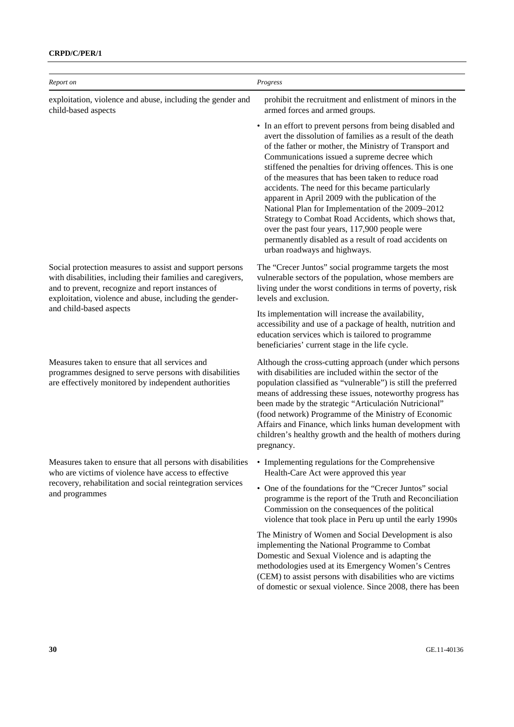| Report on | Progress |
|---|---|
| exploitation, violence and abuse, including the gender and child-based aspects | prohibit the recruitment and enlistment of minors in the armed forces and armed groups.<br><br>• In an effort to prevent persons from being disabled and avert the dissolution of families as a result of the death of the father or mother, the Ministry of Transport and Communications issued a supreme decree which stiffened the penalties for driving offences. This is one of the measures that has been taken to reduce road accidents. The need for this became particularly apparent in April 2009 with the publication of the National Plan for Implementation of the 2009–2012 Strategy to Combat Road Accidents, which shows that, over the past four years, 117,900 people were permanently disabled as a result of road accidents on urban roadways and highways. |
| Social protection measures to assist and support persons with disabilities, including their families and caregivers, and to prevent, recognize and report instances of exploitation, violence and abuse, including the gender- and child-based aspects | The "Crecer Juntos" social programme targets the most vulnerable sectors of the population, whose members are living under the worst conditions in terms of poverty, risk levels and exclusion.<br><br>Its implementation will increase the availability, accessibility and use of a package of health, nutrition and education services which is tailored to programme beneficiaries' current stage in the life cycle. |
| Measures taken to ensure that all services and programmes designed to serve persons with disabilities are effectively monitored by independent authorities | Although the cross-cutting approach (under which persons with disabilities are included within the sector of the population classified as "vulnerable") is still the preferred means of addressing these issues, noteworthy progress has been made by the strategic "Articulación Nutricional" (food network) Programme of the Ministry of Economic Affairs and Finance, which links human development with children's healthy growth and the health of mothers during pregnancy. |
| Measures taken to ensure that all persons with disabilities who are victims of violence have access to effective recovery, rehabilitation and social reintegration services and programmes | • Implementing regulations for the Comprehensive Health-Care Act were approved this year<br><br>• One of the foundations for the "Crecer Juntos" social programme is the report of the Truth and Reconciliation Commission on the consequences of the political violence that took place in Peru up until the early 1990s<br><br>The Ministry of Women and Social Development is also implementing the National Programme to Combat Domestic and Sexual Violence and is adapting the methodologies used at its Emergency Women's Centres (CEM) to assist persons with disabilities who are victims of domestic or sexual violence. Since 2008, there has been |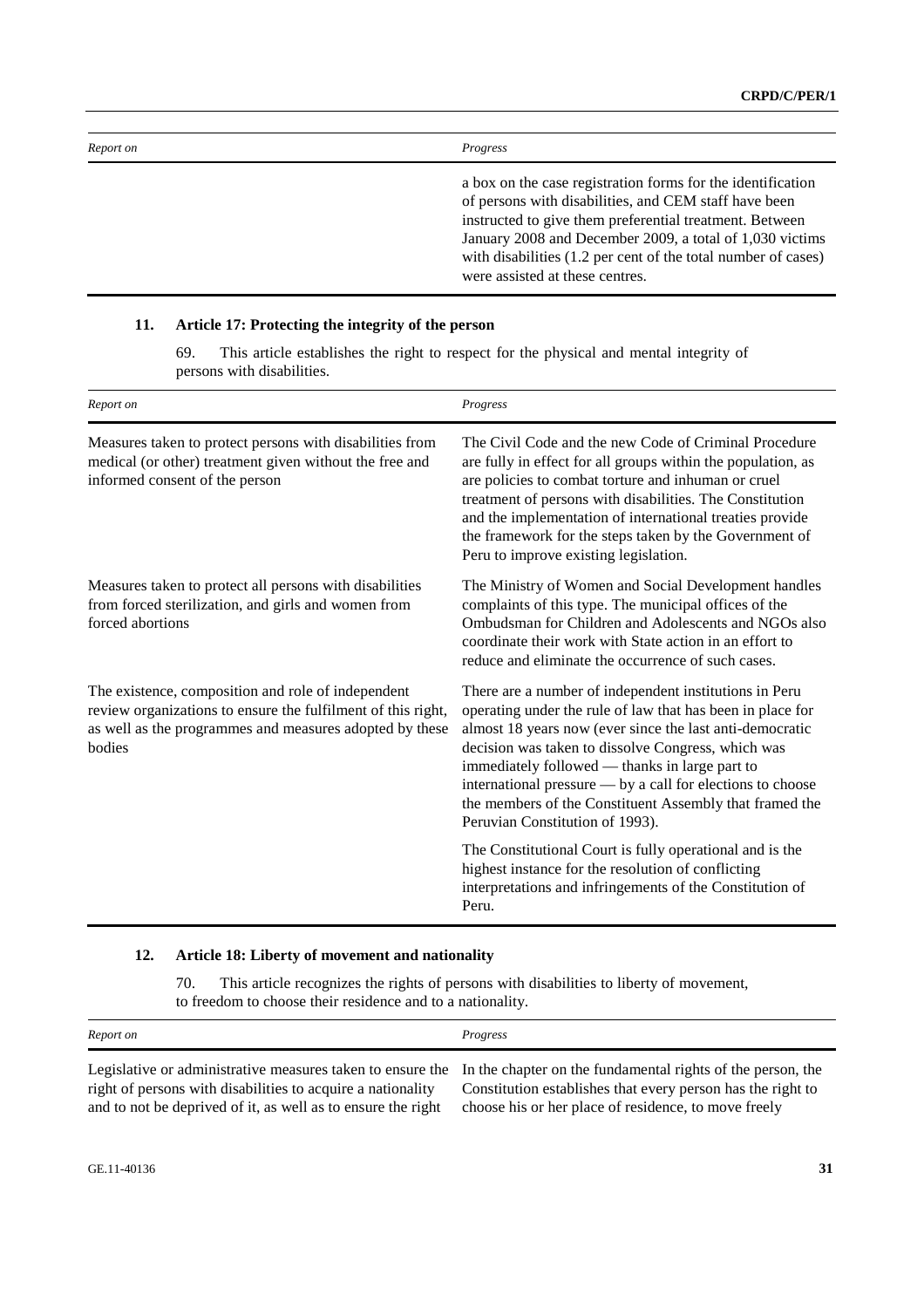| Report on | Progress |
|---|---|
| | a box on the case registration forms for the identification of persons with disabilities, and CEM staff have been instructed to give them preferential treatment. Between January 2008 and December 2009, a total of 1,030 victims with disabilities (1.2 per cent of the total number of cases) were assisted at these centres. |

### 11. Article 17: Protecting the integrity of the person

69. This article establishes the right to respect for the physical and mental integrity of persons with disabilities.

| Report on | Progress |
|---|---|
| Measures taken to protect persons with disabilities from medical (or other) treatment given without the free and informed consent of the person | The Civil Code and the new Code of Criminal Procedure are fully in effect for all groups within the population, as are policies to combat torture and inhuman or cruel treatment of persons with disabilities. The Constitution and the implementation of international treaties provide the framework for the steps taken by the Government of Peru to improve existing legislation. |
| Measures taken to protect all persons with disabilities from forced sterilization, and girls and women from forced abortions | The Ministry of Women and Social Development handles complaints of this type. The municipal offices of the Ombudsman for Children and Adolescents and NGOs also coordinate their work with State action in an effort to reduce and eliminate the occurrence of such cases. |
| The existence, composition and role of independent review organizations to ensure the fulfilment of this right, as well as the programmes and measures adopted by these bodies | There are a number of independent institutions in Peru operating under the rule of law that has been in place for almost 18 years now (ever since the last anti-democratic decision was taken to dissolve Congress, which was immediately followed — thanks in large part to international pressure — by a call for elections to choose the members of the Constituent Assembly that framed the Peruvian Constitution of 1993). |
| | The Constitutional Court is fully operational and is the highest instance for the resolution of conflicting interpretations and infringements of the Constitution of Peru. |

### 12. Article 18: Liberty of movement and nationality

70. This article recognizes the rights of persons with disabilities to liberty of movement, to freedom to choose their residence and to a nationality.

| Report on | Progress |
|---|---|
| Legislative or administrative measures taken to ensure the right of persons with disabilities to acquire a nationality and to not be deprived of it, as well as to ensure the right | In the chapter on the fundamental rights of the person, the Constitution establishes that every person has the right to choose his or her place of residence, to move freely |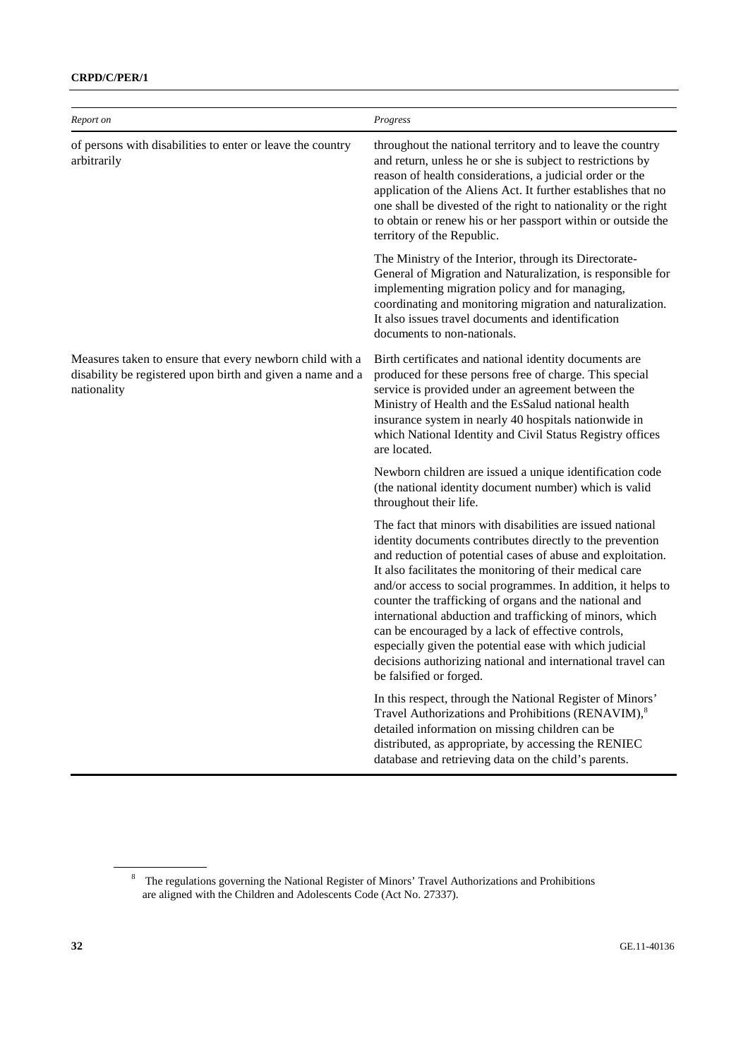| Report on | Progress |
| --- | --- |
| of persons with disabilities to enter or leave the country arbitrarily | throughout the national territory and to leave the country and return, unless he or she is subject to restrictions by reason of health considerations, a judicial order or the application of the Aliens Act. It further establishes that no one shall be divested of the right to nationality or the right to obtain or renew his or her passport within or outside the territory of the Republic. |
| | The Ministry of the Interior, through its Directorate-General of Migration and Naturalization, is responsible for implementing migration policy and for managing, coordinating and monitoring migration and naturalization. It also issues travel documents and identification documents to non-nationals. |
| Measures taken to ensure that every newborn child with a disability be registered upon birth and given a name and a nationality | Birth certificates and national identity documents are produced for these persons free of charge. This special service is provided under an agreement between the Ministry of Health and the EsSalud national health insurance system in nearly 40 hospitals nationwide in which National Identity and Civil Status Registry offices are located. |
| | Newborn children are issued a unique identification code (the national identity document number) which is valid throughout their life. |
| | The fact that minors with disabilities are issued national identity documents contributes directly to the prevention and reduction of potential cases of abuse and exploitation. It also facilitates the monitoring of their medical care and/or access to social programmes. In addition, it helps to counter the trafficking of organs and the national and international abduction and trafficking of minors, which can be encouraged by a lack of effective controls, especially given the potential ease with which judicial decisions authorizing national and international travel can be falsified or forged. |
| | In this respect, through the National Register of Minors' Travel Authorizations and Prohibitions (RENAVIM),[8] detailed information on missing children can be distributed, as appropriate, by accessing the RENIEC database and retrieving data on the child's parents. |

[8] The regulations governing the National Register of Minors' Travel Authorizations and Prohibitions are aligned with the Children and Adolescents Code (Act No. 27337).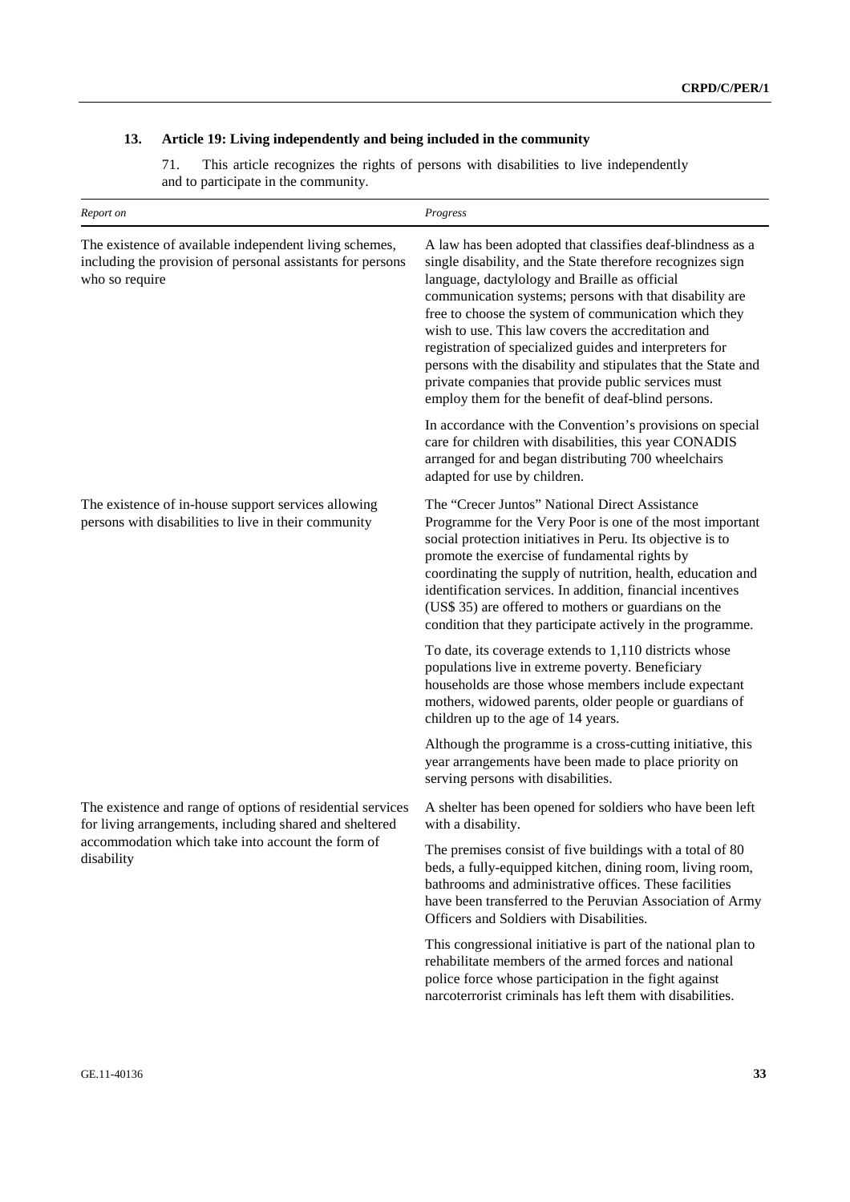### 13. Article 19: Living independently and being included in the community

71. This article recognizes the rights of persons with disabilities to live independently and to participate in the community.

| *Report on* | *Progress* |
|---|---|
| The existence of available independent living schemes, including the provision of personal assistants for persons who so require | A law has been adopted that classifies deaf-blindness as a single disability, and the State therefore recognizes sign language, dactylology and Braille as official communication systems; persons with that disability are free to choose the system of communication which they wish to use. This law covers the accreditation and registration of specialized guides and interpreters for persons with the disability and stipulates that the State and private companies that provide public services must employ them for the benefit of deaf-blind persons. |
| | In accordance with the Convention's provisions on special care for children with disabilities, this year CONADIS arranged for and began distributing 700 wheelchairs adapted for use by children. |
| The existence of in-house support services allowing persons with disabilities to live in their community | The "Crecer Juntos" National Direct Assistance Programme for the Very Poor is one of the most important social protection initiatives in Peru. Its objective is to promote the exercise of fundamental rights by coordinating the supply of nutrition, health, education and identification services. In addition, financial incentives (US$ 35) are offered to mothers or guardians on the condition that they participate actively in the programme. |
| | To date, its coverage extends to 1,110 districts whose populations live in extreme poverty. Beneficiary households are those whose members include expectant mothers, widowed parents, older people or guardians of children up to the age of 14 years. |
| | Although the programme is a cross-cutting initiative, this year arrangements have been made to place priority on serving persons with disabilities. |
| The existence and range of options of residential services for living arrangements, including shared and sheltered accommodation which take into account the form of disability | A shelter has been opened for soldiers who have been left with a disability. |
| | The premises consist of five buildings with a total of 80 beds, a fully-equipped kitchen, dining room, living room, bathrooms and administrative offices. These facilities have been transferred to the Peruvian Association of Army Officers and Soldiers with Disabilities. |
| | This congressional initiative is part of the national plan to rehabilitate members of the armed forces and national police force whose participation in the fight against narcoterrorist criminals has left them with disabilities. |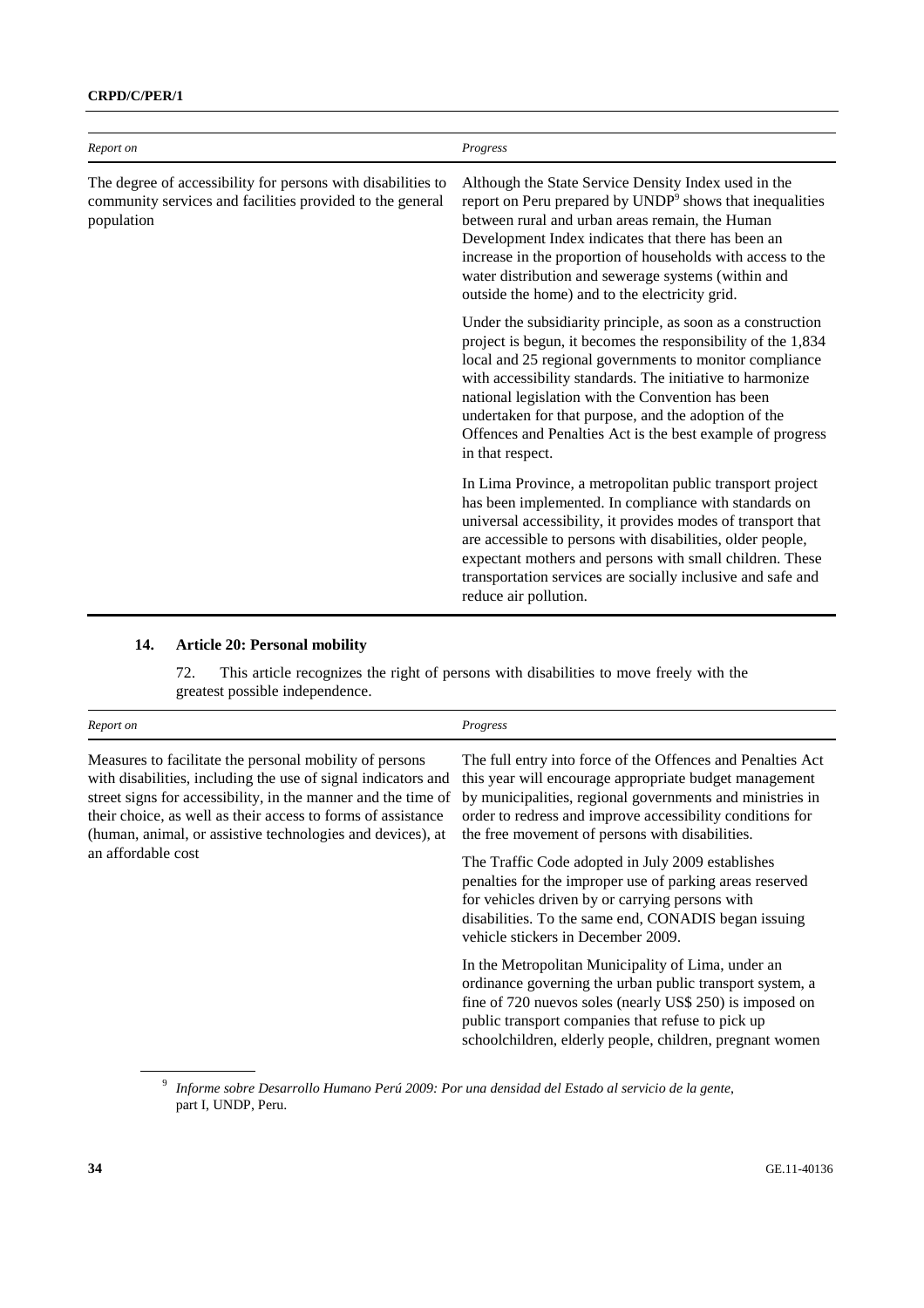| *Report on* | *Progress* |
|---|---|
| The degree of accessibility for persons with disabilities to community services and facilities provided to the general population | Although the State Service Density Index used in the report on Peru prepared by UNDP[9] shows that inequalities between rural and urban areas remain, the Human Development Index indicates that there has been an increase in the proportion of households with access to the water distribution and sewerage systems (within and outside the home) and to the electricity grid. |
| | Under the subsidiarity principle, as soon as a construction project is begun, it becomes the responsibility of the 1,834 local and 25 regional governments to monitor compliance with accessibility standards. The initiative to harmonize national legislation with the Convention has been undertaken for that purpose, and the adoption of the Offences and Penalties Act is the best example of progress in that respect. |
| | In Lima Province, a metropolitan public transport project has been implemented. In compliance with standards on universal accessibility, it provides modes of transport that are accessible to persons with disabilities, older people, expectant mothers and persons with small children. These transportation services are socially inclusive and safe and reduce air pollution. |

### 14. Article 20: Personal mobility

72. This article recognizes the right of persons with disabilities to move freely with the greatest possible independence.

| *Report on* | *Progress* |
|---|---|
| Measures to facilitate the personal mobility of persons with disabilities, including the use of signal indicators and street signs for accessibility, in the manner and the time of their choice, as well as their access to forms of assistance (human, animal, or assistive technologies and devices), at an affordable cost | The full entry into force of the Offences and Penalties Act this year will encourage appropriate budget management by municipalities, regional governments and ministries in order to redress and improve accessibility conditions for the free movement of persons with disabilities. |
| | The Traffic Code adopted in July 2009 establishes penalties for the improper use of parking areas reserved for vehicles driven by or carrying persons with disabilities. To the same end, CONADIS began issuing vehicle stickers in December 2009. |
| | In the Metropolitan Municipality of Lima, under an ordinance governing the urban public transport system, a fine of 720 nuevos soles (nearly US$ 250) is imposed on public transport companies that refuse to pick up schoolchildren, elderly people, children, pregnant women |

[9] *Informe sobre Desarrollo Humano Perú 2009: Por una densidad del Estado al servicio de la gente*, part I, UNDP, Peru.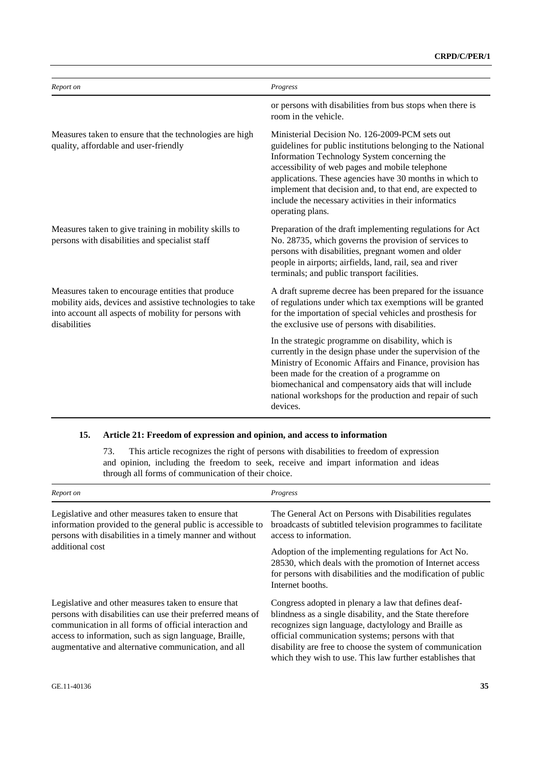| Report on | Progress |
|---|---|
| | or persons with disabilities from bus stops when there is room in the vehicle. |
| Measures taken to ensure that the technologies are high quality, affordable and user-friendly | Ministerial Decision No. 126-2009-PCM sets out guidelines for public institutions belonging to the National Information Technology System concerning the accessibility of web pages and mobile telephone applications. These agencies have 30 months in which to implement that decision and, to that end, are expected to include the necessary activities in their informatics operating plans. |
| Measures taken to give training in mobility skills to persons with disabilities and specialist staff | Preparation of the draft implementing regulations for Act No. 28735, which governs the provision of services to persons with disabilities, pregnant women and older people in airports; airfields, land, rail, sea and river terminals; and public transport facilities. |
| Measures taken to encourage entities that produce mobility aids, devices and assistive technologies to take into account all aspects of mobility for persons with disabilities | A draft supreme decree has been prepared for the issuance of regulations under which tax exemptions will be granted for the importation of special vehicles and prosthesis for the exclusive use of persons with disabilities. |
| | In the strategic programme on disability, which is currently in the design phase under the supervision of the Ministry of Economic Affairs and Finance, provision has been made for the creation of a programme on biomechanical and compensatory aids that will include national workshops for the production and repair of such devices. |

## 15. Article 21: Freedom of expression and opinion, and access to information

73. This article recognizes the right of persons with disabilities to freedom of expression and opinion, including the freedom to seek, receive and impart information and ideas through all forms of communication of their choice.

| Report on | Progress |
|---|---|
| Legislative and other measures taken to ensure that information provided to the general public is accessible to persons with disabilities in a timely manner and without additional cost | The General Act on Persons with Disabilities regulates broadcasts of subtitled television programmes to facilitate access to information. |
| | Adoption of the implementing regulations for Act No. 28530, which deals with the promotion of Internet access for persons with disabilities and the modification of public Internet booths. |
| Legislative and other measures taken to ensure that persons with disabilities can use their preferred means of communication in all forms of official interaction and access to information, such as sign language, Braille, augmentative and alternative communication, and all | Congress adopted in plenary a law that defines deaf-blindness as a single disability, and the State therefore recognizes sign language, dactylology and Braille as official communication systems; persons with that disability are free to choose the system of communication which they wish to use. This law further establishes that |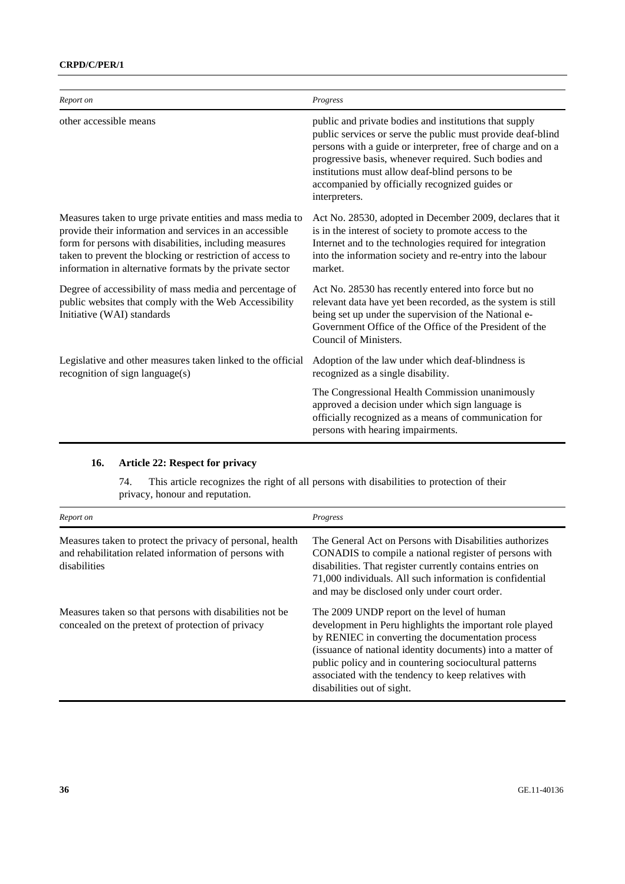| *Report on* | *Progress* |
|---|---|
| other accessible means | public and private bodies and institutions that supply public services or serve the public must provide deaf-blind persons with a guide or interpreter, free of charge and on a progressive basis, whenever required. Such bodies and institutions must allow deaf-blind persons to be accompanied by officially recognized guides or interpreters. |
| Measures taken to urge private entities and mass media to provide their information and services in an accessible form for persons with disabilities, including measures taken to prevent the blocking or restriction of access to information in alternative formats by the private sector | Act No. 28530, adopted in December 2009, declares that it is in the interest of society to promote access to the Internet and to the technologies required for integration into the information society and re-entry into the labour market. |
| Degree of accessibility of mass media and percentage of public websites that comply with the Web Accessibility Initiative (WAI) standards | Act No. 28530 has recently entered into force but no relevant data have yet been recorded, as the system is still being set up under the supervision of the National e-Government Office of the Office of the President of the Council of Ministers. |
| Legislative and other measures taken linked to the official recognition of sign language(s) | Adoption of the law under which deaf-blindness is recognized as a single disability. |
| | The Congressional Health Commission unanimously approved a decision under which sign language is officially recognized as a means of communication for persons with hearing impairments. |

## 16. Article 22: Respect for privacy

74. This article recognizes the right of all persons with disabilities to protection of their privacy, honour and reputation.

| *Report on* | *Progress* |
|---|---|
| Measures taken to protect the privacy of personal, health and rehabilitation related information of persons with disabilities | The General Act on Persons with Disabilities authorizes CONADIS to compile a national register of persons with disabilities. That register currently contains entries on 71,000 individuals. All such information is confidential and may be disclosed only under court order. |
| Measures taken so that persons with disabilities not be concealed on the pretext of protection of privacy | The 2009 UNDP report on the level of human development in Peru highlights the important role played by RENIEC in converting the documentation process (issuance of national identity documents) into a matter of public policy and in countering sociocultural patterns associated with the tendency to keep relatives with disabilities out of sight. |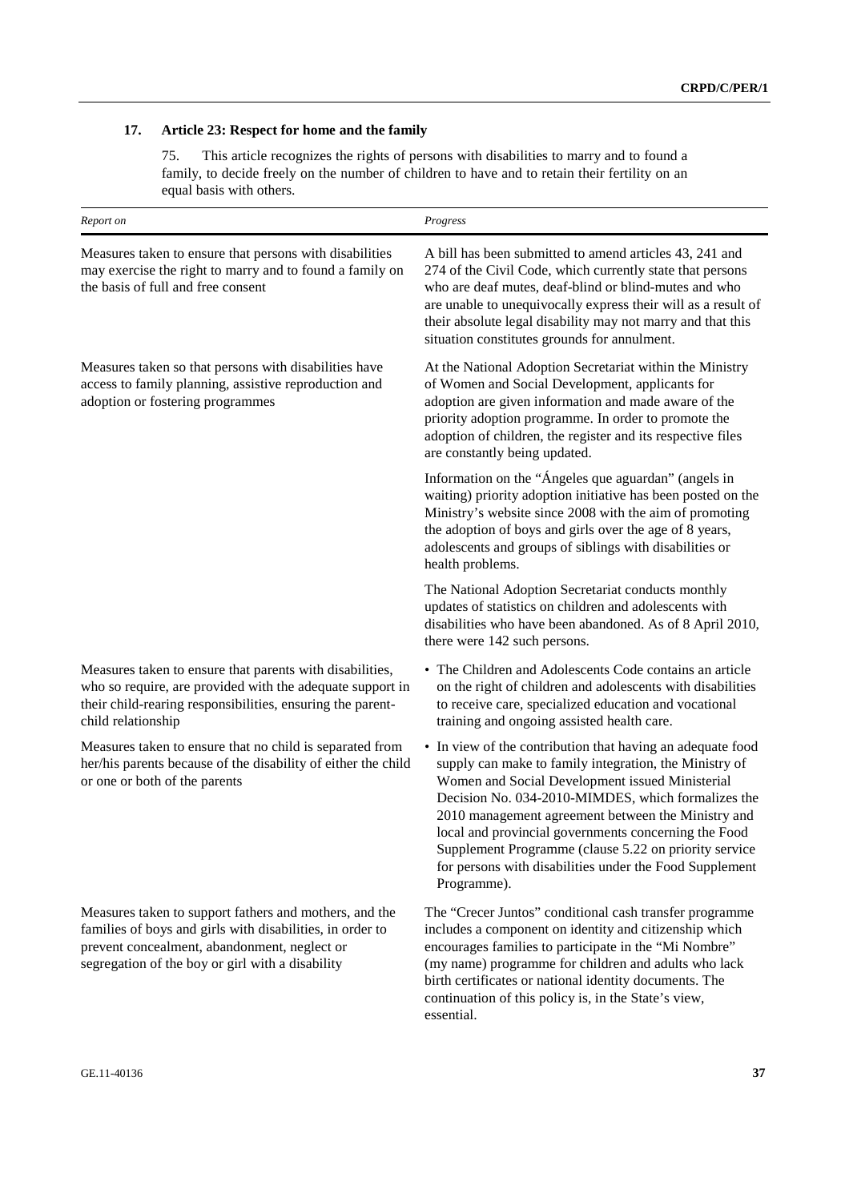## 17. Article 23: Respect for home and the family

75. This article recognizes the rights of persons with disabilities to marry and to found a family, to decide freely on the number of children to have and to retain their fertility on an equal basis with others.

| *Report on* | *Progress* |
|---|---|
| Measures taken to ensure that persons with disabilities may exercise the right to marry and to found a family on the basis of full and free consent | A bill has been submitted to amend articles 43, 241 and 274 of the Civil Code, which currently state that persons who are deaf mutes, deaf-blind or blind-mutes and who are unable to unequivocally express their will as a result of their absolute legal disability may not marry and that this situation constitutes grounds for annulment. |
| Measures taken so that persons with disabilities have access to family planning, assistive reproduction and adoption or fostering programmes | At the National Adoption Secretariat within the Ministry of Women and Social Development, applicants for adoption are given information and made aware of the priority adoption programme. In order to promote the adoption of children, the register and its respective files are constantly being updated. |
| | Information on the "Ángeles que aguardan" (angels in waiting) priority adoption initiative has been posted on the Ministry's website since 2008 with the aim of promoting the adoption of boys and girls over the age of 8 years, adolescents and groups of siblings with disabilities or health problems. |
| | The National Adoption Secretariat conducts monthly updates of statistics on children and adolescents with disabilities who have been abandoned. As of 8 April 2010, there were 142 such persons. |
| Measures taken to ensure that parents with disabilities, who so require, are provided with the adequate support in their child-rearing responsibilities, ensuring the parent-child relationship | • The Children and Adolescents Code contains an article on the right of children and adolescents with disabilities to receive care, specialized education and vocational training and ongoing assisted health care. |
| Measures taken to ensure that no child is separated from her/his parents because of the disability of either the child or one or both of the parents | • In view of the contribution that having an adequate food supply can make to family integration, the Ministry of Women and Social Development issued Ministerial Decision No. 034-2010-MIMDES, which formalizes the 2010 management agreement between the Ministry and local and provincial governments concerning the Food Supplement Programme (clause 5.22 on priority service for persons with disabilities under the Food Supplement Programme). |
| Measures taken to support fathers and mothers, and the families of boys and girls with disabilities, in order to prevent concealment, abandonment, neglect or segregation of the boy or girl with a disability | The "Crecer Juntos" conditional cash transfer programme includes a component on identity and citizenship which encourages families to participate in the "Mi Nombre" (my name) programme for children and adults who lack birth certificates or national identity documents. The continuation of this policy is, in the State's view, essential. |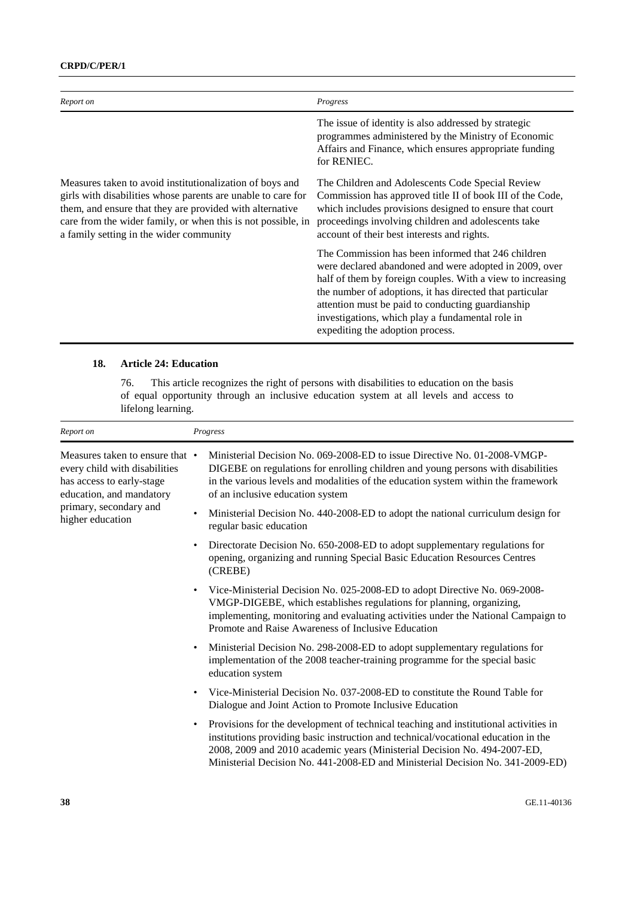| *Report on* | *Progress* |
|---|---|
| | The issue of identity is also addressed by strategic programmes administered by the Ministry of Economic Affairs and Finance, which ensures appropriate funding for RENIEC. |
| Measures taken to avoid institutionalization of boys and girls with disabilities whose parents are unable to care for them, and ensure that they are provided with alternative care from the wider family, or when this is not possible, in a family setting in the wider community | The Children and Adolescents Code Special Review Commission has approved title II of book III of the Code, which includes provisions designed to ensure that court proceedings involving children and adolescents take account of their best interests and rights.<br><br>The Commission has been informed that 246 children were declared abandoned and were adopted in 2009, over half of them by foreign couples. With a view to increasing the number of adoptions, it has directed that particular attention must be paid to conducting guardianship investigations, which play a fundamental role in expediting the adoption process. |

## 18. Article 24: Education

76. This article recognizes the right of persons with disabilities to education on the basis of equal opportunity through an inclusive education system at all levels and access to lifelong learning.

| *Report on* | *Progress* |
|---|---|
| Measures taken to ensure that every child with disabilities has access to early-stage education, and mandatory primary, secondary and higher education | • Ministerial Decision No. 069-2008-ED to issue Directive No. 01-2008-VMGP-DIGEBE on regulations for enrolling children and young persons with disabilities in the various levels and modalities of the education system within the framework of an inclusive education system<br>• Ministerial Decision No. 440-2008-ED to adopt the national curriculum design for regular basic education<br>• Directorate Decision No. 650-2008-ED to adopt supplementary regulations for opening, organizing and running Special Basic Education Resources Centres (CREBE)<br>• Vice-Ministerial Decision No. 025-2008-ED to adopt Directive No. 069-2008-VMGP-DIGEBE, which establishes regulations for planning, organizing, implementing, monitoring and evaluating activities under the National Campaign to Promote and Raise Awareness of Inclusive Education<br>• Ministerial Decision No. 298-2008-ED to adopt supplementary regulations for implementation of the 2008 teacher-training programme for the special basic education system<br>• Vice-Ministerial Decision No. 037-2008-ED to constitute the Round Table for Dialogue and Joint Action to Promote Inclusive Education<br>• Provisions for the development of technical teaching and institutional activities in institutions providing basic instruction and technical/vocational education in the 2008, 2009 and 2010 academic years (Ministerial Decision No. 494-2007-ED, Ministerial Decision No. 441-2008-ED and Ministerial Decision No. 341-2009-ED) |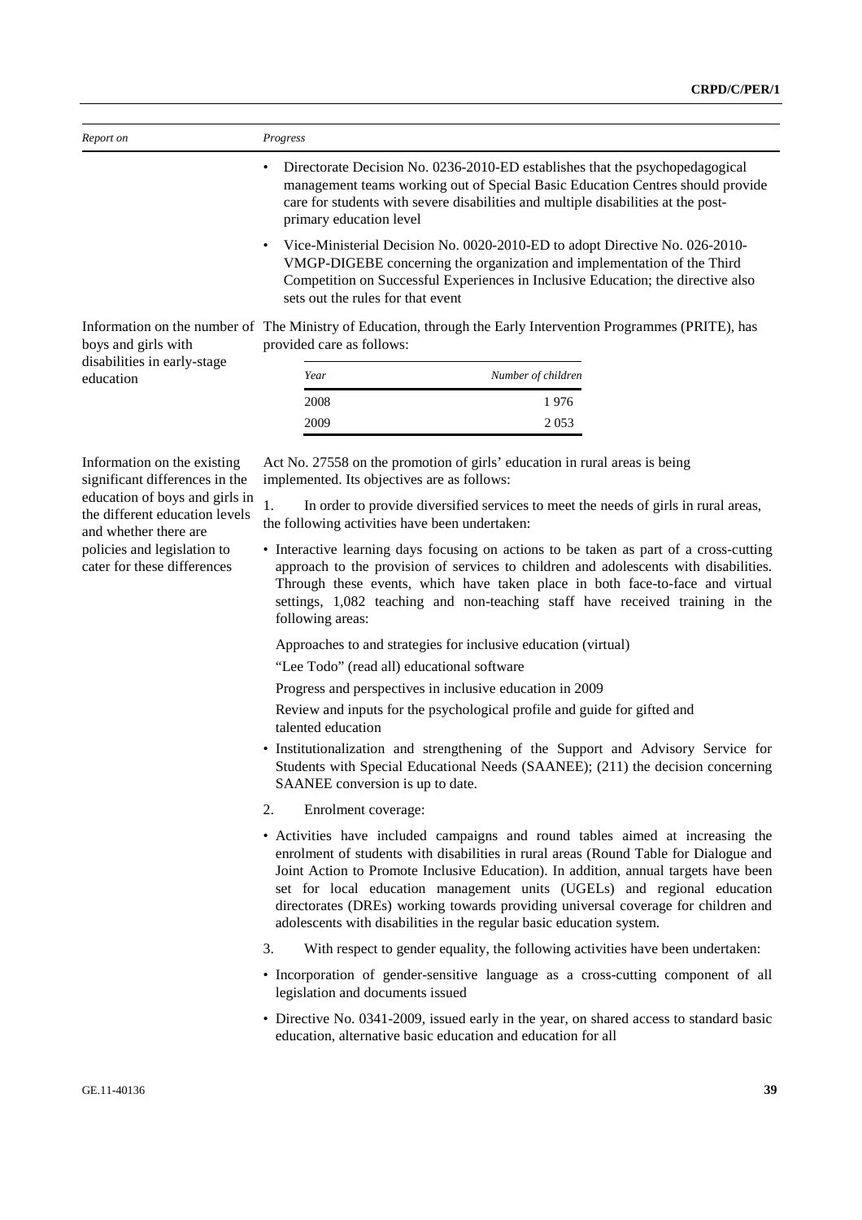| Report on | Progress |
|---|---|
| | • Directorate Decision No. 0236-2010-ED establishes that the psychopedagogical management teams working out of Special Basic Education Centres should provide care for students with severe disabilities and multiple disabilities at the post-primary education level<br><br>• Vice-Ministerial Decision No. 0020-2010-ED to adopt Directive No. 026-2010-VMGP-DIGEBE concerning the organization and implementation of the Third Competition on Successful Experiences in Inclusive Education; the directive also sets out the rules for that event |
| Information on the number of boys and girls with disabilities in early-stage education | The Ministry of Education, through the Early Intervention Programmes (PRITE), has provided care as follows: |

| Year | Number of children |
|---|---|
| 2008 | 1 976 |
| 2009 | 2 053 |

| Report on | Progress |
|---|---|
| Information on the existing significant differences in the education of boys and girls in the different education levels and whether there are policies and legislation to cater for these differences | Act No. 27558 on the promotion of girls' education in rural areas is being implemented. Its objectives are as follows: |

1. In order to provide diversified services to meet the needs of girls in rural areas, the following activities have been undertaken:

- Interactive learning days focusing on actions to be taken as part of a cross-cutting approach to the provision of services to children and adolescents with disabilities. Through these events, which have taken place in both face-to-face and virtual settings, 1,082 teaching and non-teaching staff have received training in the following areas:

  Approaches to and strategies for inclusive education (virtual)

  "Lee Todo" (read all) educational software

  Progress and perspectives in inclusive education in 2009

  Review and inputs for the psychological profile and guide for gifted and talented education

- Institutionalization and strengthening of the Support and Advisory Service for Students with Special Educational Needs (SAANEE); (211) the decision concerning SAANEE conversion is up to date.

2. Enrolment coverage:

- Activities have included campaigns and round tables aimed at increasing the enrolment of students with disabilities in rural areas (Round Table for Dialogue and Joint Action to Promote Inclusive Education). In addition, annual targets have been set for local education management units (UGELs) and regional education directorates (DREs) working towards providing universal coverage for children and adolescents with disabilities in the regular basic education system.

3. With respect to gender equality, the following activities have been undertaken:

- Incorporation of gender-sensitive language as a cross-cutting component of all legislation and documents issued

- Directive No. 0341-2009, issued early in the year, on shared access to standard basic education, alternative basic education and education for all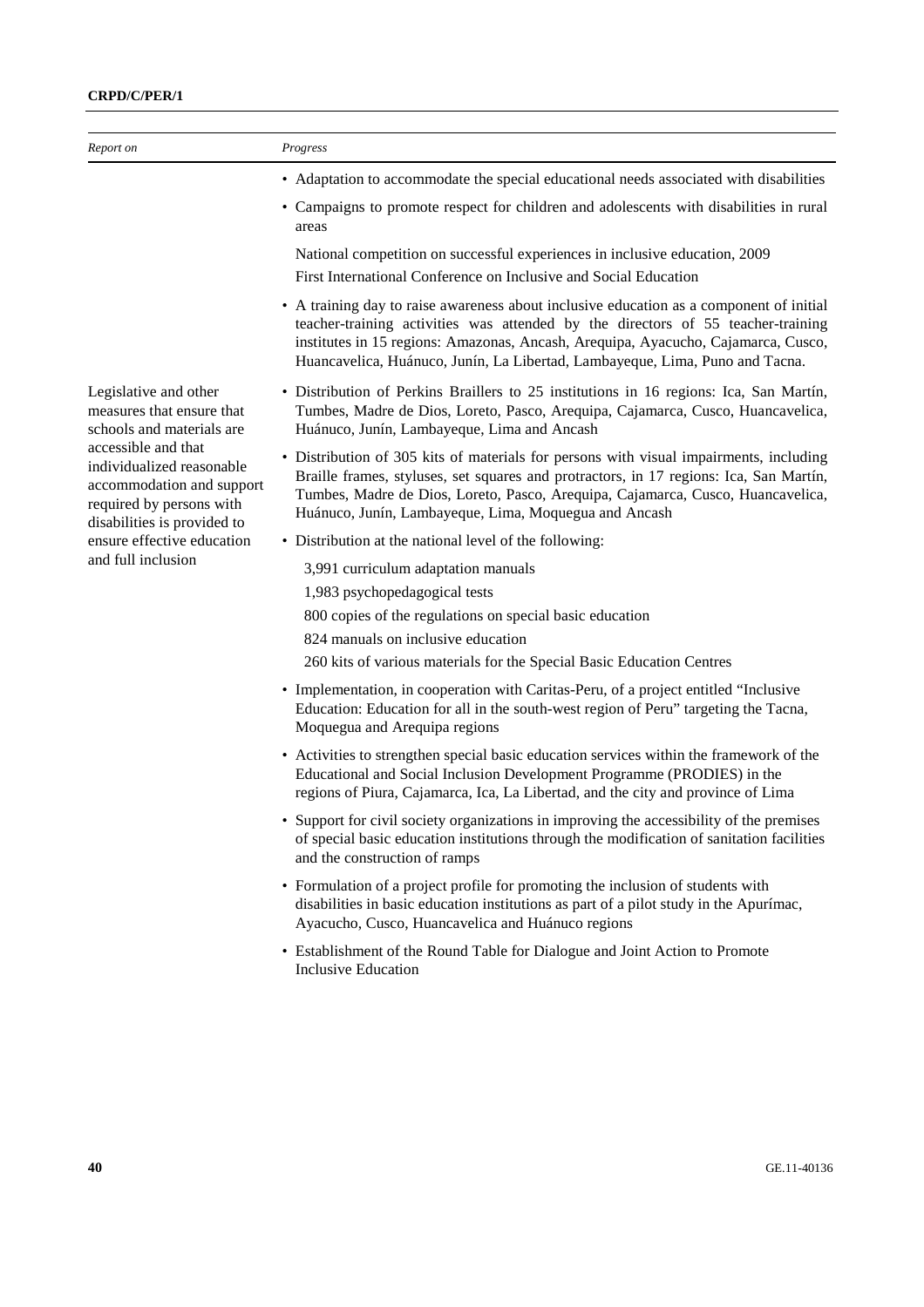| *Report on* | *Progress* |
|---|---|
| | • Adaptation to accommodate the special educational needs associated with disabilities<br>• Campaigns to promote respect for children and adolescents with disabilities in rural areas<br>National competition on successful experiences in inclusive education, 2009<br>First International Conference on Inclusive and Social Education<br>• A training day to raise awareness about inclusive education as a component of initial teacher-training activities was attended by the directors of 55 teacher-training institutes in 15 regions: Amazonas, Ancash, Arequipa, Ayacucho, Cajamarca, Cusco, Huancavelica, Huánuco, Junín, La Libertad, Lambayeque, Lima, Puno and Tacna. |
| Legislative and other measures that ensure that schools and materials are accessible and that individualized reasonable accommodation and support required by persons with disabilities is provided to ensure effective education and full inclusion | • Distribution of Perkins Braillers to 25 institutions in 16 regions: Ica, San Martín, Tumbes, Madre de Dios, Loreto, Pasco, Arequipa, Cajamarca, Cusco, Huancavelica, Huánuco, Junín, Lambayeque, Lima and Ancash<br>• Distribution of 305 kits of materials for persons with visual impairments, including Braille frames, styluses, set squares and protractors, in 17 regions: Ica, San Martín, Tumbes, Madre de Dios, Loreto, Pasco, Arequipa, Cajamarca, Cusco, Huancavelica, Huánuco, Junín, Lambayeque, Lima, Moquegua and Ancash<br>• Distribution at the national level of the following:<br>3,991 curriculum adaptation manuals<br>1,983 psychopedagogical tests<br>800 copies of the regulations on special basic education<br>824 manuals on inclusive education<br>260 kits of various materials for the Special Basic Education Centres<br>• Implementation, in cooperation with Caritas-Peru, of a project entitled "Inclusive Education: Education for all in the south-west region of Peru" targeting the Tacna, Moquegua and Arequipa regions<br>• Activities to strengthen special basic education services within the framework of the Educational and Social Inclusion Development Programme (PRODIES) in the regions of Piura, Cajamarca, Ica, La Libertad, and the city and province of Lima<br>• Support for civil society organizations in improving the accessibility of the premises of special basic education institutions through the modification of sanitation facilities and the construction of ramps<br>• Formulation of a project profile for promoting the inclusion of students with disabilities in basic education institutions as part of a pilot study in the Apurímac, Ayacucho, Cusco, Huancavelica and Huánuco regions<br>• Establishment of the Round Table for Dialogue and Joint Action to Promote Inclusive Education |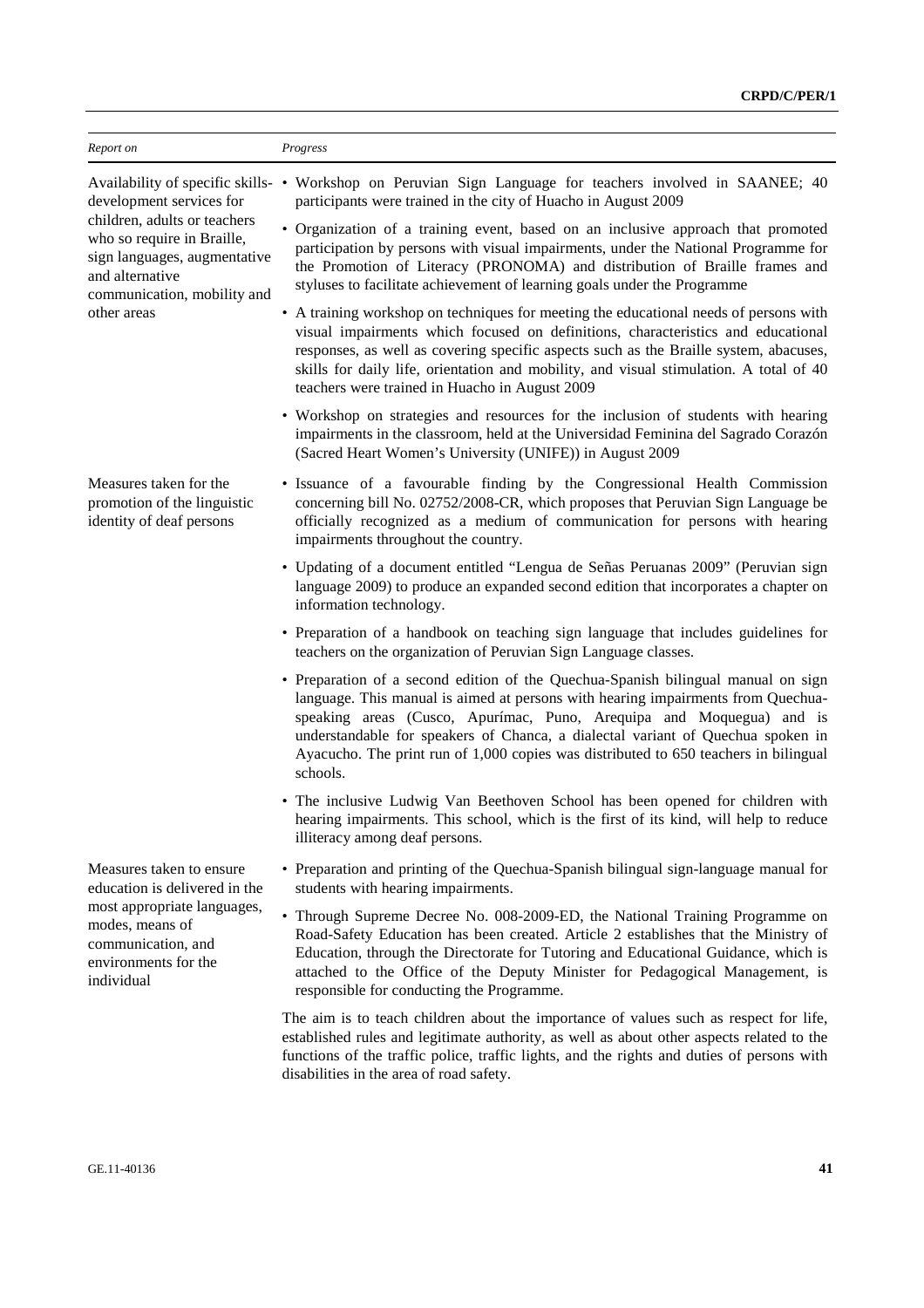| Report on | Progress |
|---|---|
| Availability of specific skills-development services for children, adults or teachers who so require in Braille, sign languages, augmentative and alternative communication, mobility and other areas | • Workshop on Peruvian Sign Language for teachers involved in SAANEE; 40 participants were trained in the city of Huacho in August 2009<br>• Organization of a training event, based on an inclusive approach that promoted participation by persons with visual impairments, under the National Programme for the Promotion of Literacy (PRONOMA) and distribution of Braille frames and styluses to facilitate achievement of learning goals under the Programme<br>• A training workshop on techniques for meeting the educational needs of persons with visual impairments which focused on definitions, characteristics and educational responses, as well as covering specific aspects such as the Braille system, abacuses, skills for daily life, orientation and mobility, and visual stimulation. A total of 40 teachers were trained in Huacho in August 2009<br>• Workshop on strategies and resources for the inclusion of students with hearing impairments in the classroom, held at the Universidad Feminina del Sagrado Corazón (Sacred Heart Women's University (UNIFE)) in August 2009 |
| Measures taken for the promotion of the linguistic identity of deaf persons | • Issuance of a favourable finding by the Congressional Health Commission concerning bill No. 02752/2008-CR, which proposes that Peruvian Sign Language be officially recognized as a medium of communication for persons with hearing impairments throughout the country.<br>• Updating of a document entitled "Lengua de Señas Peruanas 2009" (Peruvian sign language 2009) to produce an expanded second edition that incorporates a chapter on information technology.<br>• Preparation of a handbook on teaching sign language that includes guidelines for teachers on the organization of Peruvian Sign Language classes.<br>• Preparation of a second edition of the Quechua-Spanish bilingual manual on sign language. This manual is aimed at persons with hearing impairments from Quechua-speaking areas (Cusco, Apurímac, Puno, Arequipa and Moquegua) and is understandable for speakers of Chanca, a dialectal variant of Quechua spoken in Ayacucho. The print run of 1,000 copies was distributed to 650 teachers in bilingual schools.<br>• The inclusive Ludwig Van Beethoven School has been opened for children with hearing impairments. This school, which is the first of its kind, will help to reduce illiteracy among deaf persons. |
| Measures taken to ensure education is delivered in the most appropriate languages, modes, means of communication, and environments for the individual | • Preparation and printing of the Quechua-Spanish bilingual sign-language manual for students with hearing impairments.<br>• Through Supreme Decree No. 008-2009-ED, the National Training Programme on Road-Safety Education has been created. Article 2 establishes that the Ministry of Education, through the Directorate for Tutoring and Educational Guidance, which is attached to the Office of the Deputy Minister for Pedagogical Management, is responsible for conducting the Programme.<br>The aim is to teach children about the importance of values such as respect for life, established rules and legitimate authority, as well as about other aspects related to the functions of the traffic police, traffic lights, and the rights and duties of persons with disabilities in the area of road safety. |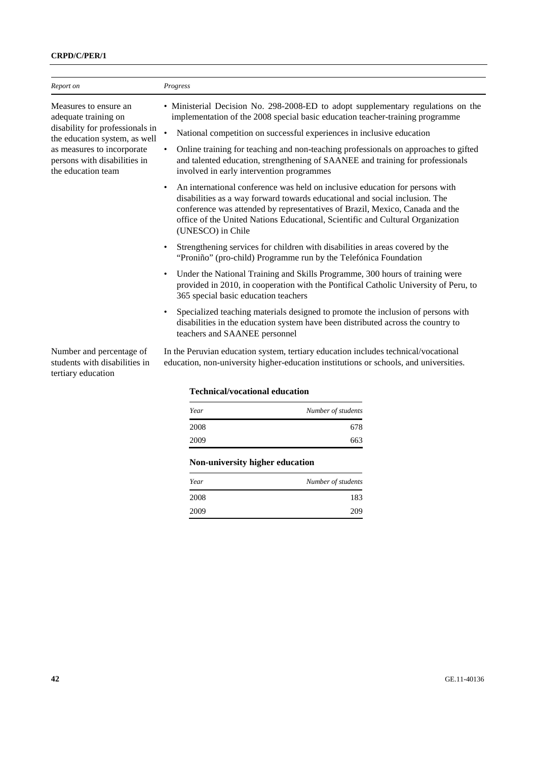| *Report on* | *Progress* |
|---|---|
| Measures to ensure an adequate training on disability for professionals in the education system, as well as measures to incorporate persons with disabilities in the education team | • Ministerial Decision No. 298-2008-ED to adopt supplementary regulations on the implementation of the 2008 special basic education teacher-training programme<br>• National competition on successful experiences in inclusive education<br>• Online training for teaching and non-teaching professionals on approaches to gifted and talented education, strengthening of SAANEE and training for professionals involved in early intervention programmes<br>• An international conference was held on inclusive education for persons with disabilities as a way forward towards educational and social inclusion. The conference was attended by representatives of Brazil, Mexico, Canada and the office of the United Nations Educational, Scientific and Cultural Organization (UNESCO) in Chile<br>• Strengthening services for children with disabilities in areas covered by the "Proniño" (pro-child) Programme run by the Telefónica Foundation<br>• Under the National Training and Skills Programme, 300 hours of training were provided in 2010, in cooperation with the Pontifical Catholic University of Peru, to 365 special basic education teachers<br>• Specialized teaching materials designed to promote the inclusion of persons with disabilities in the education system have been distributed across the country to teachers and SAANEE personnel |
| Number and percentage of students with disabilities in tertiary education | In the Peruvian education system, tertiary education includes technical/vocational education, non-university higher-education institutions or schools, and universities. |

**Technical/vocational education**

| *Year* | *Number of students* |
|---|---:|
| 2008 | 678 |
| 2009 | 663 |

**Non-university higher education**

| *Year* | *Number of students* |
|---|---:|
| 2008 | 183 |
| 2009 | 209 |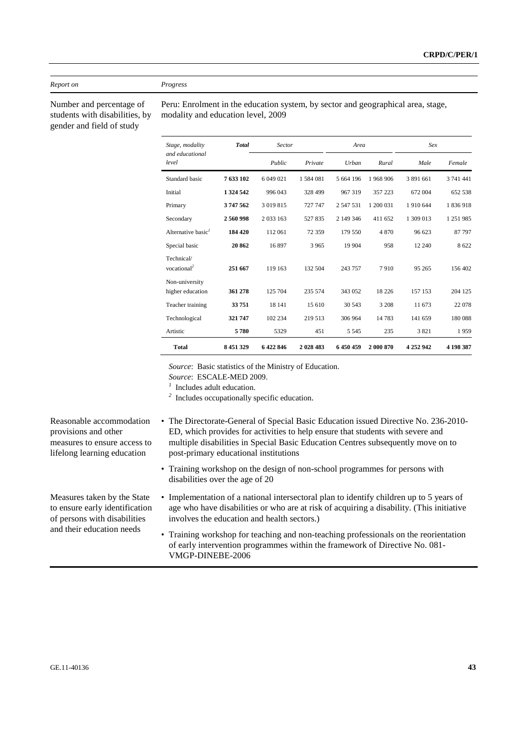| *Report on* | *Progress* |
|---|---|
| Number and percentage of students with disabilities, by gender and field of study | Peru: Enrolment in the education system, by sector and geographical area, stage, modality and education level, 2009 |

| *Stage, modality and educational level* | ***Total*** | *Sector* | | *Area* | | *Sex* | |
|---|---|---|---|---|---|---|---|
| | | *Public* | *Private* | *Urban* | *Rural* | *Male* | *Female* |
| Standard basic | **7 633 102** | 6 049 021 | 1 584 081 | 5 664 196 | 1 968 906 | 3 891 661 | 3 741 441 |
| Initial | **1 324 542** | 996 043 | 328 499 | 967 319 | 357 223 | 672 004 | 652 538 |
| Primary | **3 747 562** | 3 019 815 | 727 747 | 2 547 531 | 1 200 031 | 1 910 644 | 1 836 918 |
| Secondary | **2 560 998** | 2 033 163 | 527 835 | 2 149 346 | 411 652 | 1 309 013 | 1 251 985 |
| Alternative basic[1] | **184 420** | 112 061 | 72 359 | 179 550 | 4 870 | 96 623 | 87 797 |
| Special basic | **20 862** | 16 897 | 3 965 | 19 904 | 958 | 12 240 | 8 622 |
| Technical/ vocational[2] | **251 667** | 119 163 | 132 504 | 243 757 | 7 910 | 95 265 | 156 402 |
| Non-university higher education | **361 278** | 125 704 | 235 574 | 343 052 | 18 226 | 157 153 | 204 125 |
| Teacher training | **33 751** | 18 141 | 15 610 | 30 543 | 3 208 | 11 673 | 22 078 |
| Technological | **321 747** | 102 234 | 219 513 | 306 964 | 14 783 | 141 659 | 180 088 |
| Artistic | **5 780** | 5329 | 451 | 5 545 | 235 | 3 821 | 1 959 |
| **Total** | **8 451 329** | **6 422 846** | **2 028 483** | **6 450 459** | **2 000 870** | **4 252 942** | **4 198 387** |

*Source*: Basic statistics of the Ministry of Education.
*Source*: ESCALE-MED 2009.
[1] Includes adult education.
[2] Includes occupationally specific education.

| | |
|---|---|
| Reasonable accommodation provisions and other measures to ensure access to lifelong learning education | • The Directorate-General of Special Basic Education issued Directive No. 236-2010-ED, which provides for activities to help ensure that students with severe and multiple disabilities in Special Basic Education Centres subsequently move on to post-primary educational institutions<br>• Training workshop on the design of non-school programmes for persons with disabilities over the age of 20 |
| Measures taken by the State to ensure early identification of persons with disabilities and their education needs | • Implementation of a national intersectoral plan to identify children up to 5 years of age who have disabilities or who are at risk of acquiring a disability. (This initiative involves the education and health sectors.)<br>• Training workshop for teaching and non-teaching professionals on the reorientation of early intervention programmes within the framework of Directive No. 081-VMGP-DINEBE-2006 |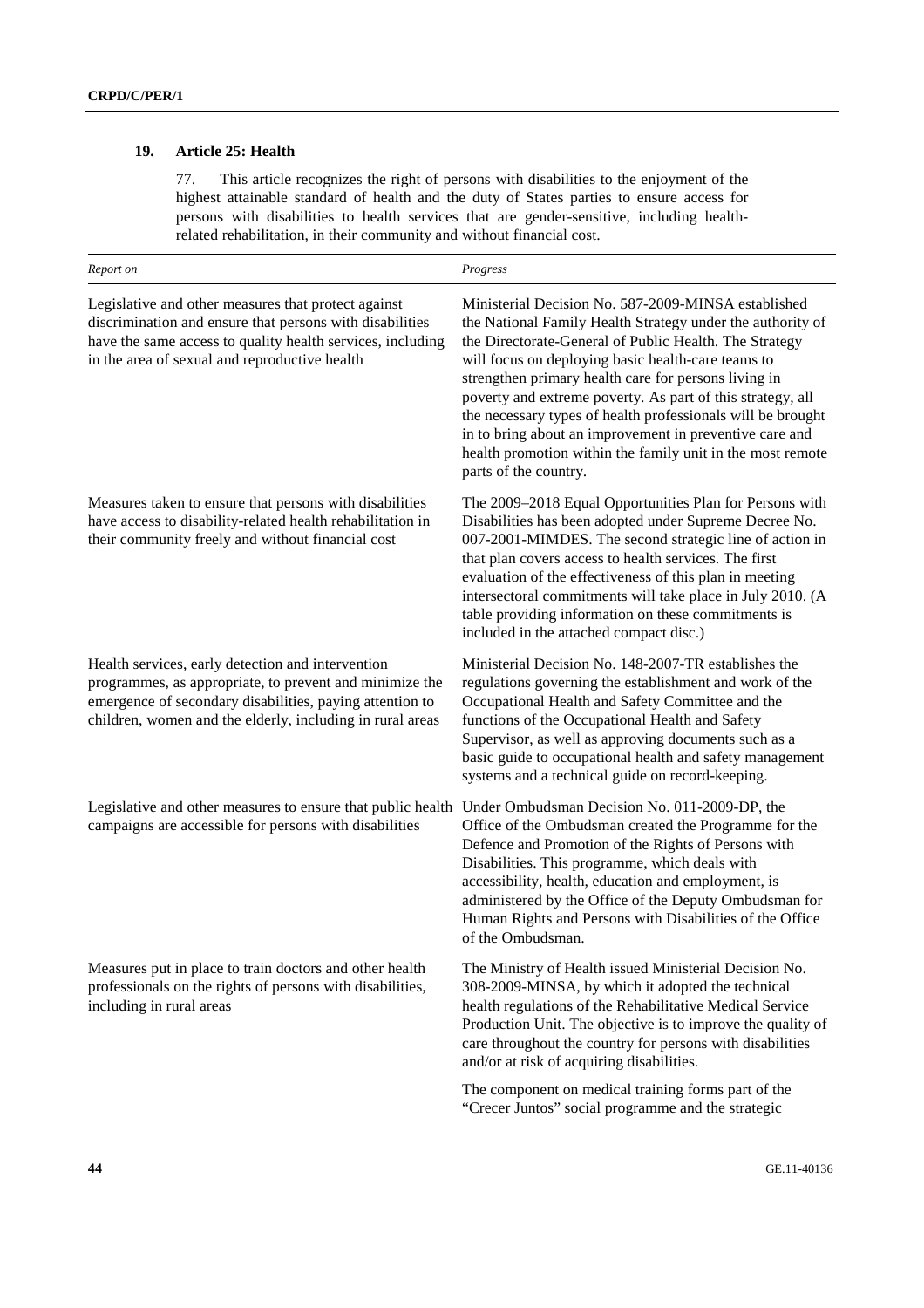### 19. Article 25: Health

77. This article recognizes the right of persons with disabilities to the enjoyment of the highest attainable standard of health and the duty of States parties to ensure access for persons with disabilities to health services that are gender-sensitive, including health-related rehabilitation, in their community and without financial cost.

| *Report on* | *Progress* |
|---|---|
| Legislative and other measures that protect against discrimination and ensure that persons with disabilities have the same access to quality health services, including in the area of sexual and reproductive health | Ministerial Decision No. 587-2009-MINSA established the National Family Health Strategy under the authority of the Directorate-General of Public Health. The Strategy will focus on deploying basic health-care teams to strengthen primary health care for persons living in poverty and extreme poverty. As part of this strategy, all the necessary types of health professionals will be brought in to bring about an improvement in preventive care and health promotion within the family unit in the most remote parts of the country. |
| Measures taken to ensure that persons with disabilities have access to disability-related health rehabilitation in their community freely and without financial cost | The 2009–2018 Equal Opportunities Plan for Persons with Disabilities has been adopted under Supreme Decree No. 007-2001-MIMDES. The second strategic line of action in that plan covers access to health services. The first evaluation of the effectiveness of this plan in meeting intersectoral commitments will take place in July 2010. (A table providing information on these commitments is included in the attached compact disc.) |
| Health services, early detection and intervention programmes, as appropriate, to prevent and minimize the emergence of secondary disabilities, paying attention to children, women and the elderly, including in rural areas | Ministerial Decision No. 148-2007-TR establishes the regulations governing the establishment and work of the Occupational Health and Safety Committee and the functions of the Occupational Health and Safety Supervisor, as well as approving documents such as a basic guide to occupational health and safety management systems and a technical guide on record-keeping. |
| Legislative and other measures to ensure that public health campaigns are accessible for persons with disabilities | Under Ombudsman Decision No. 011-2009-DP, the Office of the Ombudsman created the Programme for the Defence and Promotion of the Rights of Persons with Disabilities. This programme, which deals with accessibility, health, education and employment, is administered by the Office of the Deputy Ombudsman for Human Rights and Persons with Disabilities of the Office of the Ombudsman. |
| Measures put in place to train doctors and other health professionals on the rights of persons with disabilities, including in rural areas | The Ministry of Health issued Ministerial Decision No. 308-2009-MINSA, by which it adopted the technical health regulations of the Rehabilitative Medical Service Production Unit. The objective is to improve the quality of care throughout the country for persons with disabilities and/or at risk of acquiring disabilities.<br><br>The component on medical training forms part of the "Crecer Juntos" social programme and the strategic |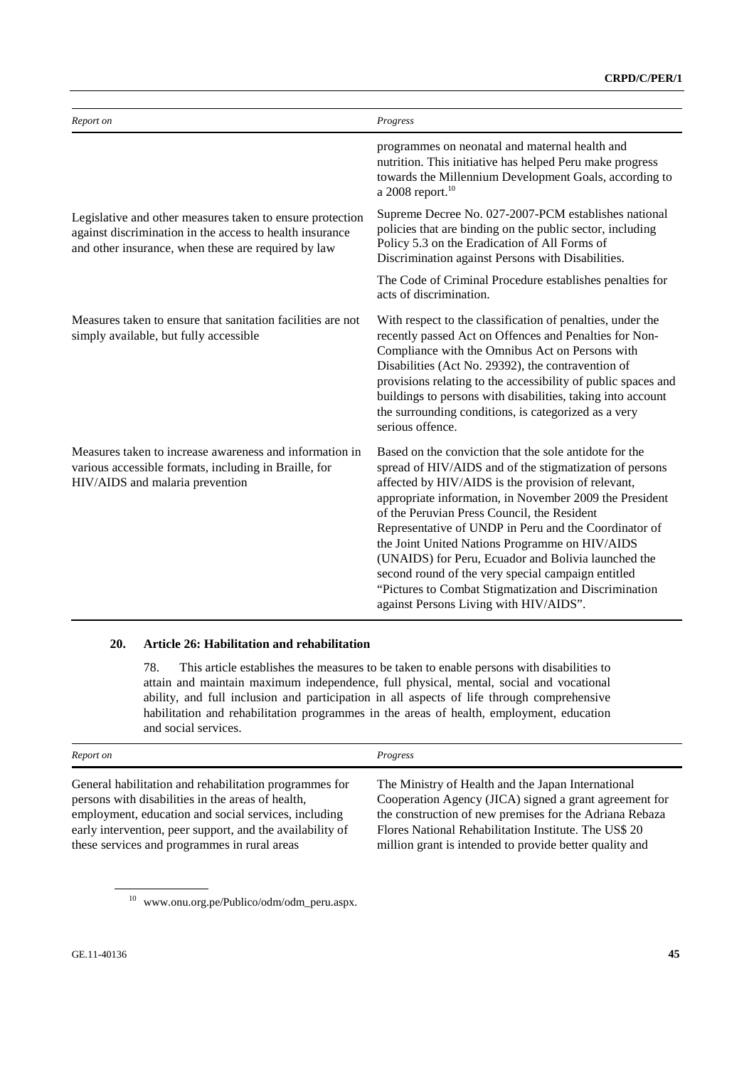| Report on | Progress |
|---|---|
| | programmes on neonatal and maternal health and nutrition. This initiative has helped Peru make progress towards the Millennium Development Goals, according to a 2008 report.[10] |
| Legislative and other measures taken to ensure protection against discrimination in the access to health insurance and other insurance, when these are required by law | Supreme Decree No. 027-2007-PCM establishes national policies that are binding on the public sector, including Policy 5.3 on the Eradication of All Forms of Discrimination against Persons with Disabilities. |
| | The Code of Criminal Procedure establishes penalties for acts of discrimination. |
| Measures taken to ensure that sanitation facilities are not simply available, but fully accessible | With respect to the classification of penalties, under the recently passed Act on Offences and Penalties for Non-Compliance with the Omnibus Act on Persons with Disabilities (Act No. 29392), the contravention of provisions relating to the accessibility of public spaces and buildings to persons with disabilities, taking into account the surrounding conditions, is categorized as a very serious offence. |
| Measures taken to increase awareness and information in various accessible formats, including in Braille, for HIV/AIDS and malaria prevention | Based on the conviction that the sole antidote for the spread of HIV/AIDS and of the stigmatization of persons affected by HIV/AIDS is the provision of relevant, appropriate information, in November 2009 the President of the Peruvian Press Council, the Resident Representative of UNDP in Peru and the Coordinator of the Joint United Nations Programme on HIV/AIDS (UNAIDS) for Peru, Ecuador and Bolivia launched the second round of the very special campaign entitled "Pictures to Combat Stigmatization and Discrimination against Persons Living with HIV/AIDS". |

### 20. Article 26: Habilitation and rehabilitation

78. This article establishes the measures to be taken to enable persons with disabilities to attain and maintain maximum independence, full physical, mental, social and vocational ability, and full inclusion and participation in all aspects of life through comprehensive habilitation and rehabilitation programmes in the areas of health, employment, education and social services.

| Report on | Progress |
|---|---|
| General habilitation and rehabilitation programmes for persons with disabilities in the areas of health, employment, education and social services, including early intervention, peer support, and the availability of these services and programmes in rural areas | The Ministry of Health and the Japan International Cooperation Agency (JICA) signed a grant agreement for the construction of new premises for the Adriana Rebaza Flores National Rehabilitation Institute. The US$ 20 million grant is intended to provide better quality and |

[10] www.onu.org.pe/Publico/odm/odm_peru.aspx.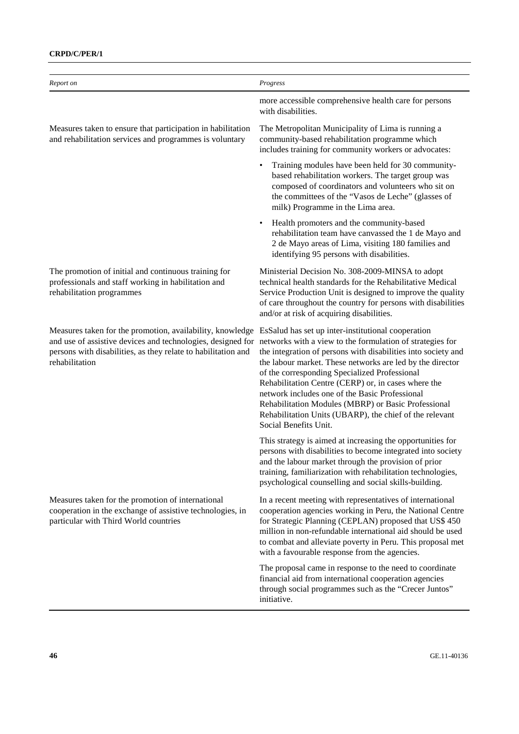| Report on | Progress |
|---|---|
| | more accessible comprehensive health care for persons with disabilities. |
| Measures taken to ensure that participation in habilitation and rehabilitation services and programmes is voluntary | The Metropolitan Municipality of Lima is running a community-based rehabilitation programme which includes training for community workers or advocates:<br>• Training modules have been held for 30 community-based rehabilitation workers. The target group was composed of coordinators and volunteers who sit on the committees of the "Vasos de Leche" (glasses of milk) Programme in the Lima area.<br>• Health promoters and the community-based rehabilitation team have canvassed the 1 de Mayo and 2 de Mayo areas of Lima, visiting 180 families and identifying 95 persons with disabilities. |
| The promotion of initial and continuous training for professionals and staff working in habilitation and rehabilitation programmes | Ministerial Decision No. 308-2009-MINSA to adopt technical health standards for the Rehabilitative Medical Service Production Unit is designed to improve the quality of care throughout the country for persons with disabilities and/or at risk of acquiring disabilities. |
| Measures taken for the promotion, availability, knowledge and use of assistive devices and technologies, designed for persons with disabilities, as they relate to habilitation and rehabilitation | EsSalud has set up inter-institutional cooperation networks with a view to the formulation of strategies for the integration of persons with disabilities into society and the labour market. These networks are led by the director of the corresponding Specialized Professional Rehabilitation Centre (CERP) or, in cases where the network includes one of the Basic Professional Rehabilitation Modules (MBRP) or Basic Professional Rehabilitation Units (UBARP), the chief of the relevant Social Benefits Unit.<br><br>This strategy is aimed at increasing the opportunities for persons with disabilities to become integrated into society and the labour market through the provision of prior training, familiarization with rehabilitation technologies, psychological counselling and social skills-building. |
| Measures taken for the promotion of international cooperation in the exchange of assistive technologies, in particular with Third World countries | In a recent meeting with representatives of international cooperation agencies working in Peru, the National Centre for Strategic Planning (CEPLAN) proposed that US$ 450 million in non-refundable international aid should be used to combat and alleviate poverty in Peru. This proposal met with a favourable response from the agencies.<br><br>The proposal came in response to the need to coordinate financial aid from international cooperation agencies through social programmes such as the "Crecer Juntos" initiative. |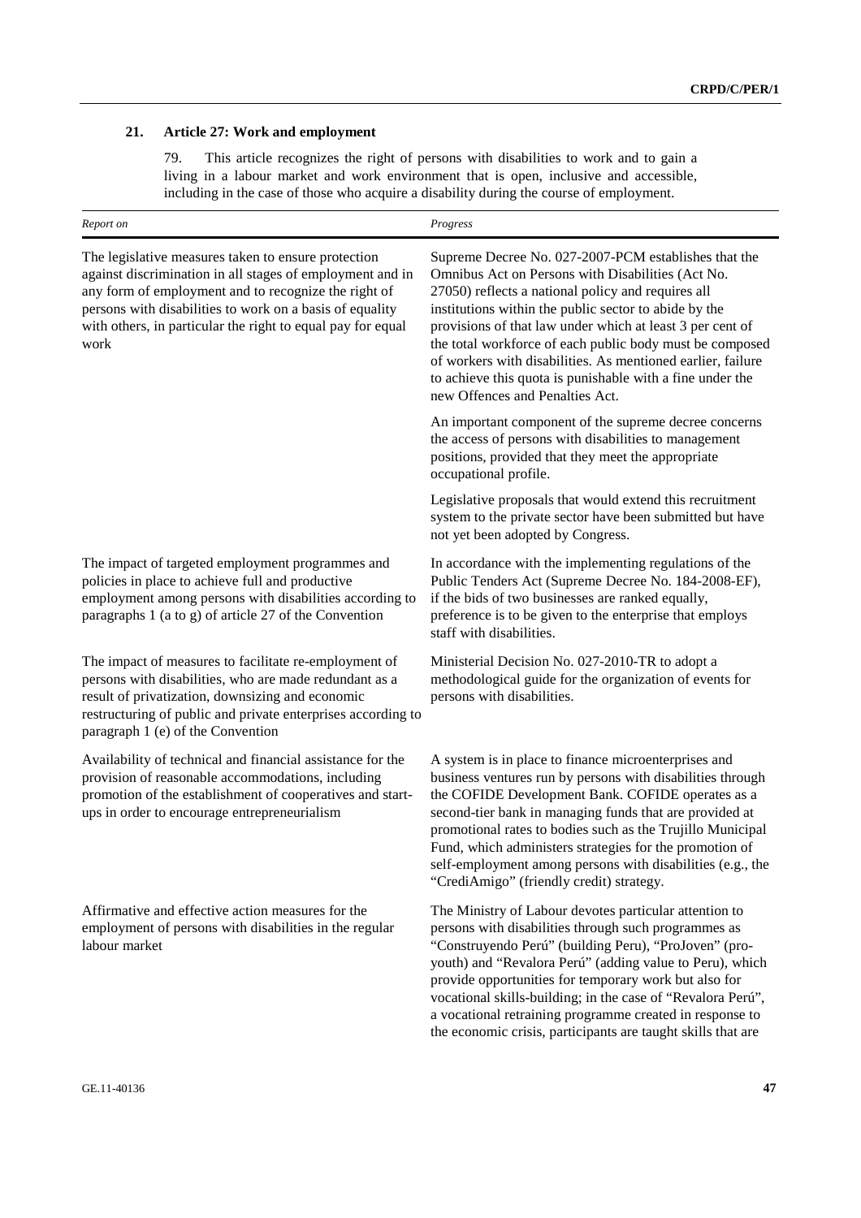## 21. Article 27: Work and employment

79. This article recognizes the right of persons with disabilities to work and to gain a living in a labour market and work environment that is open, inclusive and accessible, including in the case of those who acquire a disability during the course of employment.

| *Report on* | *Progress* |
|---|---|
| The legislative measures taken to ensure protection against discrimination in all stages of employment and in any form of employment and to recognize the right of persons with disabilities to work on a basis of equality with others, in particular the right to equal pay for equal work | Supreme Decree No. 027-2007-PCM establishes that the Omnibus Act on Persons with Disabilities (Act No. 27050) reflects a national policy and requires all institutions within the public sector to abide by the provisions of that law under which at least 3 per cent of the total workforce of each public body must be composed of workers with disabilities. As mentioned earlier, failure to achieve this quota is punishable with a fine under the new Offences and Penalties Act. |
| | An important component of the supreme decree concerns the access of persons with disabilities to management positions, provided that they meet the appropriate occupational profile. |
| | Legislative proposals that would extend this recruitment system to the private sector have been submitted but have not yet been adopted by Congress. |
| The impact of targeted employment programmes and policies in place to achieve full and productive employment among persons with disabilities according to paragraphs 1 (a to g) of article 27 of the Convention | In accordance with the implementing regulations of the Public Tenders Act (Supreme Decree No. 184-2008-EF), if the bids of two businesses are ranked equally, preference is to be given to the enterprise that employs staff with disabilities. |
| The impact of measures to facilitate re-employment of persons with disabilities, who are made redundant as a result of privatization, downsizing and economic restructuring of public and private enterprises according to paragraph 1 (e) of the Convention | Ministerial Decision No. 027-2010-TR to adopt a methodological guide for the organization of events for persons with disabilities. |
| Availability of technical and financial assistance for the provision of reasonable accommodations, including promotion of the establishment of cooperatives and start-ups in order to encourage entrepreneurialism | A system is in place to finance microenterprises and business ventures run by persons with disabilities through the COFIDE Development Bank. COFIDE operates as a second-tier bank in managing funds that are provided at promotional rates to bodies such as the Trujillo Municipal Fund, which administers strategies for the promotion of self-employment among persons with disabilities (e.g., the "CrediAmigo" (friendly credit) strategy. |
| Affirmative and effective action measures for the employment of persons with disabilities in the regular labour market | The Ministry of Labour devotes particular attention to persons with disabilities through such programmes as "Construyendo Perú" (building Peru), "ProJoven" (pro-youth) and "Revalora Perú" (adding value to Peru), which provide opportunities for temporary work but also for vocational skills-building; in the case of "Revalora Perú", a vocational retraining programme created in response to the economic crisis, participants are taught skills that are |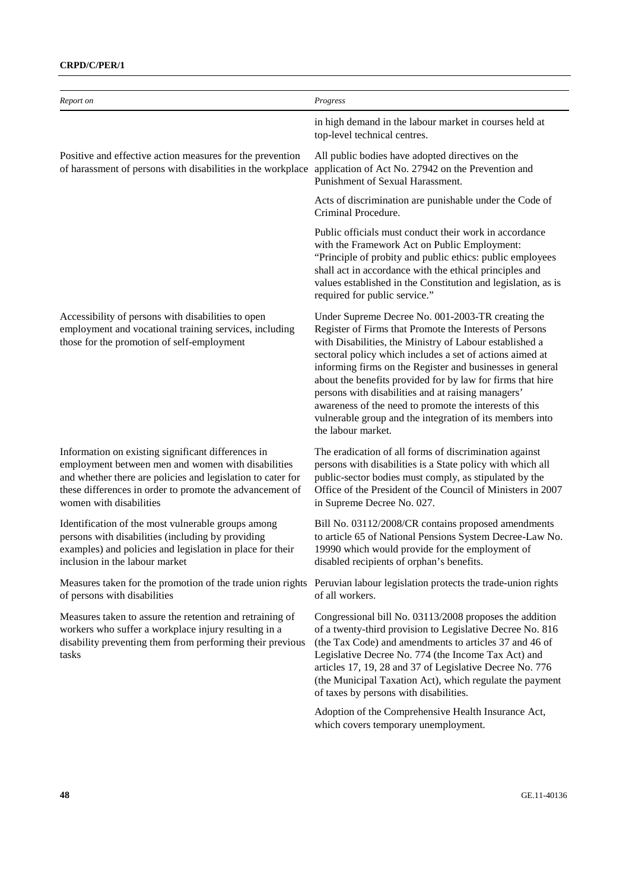| *Report on* | *Progress* |
|---|---|
| | in high demand in the labour market in courses held at top-level technical centres. |
| Positive and effective action measures for the prevention of harassment of persons with disabilities in the workplace | All public bodies have adopted directives on the application of Act No. 27942 on the Prevention and Punishment of Sexual Harassment. |
| | Acts of discrimination are punishable under the Code of Criminal Procedure. |
| | Public officials must conduct their work in accordance with the Framework Act on Public Employment: "Principle of probity and public ethics: public employees shall act in accordance with the ethical principles and values established in the Constitution and legislation, as is required for public service." |
| Accessibility of persons with disabilities to open employment and vocational training services, including those for the promotion of self-employment | Under Supreme Decree No. 001-2003-TR creating the Register of Firms that Promote the Interests of Persons with Disabilities, the Ministry of Labour established a sectoral policy which includes a set of actions aimed at informing firms on the Register and businesses in general about the benefits provided for by law for firms that hire persons with disabilities and at raising managers' awareness of the need to promote the interests of this vulnerable group and the integration of its members into the labour market. |
| Information on existing significant differences in employment between men and women with disabilities and whether there are policies and legislation to cater for these differences in order to promote the advancement of women with disabilities | The eradication of all forms of discrimination against persons with disabilities is a State policy with which all public-sector bodies must comply, as stipulated by the Office of the President of the Council of Ministers in 2007 in Supreme Decree No. 027. |
| Identification of the most vulnerable groups among persons with disabilities (including by providing examples) and policies and legislation in place for their inclusion in the labour market | Bill No. 03112/2008/CR contains proposed amendments to article 65 of National Pensions System Decree-Law No. 19990 which would provide for the employment of disabled recipients of orphan's benefits. |
| Measures taken for the promotion of the trade union rights of persons with disabilities | Peruvian labour legislation protects the trade-union rights of all workers. |
| Measures taken to assure the retention and retraining of workers who suffer a workplace injury resulting in a disability preventing them from performing their previous tasks | Congressional bill No. 03113/2008 proposes the addition of a twenty-third provision to Legislative Decree No. 816 (the Tax Code) and amendments to articles 37 and 46 of Legislative Decree No. 774 (the Income Tax Act) and articles 17, 19, 28 and 37 of Legislative Decree No. 776 (the Municipal Taxation Act), which regulate the payment of taxes by persons with disabilities. |
| | Adoption of the Comprehensive Health Insurance Act, which covers temporary unemployment. |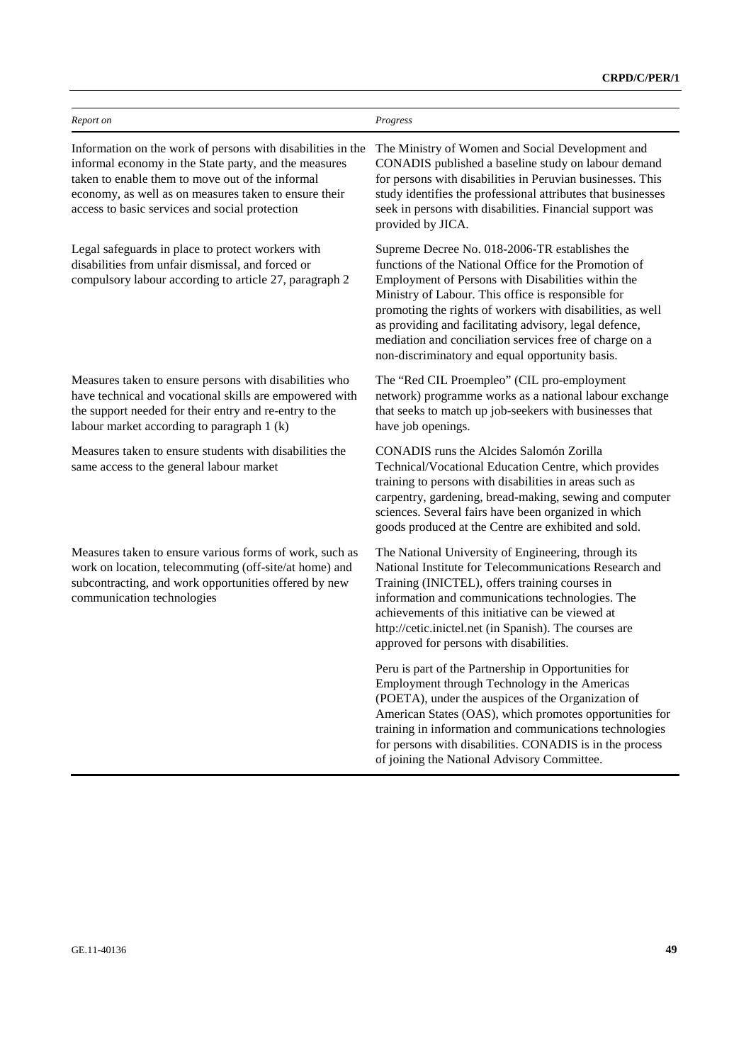| *Report on* | *Progress* |
| --- | --- |
| Information on the work of persons with disabilities in the informal economy in the State party, and the measures taken to enable them to move out of the informal economy, as well as on measures taken to ensure their access to basic services and social protection | The Ministry of Women and Social Development and CONADIS published a baseline study on labour demand for persons with disabilities in Peruvian businesses. This study identifies the professional attributes that businesses seek in persons with disabilities. Financial support was provided by JICA. |
| Legal safeguards in place to protect workers with disabilities from unfair dismissal, and forced or compulsory labour according to article 27, paragraph 2 | Supreme Decree No. 018-2006-TR establishes the functions of the National Office for the Promotion of Employment of Persons with Disabilities within the Ministry of Labour. This office is responsible for promoting the rights of workers with disabilities, as well as providing and facilitating advisory, legal defence, mediation and conciliation services free of charge on a non-discriminatory and equal opportunity basis. |
| Measures taken to ensure persons with disabilities who have technical and vocational skills are empowered with the support needed for their entry and re-entry to the labour market according to paragraph 1 (k) | The "Red CIL Proempleo" (CIL pro-employment network) programme works as a national labour exchange that seeks to match up job-seekers with businesses that have job openings. |
| Measures taken to ensure students with disabilities the same access to the general labour market | CONADIS runs the Alcides Salomón Zorilla Technical/Vocational Education Centre, which provides training to persons with disabilities in areas such as carpentry, gardening, bread-making, sewing and computer sciences. Several fairs have been organized in which goods produced at the Centre are exhibited and sold. |
| Measures taken to ensure various forms of work, such as work on location, telecommuting (off-site/at home) and subcontracting, and work opportunities offered by new communication technologies | The National University of Engineering, through its National Institute for Telecommunications Research and Training (INICTEL), offers training courses in information and communications technologies. The achievements of this initiative can be viewed at http://cetic.inictel.net (in Spanish). The courses are approved for persons with disabilities. |
| | Peru is part of the Partnership in Opportunities for Employment through Technology in the Americas (POETA), under the auspices of the Organization of American States (OAS), which promotes opportunities for training in information and communications technologies for persons with disabilities. CONADIS is in the process of joining the National Advisory Committee. |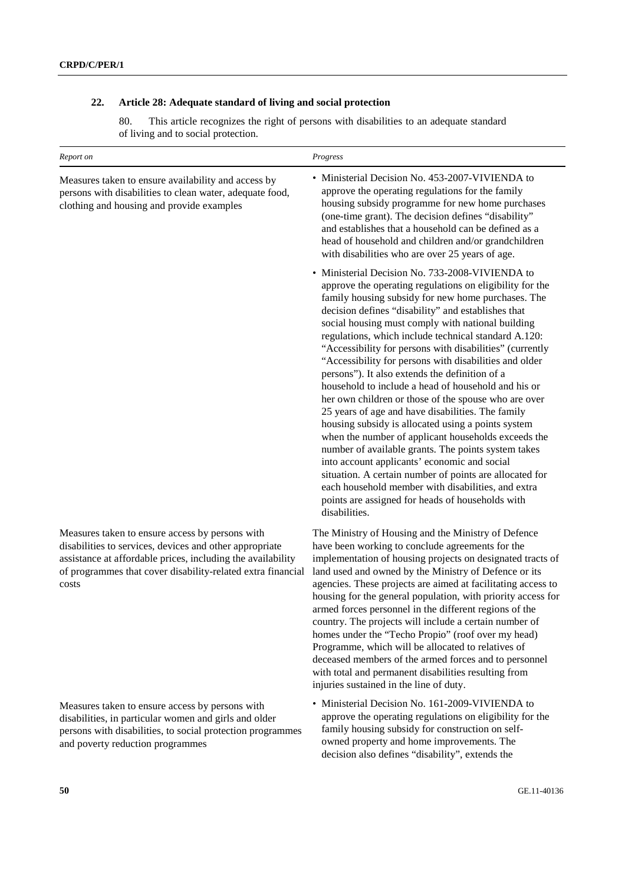## 22. Article 28: Adequate standard of living and social protection

80. This article recognizes the right of persons with disabilities to an adequate standard of living and to social protection.

| *Report on* | *Progress* |
|---|---|
| Measures taken to ensure availability and access by persons with disabilities to clean water, adequate food, clothing and housing and provide examples | • Ministerial Decision No. 453-2007-VIVIENDA to approve the operating regulations for the family housing subsidy programme for new home purchases (one-time grant). The decision defines "disability" and establishes that a household can be defined as a head of household and children and/or grandchildren with disabilities who are over 25 years of age.<br><br>• Ministerial Decision No. 733-2008-VIVIENDA to approve the operating regulations on eligibility for the family housing subsidy for new home purchases. The decision defines "disability" and establishes that social housing must comply with national building regulations, which include technical standard A.120: "Accessibility for persons with disabilities" (currently "Accessibility for persons with disabilities and older persons"). It also extends the definition of a household to include a head of household and his or her own children or those of the spouse who are over 25 years of age and have disabilities. The family housing subsidy is allocated using a points system when the number of applicant households exceeds the number of available grants. The points system takes into account applicants' economic and social situation. A certain number of points are allocated for each household member with disabilities, and extra points are assigned for heads of households with disabilities. |
| Measures taken to ensure access by persons with disabilities to services, devices and other appropriate assistance at affordable prices, including the availability of programmes that cover disability-related extra financial costs | The Ministry of Housing and the Ministry of Defence have been working to conclude agreements for the implementation of housing projects on designated tracts of land used and owned by the Ministry of Defence or its agencies. These projects are aimed at facilitating access to housing for the general population, with priority access for armed forces personnel in the different regions of the country. The projects will include a certain number of homes under the "Techo Propio" (roof over my head) Programme, which will be allocated to relatives of deceased members of the armed forces and to personnel with total and permanent disabilities resulting from injuries sustained in the line of duty. |
| Measures taken to ensure access by persons with disabilities, in particular women and girls and older persons with disabilities, to social protection programmes and poverty reduction programmes | • Ministerial Decision No. 161-2009-VIVIENDA to approve the operating regulations on eligibility for the family housing subsidy for construction on self-owned property and home improvements. The decision also defines "disability", extends the |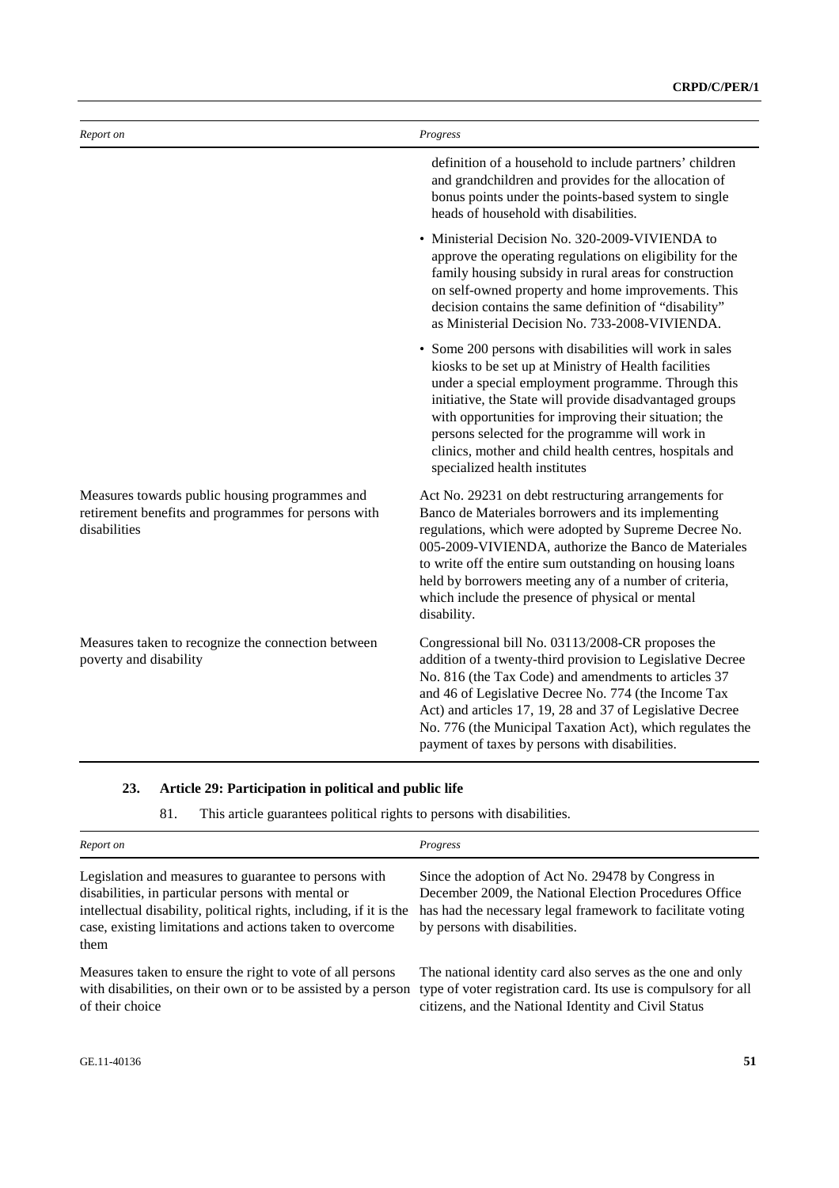| Report on | Progress |
| --- | --- |
| | definition of a household to include partners' children and grandchildren and provides for the allocation of bonus points under the points-based system to single heads of household with disabilities. |
| | • Ministerial Decision No. 320-2009-VIVIENDA to approve the operating regulations on eligibility for the family housing subsidy in rural areas for construction on self-owned property and home improvements. This decision contains the same definition of "disability" as Ministerial Decision No. 733-2008-VIVIENDA. |
| | • Some 200 persons with disabilities will work in sales kiosks to be set up at Ministry of Health facilities under a special employment programme. Through this initiative, the State will provide disadvantaged groups with opportunities for improving their situation; the persons selected for the programme will work in clinics, mother and child health centres, hospitals and specialized health institutes |
| Measures towards public housing programmes and retirement benefits and programmes for persons with disabilities | Act No. 29231 on debt restructuring arrangements for Banco de Materiales borrowers and its implementing regulations, which were adopted by Supreme Decree No. 005-2009-VIVIENDA, authorize the Banco de Materiales to write off the entire sum outstanding on housing loans held by borrowers meeting any of a number of criteria, which include the presence of physical or mental disability. |
| Measures taken to recognize the connection between poverty and disability | Congressional bill No. 03113/2008-CR proposes the addition of a twenty-third provision to Legislative Decree No. 816 (the Tax Code) and amendments to articles 37 and 46 of Legislative Decree No. 774 (the Income Tax Act) and articles 17, 19, 28 and 37 of Legislative Decree No. 776 (the Municipal Taxation Act), which regulates the payment of taxes by persons with disabilities. |

## 23. Article 29: Participation in political and public life

81. This article guarantees political rights to persons with disabilities.

| Report on | Progress |
| --- | --- |
| Legislation and measures to guarantee to persons with disabilities, in particular persons with mental or intellectual disability, political rights, including, if it is the case, existing limitations and actions taken to overcome them | Since the adoption of Act No. 29478 by Congress in December 2009, the National Election Procedures Office has had the necessary legal framework to facilitate voting by persons with disabilities. |
| Measures taken to ensure the right to vote of all persons with disabilities, on their own or to be assisted by a person of their choice | The national identity card also serves as the one and only type of voter registration card. Its use is compulsory for all citizens, and the National Identity and Civil Status |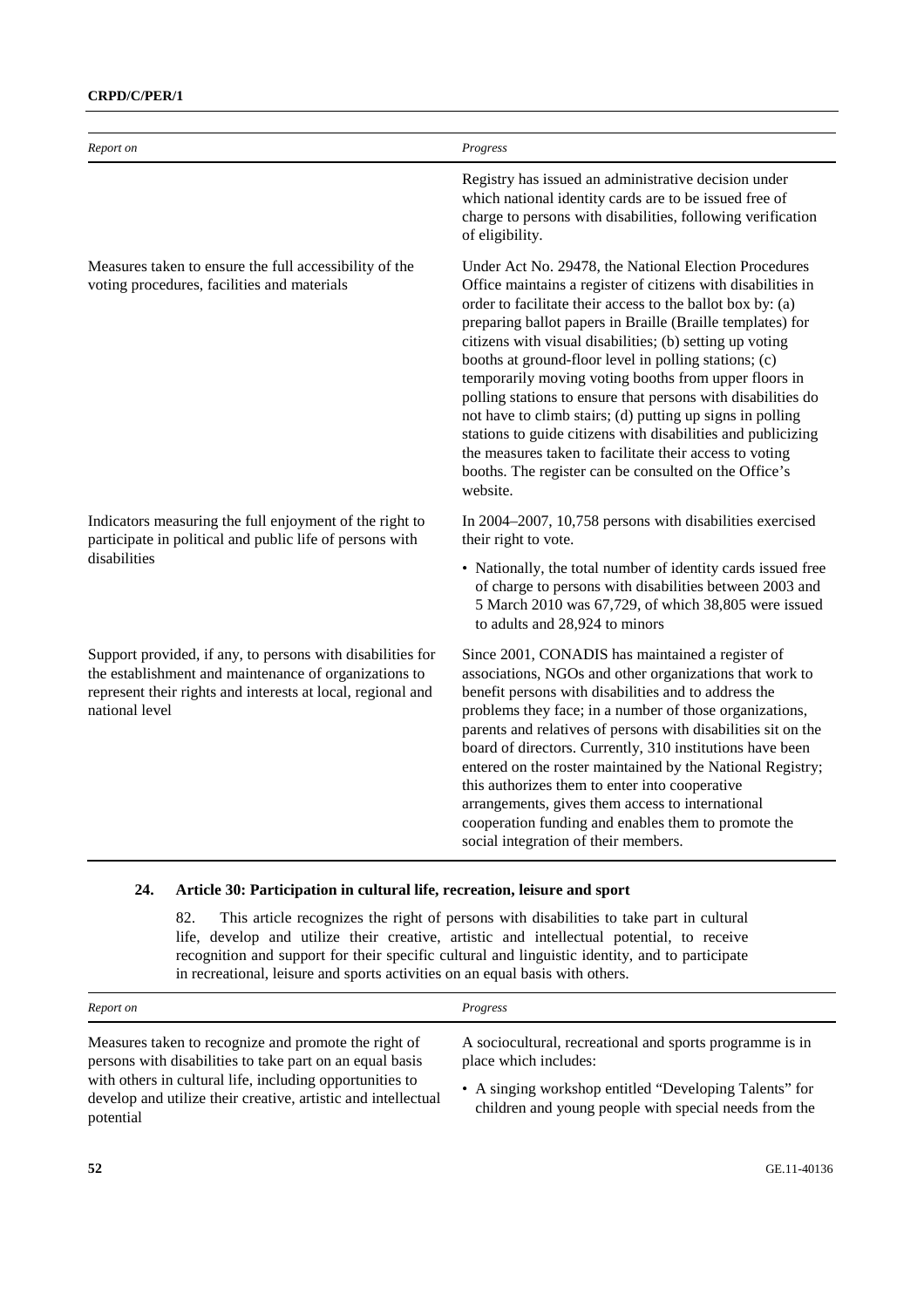| Report on | Progress |
| --- | --- |
| | Registry has issued an administrative decision under which national identity cards are to be issued free of charge to persons with disabilities, following verification of eligibility. |
| Measures taken to ensure the full accessibility of the voting procedures, facilities and materials | Under Act No. 29478, the National Election Procedures Office maintains a register of citizens with disabilities in order to facilitate their access to the ballot box by: (a) preparing ballot papers in Braille (Braille templates) for citizens with visual disabilities; (b) setting up voting booths at ground-floor level in polling stations; (c) temporarily moving voting booths from upper floors in polling stations to ensure that persons with disabilities do not have to climb stairs; (d) putting up signs in polling stations to guide citizens with disabilities and publicizing the measures taken to facilitate their access to voting booths. The register can be consulted on the Office's website. |
| Indicators measuring the full enjoyment of the right to participate in political and public life of persons with disabilities | In 2004–2007, 10,758 persons with disabilities exercised their right to vote.<br>• Nationally, the total number of identity cards issued free of charge to persons with disabilities between 2003 and 5 March 2010 was 67,729, of which 38,805 were issued to adults and 28,924 to minors |
| Support provided, if any, to persons with disabilities for the establishment and maintenance of organizations to represent their rights and interests at local, regional and national level | Since 2001, CONADIS has maintained a register of associations, NGOs and other organizations that work to benefit persons with disabilities and to address the problems they face; in a number of those organizations, parents and relatives of persons with disabilities sit on the board of directors. Currently, 310 institutions have been entered on the roster maintained by the National Registry; this authorizes them to enter into cooperative arrangements, gives them access to international cooperation funding and enables them to promote the social integration of their members. |

### 24. Article 30: Participation in cultural life, recreation, leisure and sport

82. This article recognizes the right of persons with disabilities to take part in cultural life, develop and utilize their creative, artistic and intellectual potential, to receive recognition and support for their specific cultural and linguistic identity, and to participate in recreational, leisure and sports activities on an equal basis with others.

| Report on | Progress |
| --- | --- |
| Measures taken to recognize and promote the right of persons with disabilities to take part on an equal basis with others in cultural life, including opportunities to develop and utilize their creative, artistic and intellectual potential | A sociocultural, recreational and sports programme is in place which includes:<br>• A singing workshop entitled "Developing Talents" for children and young people with special needs from the |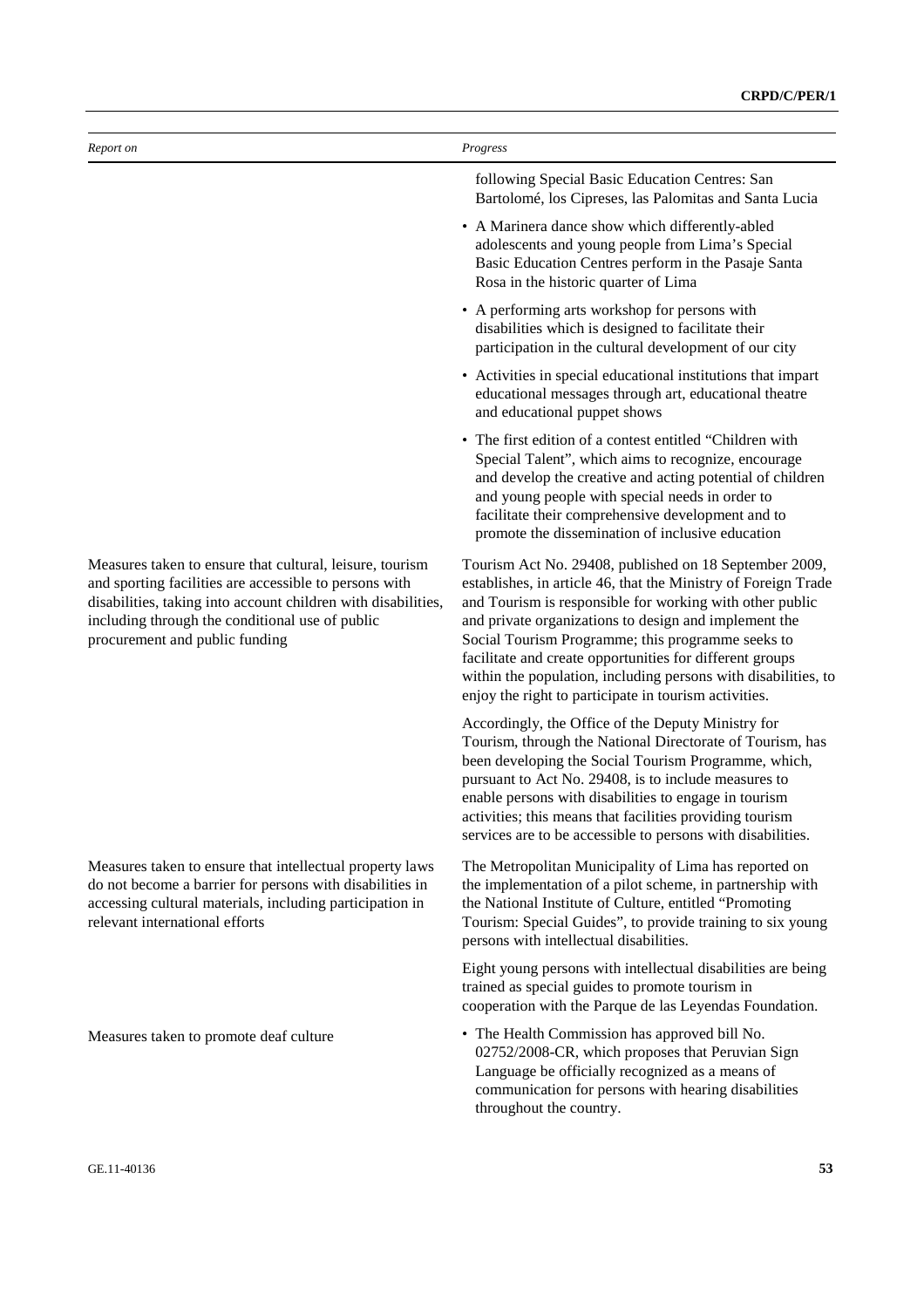| *Report on* | *Progress* |
|---|---|
| | following Special Basic Education Centres: San Bartolomé, los Cipreses, las Palomitas and Santa Lucia |
| | • A Marinera dance show which differently-abled adolescents and young people from Lima's Special Basic Education Centres perform in the Pasaje Santa Rosa in the historic quarter of Lima |
| | • A performing arts workshop for persons with disabilities which is designed to facilitate their participation in the cultural development of our city |
| | • Activities in special educational institutions that impart educational messages through art, educational theatre and educational puppet shows |
| | • The first edition of a contest entitled "Children with Special Talent", which aims to recognize, encourage and develop the creative and acting potential of children and young people with special needs in order to facilitate their comprehensive development and to promote the dissemination of inclusive education |
| Measures taken to ensure that cultural, leisure, tourism and sporting facilities are accessible to persons with disabilities, taking into account children with disabilities, including through the conditional use of public procurement and public funding | Tourism Act No. 29408, published on 18 September 2009, establishes, in article 46, that the Ministry of Foreign Trade and Tourism is responsible for working with other public and private organizations to design and implement the Social Tourism Programme; this programme seeks to facilitate and create opportunities for different groups within the population, including persons with disabilities, to enjoy the right to participate in tourism activities. |
| | Accordingly, the Office of the Deputy Ministry for Tourism, through the National Directorate of Tourism, has been developing the Social Tourism Programme, which, pursuant to Act No. 29408, is to include measures to enable persons with disabilities to engage in tourism activities; this means that facilities providing tourism services are to be accessible to persons with disabilities. |
| Measures taken to ensure that intellectual property laws do not become a barrier for persons with disabilities in accessing cultural materials, including participation in relevant international efforts | The Metropolitan Municipality of Lima has reported on the implementation of a pilot scheme, in partnership with the National Institute of Culture, entitled "Promoting Tourism: Special Guides", to provide training to six young persons with intellectual disabilities. |
| | Eight young persons with intellectual disabilities are being trained as special guides to promote tourism in cooperation with the Parque de las Leyendas Foundation. |
| Measures taken to promote deaf culture | • The Health Commission has approved bill No. 02752/2008-CR, which proposes that Peruvian Sign Language be officially recognized as a means of communication for persons with hearing disabilities throughout the country. |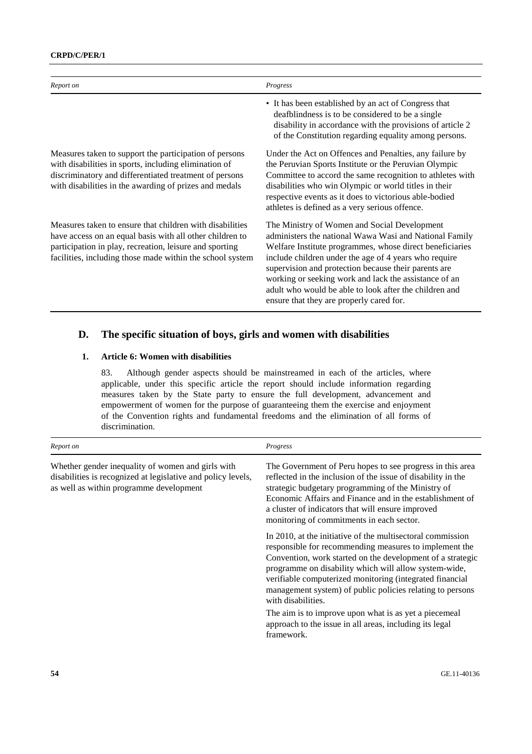| *Report on* | *Progress* |
| --- | --- |
| | • It has been established by an act of Congress that deafblindness is to be considered to be a single disability in accordance with the provisions of article 2 of the Constitution regarding equality among persons. |
| Measures taken to support the participation of persons with disabilities in sports, including elimination of discriminatory and differentiated treatment of persons with disabilities in the awarding of prizes and medals | Under the Act on Offences and Penalties, any failure by the Peruvian Sports Institute or the Peruvian Olympic Committee to accord the same recognition to athletes with disabilities who win Olympic or world titles in their respective events as it does to victorious able-bodied athletes is defined as a very serious offence. |
| Measures taken to ensure that children with disabilities have access on an equal basis with all other children to participation in play, recreation, leisure and sporting facilities, including those made within the school system | The Ministry of Women and Social Development administers the national Wawa Wasi and National Family Welfare Institute programmes, whose direct beneficiaries include children under the age of 4 years who require supervision and protection because their parents are working or seeking work and lack the assistance of an adult who would be able to look after the children and ensure that they are properly cared for. |

## D. The specific situation of boys, girls and women with disabilities

### 1. Article 6: Women with disabilities

83. Although gender aspects should be mainstreamed in each of the articles, where applicable, under this specific article the report should include information regarding measures taken by the State party to ensure the full development, advancement and empowerment of women for the purpose of guaranteeing them the exercise and enjoyment of the Convention rights and fundamental freedoms and the elimination of all forms of discrimination.

| *Report on* | *Progress* |
| --- | --- |
| Whether gender inequality of women and girls with disabilities is recognized at legislative and policy levels, as well as within programme development | The Government of Peru hopes to see progress in this area reflected in the inclusion of the issue of disability in the strategic budgetary programming of the Ministry of Economic Affairs and Finance and in the establishment of a cluster of indicators that will ensure improved monitoring of commitments in each sector.<br><br>In 2010, at the initiative of the multisectoral commission responsible for recommending measures to implement the Convention, work started on the development of a strategic programme on disability which will allow system-wide, verifiable computerized monitoring (integrated financial management system) of public policies relating to persons with disabilities.<br><br>The aim is to improve upon what is as yet a piecemeal approach to the issue in all areas, including its legal framework. |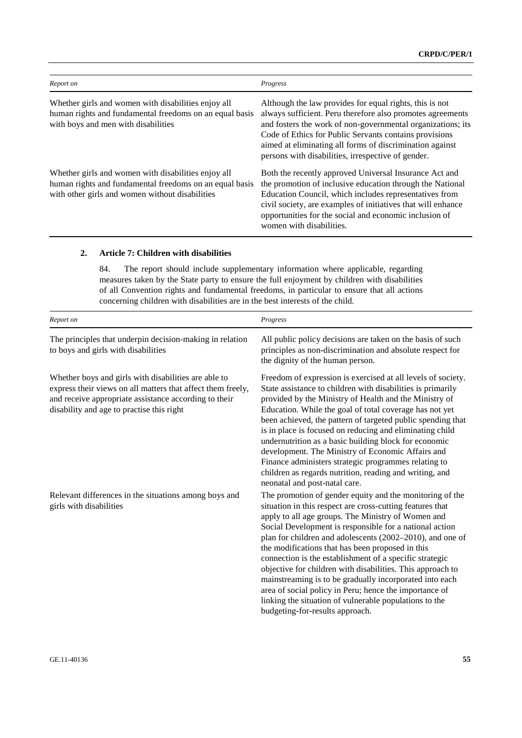| *Report on* | *Progress* |
|---|---|
| Whether girls and women with disabilities enjoy all human rights and fundamental freedoms on an equal basis with boys and men with disabilities | Although the law provides for equal rights, this is not always sufficient. Peru therefore also promotes agreements and fosters the work of non-governmental organizations; its Code of Ethics for Public Servants contains provisions aimed at eliminating all forms of discrimination against persons with disabilities, irrespective of gender. |
| Whether girls and women with disabilities enjoy all human rights and fundamental freedoms on an equal basis with other girls and women without disabilities | Both the recently approved Universal Insurance Act and the promotion of inclusive education through the National Education Council, which includes representatives from civil society, are examples of initiatives that will enhance opportunities for the social and economic inclusion of women with disabilities. |

## 2. Article 7: Children with disabilities

84. The report should include supplementary information where applicable, regarding measures taken by the State party to ensure the full enjoyment by children with disabilities of all Convention rights and fundamental freedoms, in particular to ensure that all actions concerning children with disabilities are in the best interests of the child.

| *Report on* | *Progress* |
|---|---|
| The principles that underpin decision-making in relation to boys and girls with disabilities | All public policy decisions are taken on the basis of such principles as non-discrimination and absolute respect for the dignity of the human person. |
| Whether boys and girls with disabilities are able to express their views on all matters that affect them freely, and receive appropriate assistance according to their disability and age to practise this right | Freedom of expression is exercised at all levels of society. State assistance to children with disabilities is primarily provided by the Ministry of Health and the Ministry of Education. While the goal of total coverage has not yet been achieved, the pattern of targeted public spending that is in place is focused on reducing and eliminating child undernutrition as a basic building block for economic development. The Ministry of Economic Affairs and Finance administers strategic programmes relating to children as regards nutrition, reading and writing, and neonatal and post-natal care. |
| Relevant differences in the situations among boys and girls with disabilities | The promotion of gender equity and the monitoring of the situation in this respect are cross-cutting features that apply to all age groups. The Ministry of Women and Social Development is responsible for a national action plan for children and adolescents (2002–2010), and one of the modifications that has been proposed in this connection is the establishment of a specific strategic objective for children with disabilities. This approach to mainstreaming is to be gradually incorporated into each area of social policy in Peru; hence the importance of linking the situation of vulnerable populations to the budgeting-for-results approach. |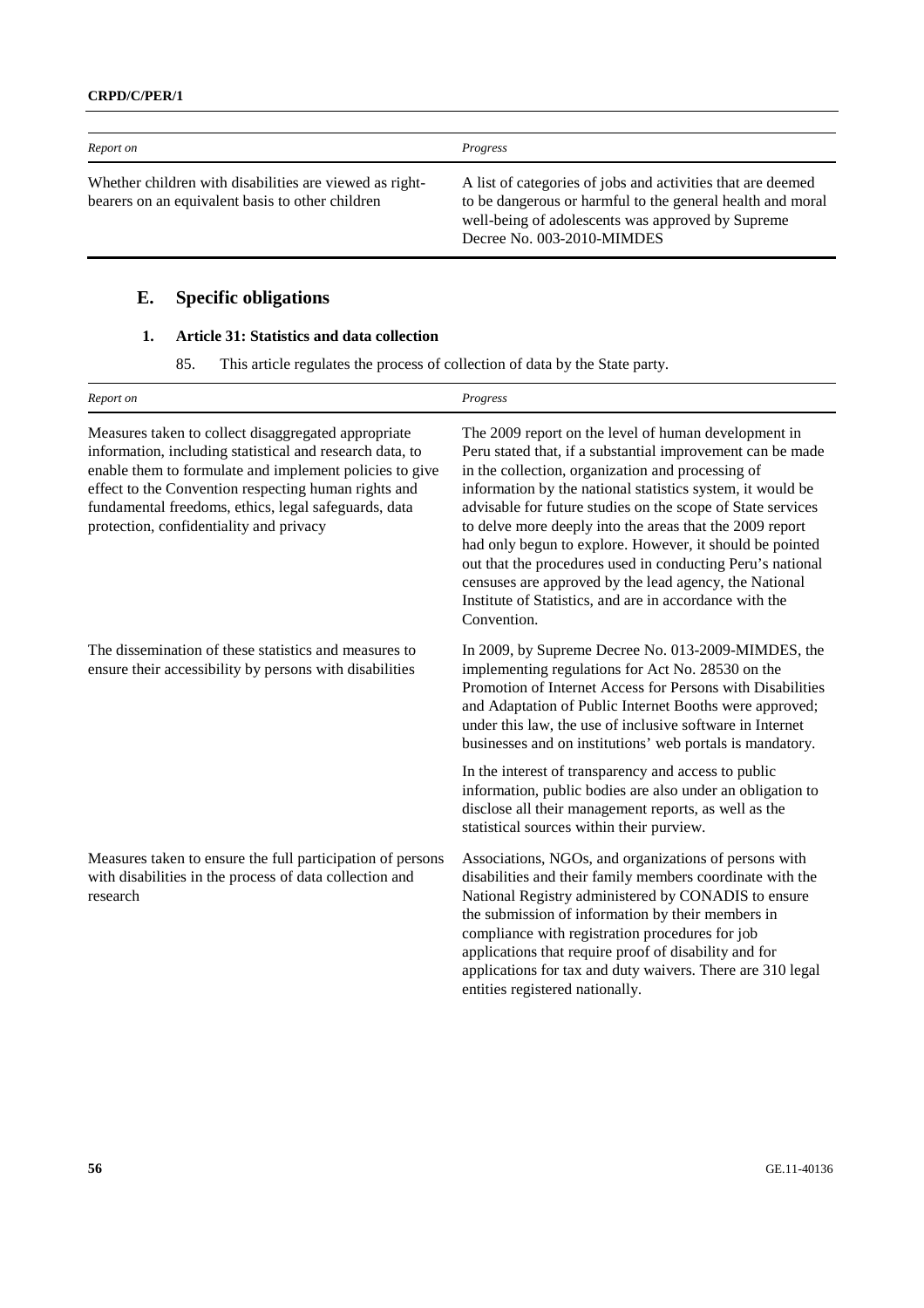| *Report on* | *Progress* |
|---|---|
| Whether children with disabilities are viewed as right-bearers on an equivalent basis to other children | A list of categories of jobs and activities that are deemed to be dangerous or harmful to the general health and moral well-being of adolescents was approved by Supreme Decree No. 003-2010-MIMDES |

## E. Specific obligations

### 1. Article 31: Statistics and data collection

85. This article regulates the process of collection of data by the State party.

| *Report on* | *Progress* |
|---|---|
| Measures taken to collect disaggregated appropriate information, including statistical and research data, to enable them to formulate and implement policies to give effect to the Convention respecting human rights and fundamental freedoms, ethics, legal safeguards, data protection, confidentiality and privacy | The 2009 report on the level of human development in Peru stated that, if a substantial improvement can be made in the collection, organization and processing of information by the national statistics system, it would be advisable for future studies on the scope of State services to delve more deeply into the areas that the 2009 report had only begun to explore. However, it should be pointed out that the procedures used in conducting Peru's national censuses are approved by the lead agency, the National Institute of Statistics, and are in accordance with the Convention. |
| The dissemination of these statistics and measures to ensure their accessibility by persons with disabilities | In 2009, by Supreme Decree No. 013-2009-MIMDES, the implementing regulations for Act No. 28530 on the Promotion of Internet Access for Persons with Disabilities and Adaptation of Public Internet Booths were approved; under this law, the use of inclusive software in Internet businesses and on institutions' web portals is mandatory. |
| | In the interest of transparency and access to public information, public bodies are also under an obligation to disclose all their management reports, as well as the statistical sources within their purview. |
| Measures taken to ensure the full participation of persons with disabilities in the process of data collection and research | Associations, NGOs, and organizations of persons with disabilities and their family members coordinate with the National Registry administered by CONADIS to ensure the submission of information by their members in compliance with registration procedures for job applications that require proof of disability and for applications for tax and duty waivers. There are 310 legal entities registered nationally. |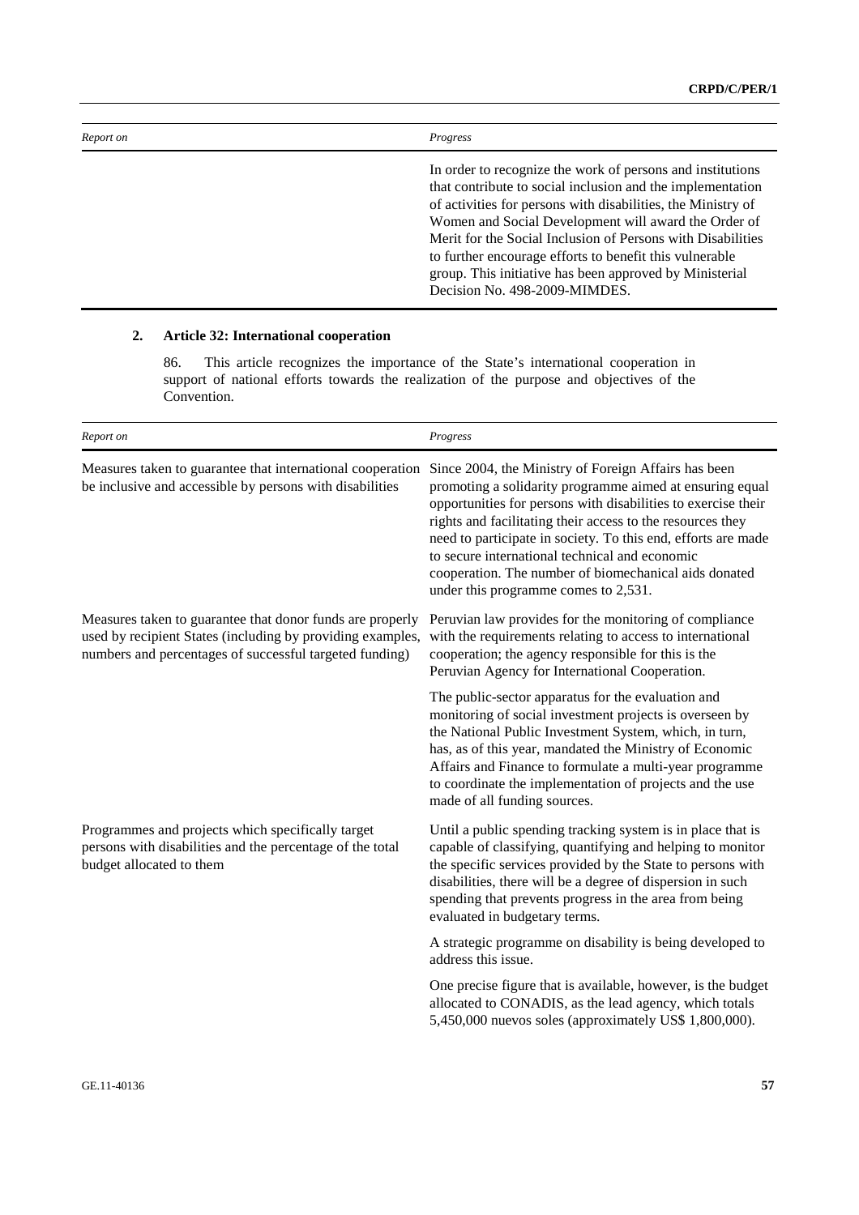| Report on | Progress |
|---|---|
| | In order to recognize the work of persons and institutions that contribute to social inclusion and the implementation of activities for persons with disabilities, the Ministry of Women and Social Development will award the Order of Merit for the Social Inclusion of Persons with Disabilities to further encourage efforts to benefit this vulnerable group. This initiative has been approved by Ministerial Decision No. 498-2009-MIMDES. |

### 2. Article 32: International cooperation

86. This article recognizes the importance of the State's international cooperation in support of national efforts towards the realization of the purpose and objectives of the Convention.

| Report on | Progress |
|---|---|
| Measures taken to guarantee that international cooperation be inclusive and accessible by persons with disabilities | Since 2004, the Ministry of Foreign Affairs has been promoting a solidarity programme aimed at ensuring equal opportunities for persons with disabilities to exercise their rights and facilitating their access to the resources they need to participate in society. To this end, efforts are made to secure international technical and economic cooperation. The number of biomechanical aids donated under this programme comes to 2,531. |
| Measures taken to guarantee that donor funds are properly used by recipient States (including by providing examples, numbers and percentages of successful targeted funding) | Peruvian law provides for the monitoring of compliance with the requirements relating to access to international cooperation; the agency responsible for this is the Peruvian Agency for International Cooperation. |
| | The public-sector apparatus for the evaluation and monitoring of social investment projects is overseen by the National Public Investment System, which, in turn, has, as of this year, mandated the Ministry of Economic Affairs and Finance to formulate a multi-year programme to coordinate the implementation of projects and the use made of all funding sources. |
| Programmes and projects which specifically target persons with disabilities and the percentage of the total budget allocated to them | Until a public spending tracking system is in place that is capable of classifying, quantifying and helping to monitor the specific services provided by the State to persons with disabilities, there will be a degree of dispersion in such spending that prevents progress in the area from being evaluated in budgetary terms. |
| | A strategic programme on disability is being developed to address this issue. |
| | One precise figure that is available, however, is the budget allocated to CONADIS, as the lead agency, which totals 5,450,000 nuevos soles (approximately US$ 1,800,000). |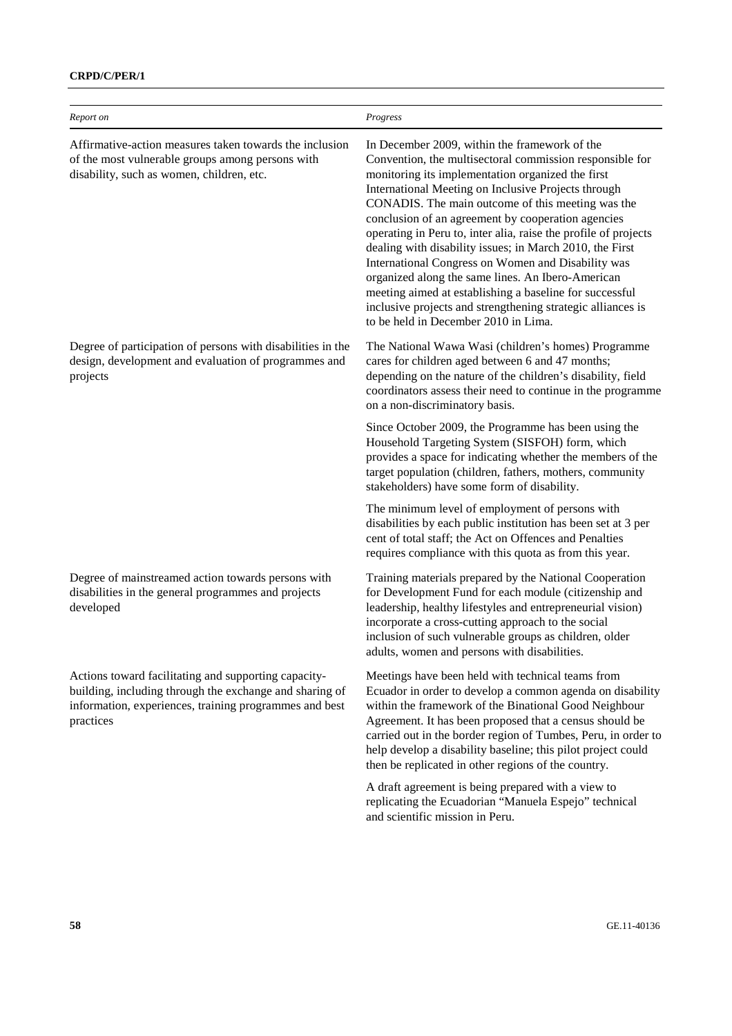| *Report on* | *Progress* |
|---|---|
| Affirmative-action measures taken towards the inclusion of the most vulnerable groups among persons with disability, such as women, children, etc. | In December 2009, within the framework of the Convention, the multisectoral commission responsible for monitoring its implementation organized the first International Meeting on Inclusive Projects through CONADIS. The main outcome of this meeting was the conclusion of an agreement by cooperation agencies operating in Peru to, inter alia, raise the profile of projects dealing with disability issues; in March 2010, the First International Congress on Women and Disability was organized along the same lines. An Ibero-American meeting aimed at establishing a baseline for successful inclusive projects and strengthening strategic alliances is to be held in December 2010 in Lima. |
| Degree of participation of persons with disabilities in the design, development and evaluation of programmes and projects | The National Wawa Wasi (children's homes) Programme cares for children aged between 6 and 47 months; depending on the nature of the children's disability, field coordinators assess their need to continue in the programme on a non-discriminatory basis. |
| | Since October 2009, the Programme has been using the Household Targeting System (SISFOH) form, which provides a space for indicating whether the members of the target population (children, fathers, mothers, community stakeholders) have some form of disability. |
| | The minimum level of employment of persons with disabilities by each public institution has been set at 3 per cent of total staff; the Act on Offences and Penalties requires compliance with this quota as from this year. |
| Degree of mainstreamed action towards persons with disabilities in the general programmes and projects developed | Training materials prepared by the National Cooperation for Development Fund for each module (citizenship and leadership, healthy lifestyles and entrepreneurial vision) incorporate a cross-cutting approach to the social inclusion of such vulnerable groups as children, older adults, women and persons with disabilities. |
| Actions toward facilitating and supporting capacity-building, including through the exchange and sharing of information, experiences, training programmes and best practices | Meetings have been held with technical teams from Ecuador in order to develop a common agenda on disability within the framework of the Binational Good Neighbour Agreement. It has been proposed that a census should be carried out in the border region of Tumbes, Peru, in order to help develop a disability baseline; this pilot project could then be replicated in other regions of the country. |
| | A draft agreement is being prepared with a view to replicating the Ecuadorian "Manuela Espejo" technical and scientific mission in Peru. |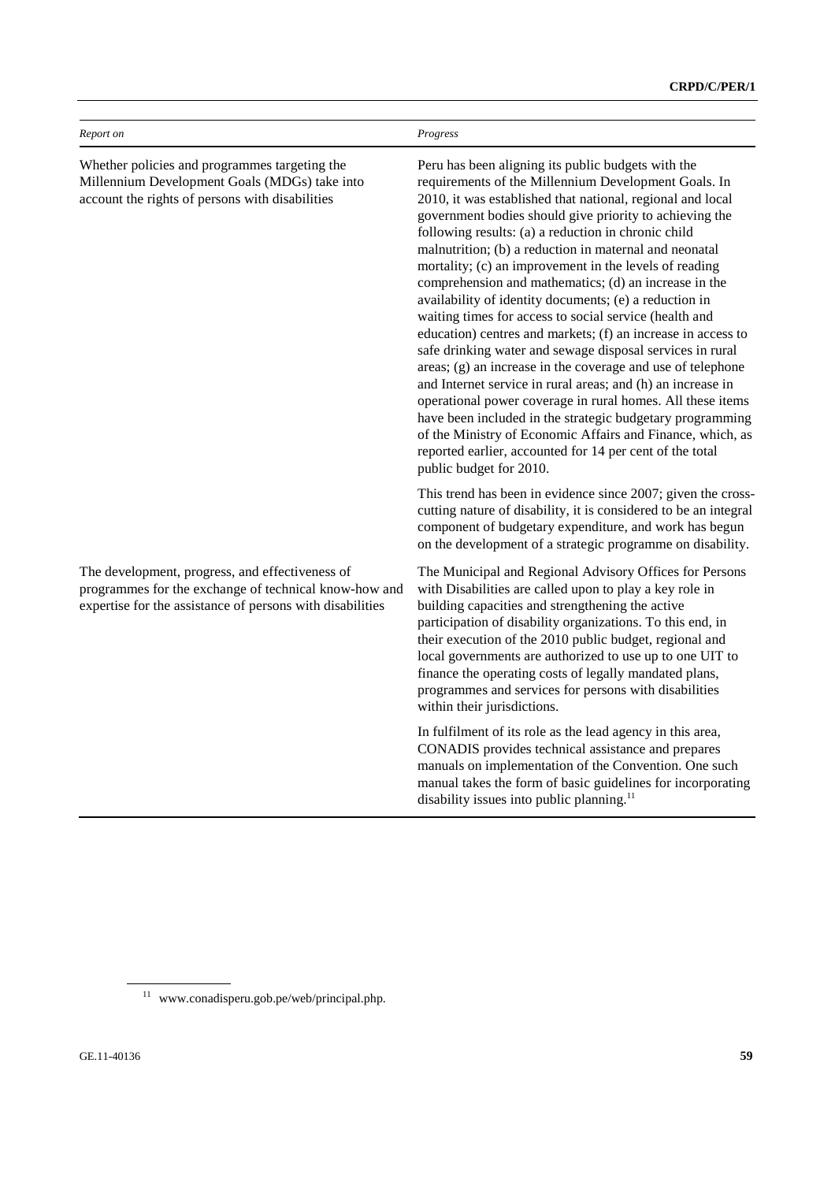| *Report on* | *Progress* |
| --- | --- |
| Whether policies and programmes targeting the Millennium Development Goals (MDGs) take into account the rights of persons with disabilities | Peru has been aligning its public budgets with the requirements of the Millennium Development Goals. In 2010, it was established that national, regional and local government bodies should give priority to achieving the following results: (a) a reduction in chronic child malnutrition; (b) a reduction in maternal and neonatal mortality; (c) an improvement in the levels of reading comprehension and mathematics; (d) an increase in the availability of identity documents; (e) a reduction in waiting times for access to social service (health and education) centres and markets; (f) an increase in access to safe drinking water and sewage disposal services in rural areas; (g) an increase in the coverage and use of telephone and Internet service in rural areas; and (h) an increase in operational power coverage in rural homes. All these items have been included in the strategic budgetary programming of the Ministry of Economic Affairs and Finance, which, as reported earlier, accounted for 14 per cent of the total public budget for 2010.<br><br>This trend has been in evidence since 2007; given the cross-cutting nature of disability, it is considered to be an integral component of budgetary expenditure, and work has begun on the development of a strategic programme on disability. |
| The development, progress, and effectiveness of programmes for the exchange of technical know-how and expertise for the assistance of persons with disabilities | The Municipal and Regional Advisory Offices for Persons with Disabilities are called upon to play a key role in building capacities and strengthening the active participation of disability organizations. To this end, in their execution of the 2010 public budget, regional and local governments are authorized to use up to one UIT to finance the operating costs of legally mandated plans, programmes and services for persons with disabilities within their jurisdictions.<br><br>In fulfilment of its role as the lead agency in this area, CONADIS provides technical assistance and prepares manuals on implementation of the Convention. One such manual takes the form of basic guidelines for incorporating disability issues into public planning.[11] |

[11] www.conadisperu.gob.pe/web/principal.php.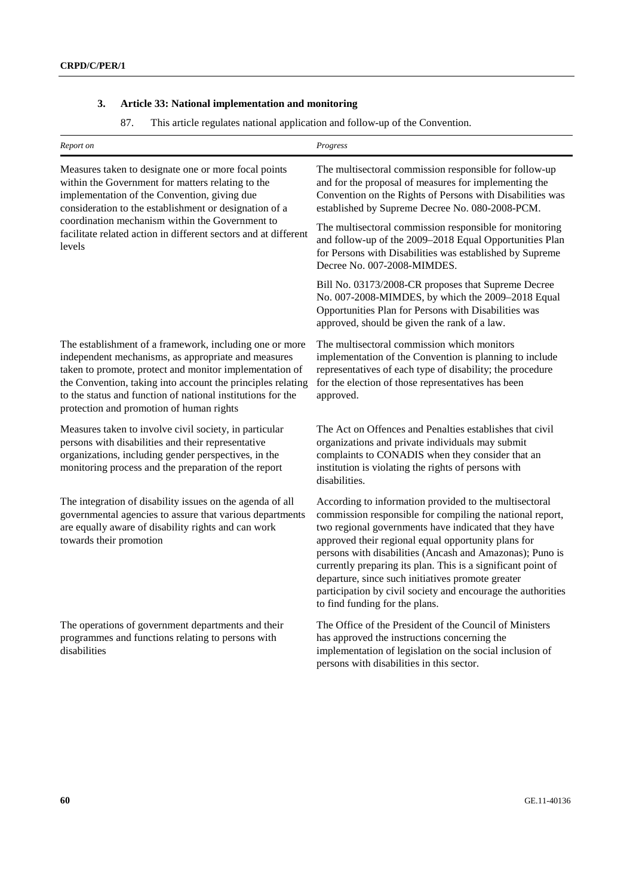### 3. Article 33: National implementation and monitoring

87. This article regulates national application and follow-up of the Convention.

| *Report on* | *Progress* |
|---|---|
| Measures taken to designate one or more focal points within the Government for matters relating to the implementation of the Convention, giving due consideration to the establishment or designation of a coordination mechanism within the Government to facilitate related action in different sectors and at different levels | The multisectoral commission responsible for follow-up and for the proposal of measures for implementing the Convention on the Rights of Persons with Disabilities was established by Supreme Decree No. 080-2008-PCM.<br><br>The multisectoral commission responsible for monitoring and follow-up of the 2009–2018 Equal Opportunities Plan for Persons with Disabilities was established by Supreme Decree No. 007-2008-MIMDES.<br><br>Bill No. 03173/2008-CR proposes that Supreme Decree No. 007-2008-MIMDES, by which the 2009–2018 Equal Opportunities Plan for Persons with Disabilities was approved, should be given the rank of a law. |
| The establishment of a framework, including one or more independent mechanisms, as appropriate and measures taken to promote, protect and monitor implementation of the Convention, taking into account the principles relating to the status and function of national institutions for the protection and promotion of human rights | The multisectoral commission which monitors implementation of the Convention is planning to include representatives of each type of disability; the procedure for the election of those representatives has been approved. |
| Measures taken to involve civil society, in particular persons with disabilities and their representative organizations, including gender perspectives, in the monitoring process and the preparation of the report | The Act on Offences and Penalties establishes that civil organizations and private individuals may submit complaints to CONADIS when they consider that an institution is violating the rights of persons with disabilities. |
| The integration of disability issues on the agenda of all governmental agencies to assure that various departments are equally aware of disability rights and can work towards their promotion | According to information provided to the multisectoral commission responsible for compiling the national report, two regional governments have indicated that they have approved their regional equal opportunity plans for persons with disabilities (Ancash and Amazonas); Puno is currently preparing its plan. This is a significant point of departure, since such initiatives promote greater participation by civil society and encourage the authorities to find funding for the plans. |
| The operations of government departments and their programmes and functions relating to persons with disabilities | The Office of the President of the Council of Ministers has approved the instructions concerning the implementation of legislation on the social inclusion of persons with disabilities in this sector. |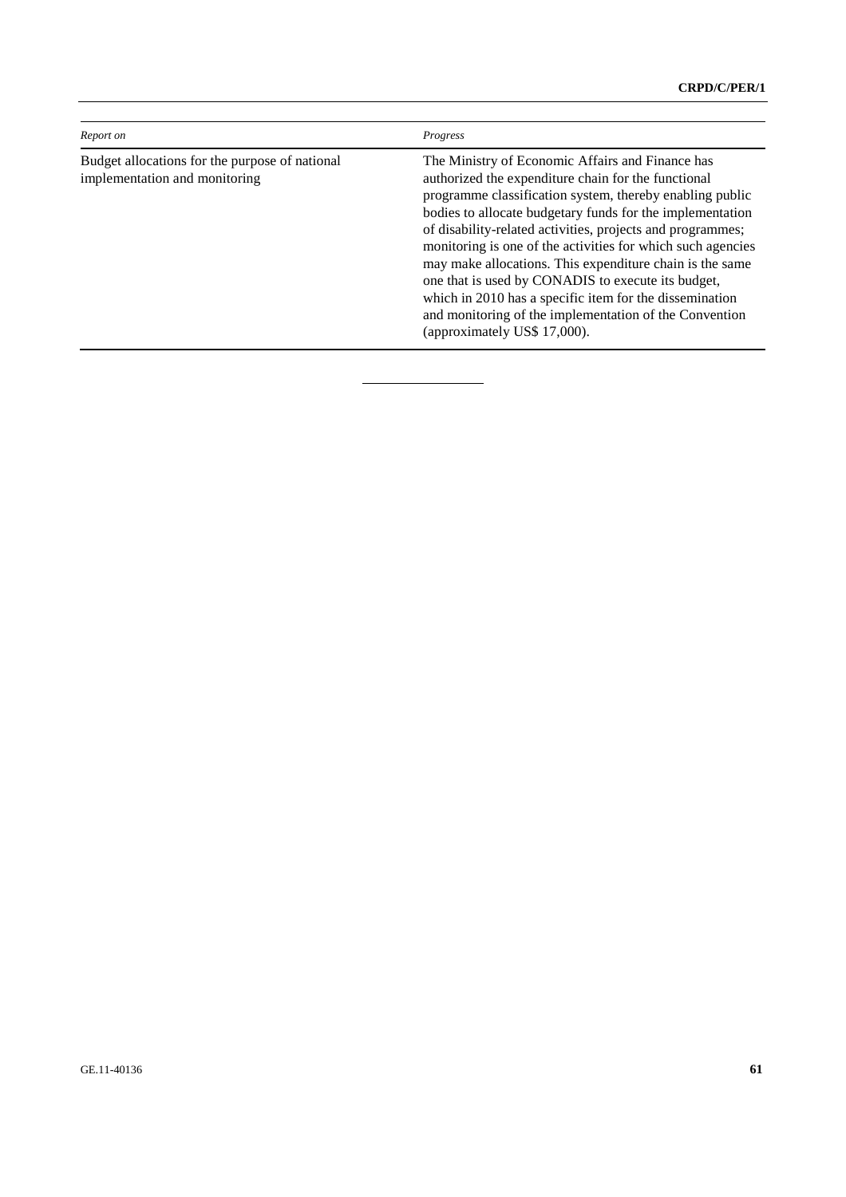| *Report on* | *Progress* |
| --- | --- |
| Budget allocations for the purpose of national implementation and monitoring | The Ministry of Economic Affairs and Finance has authorized the expenditure chain for the functional programme classification system, thereby enabling public bodies to allocate budgetary funds for the implementation of disability-related activities, projects and programmes; monitoring is one of the activities for which such agencies may make allocations. This expenditure chain is the same one that is used by CONADIS to execute its budget, which in 2010 has a specific item for the dissemination and monitoring of the implementation of the Convention (approximately US$ 17,000). |